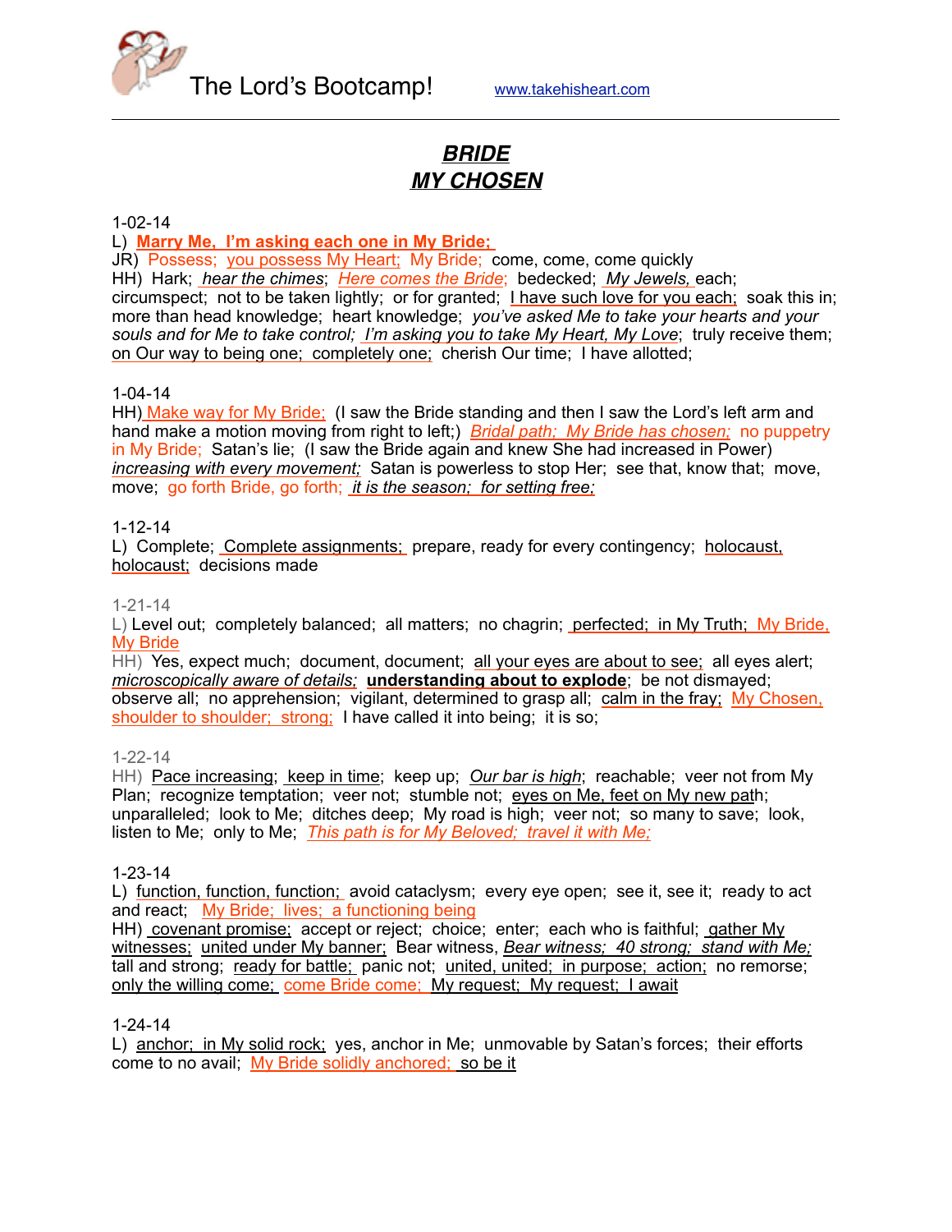The Lord's Bootcamp! www.takehisheart.com

# *BRIDE*
# *MY CHOSEN*

1-02-14

L) **Marry Me, I'm asking each one in My Bride;**
JR) Possess; you possess My Heart; My Bride; come, come, come quickly
HH) Hark; *hear the chimes*; *Here comes the Bride*; bedecked; *My Jewels,* each; circumspect; not to be taken lightly; or for granted; I have such love for you each; soak this in; more than head knowledge; heart knowledge; *you've asked Me to take your hearts and your souls and for Me to take control; I'm asking you to take My Heart, My Love*; truly receive them; on Our way to being one; completely one; cherish Our time; I have allotted;

1-04-14

HH) Make way for My Bride; (I saw the Bride standing and then I saw the Lord's left arm and hand make a motion moving from right to left;) *Bridal path; My Bride has chosen;* no puppetry in My Bride; Satan's lie; (I saw the Bride again and knew She had increased in Power) *increasing with every movement;* Satan is powerless to stop Her; see that, know that; move, move; go forth Bride, go forth; *it is the season; for setting free;*

1-12-14

L) Complete; Complete assignments; prepare, ready for every contingency; holocaust, holocaust; decisions made

1-21-14

L) Level out; completely balanced; all matters; no chagrin; perfected; in My Truth; My Bride, My Bride
HH) Yes, expect much; document, document; all your eyes are about to see; all eyes alert; *microscopically aware of details;* **understanding about to explode**; be not dismayed; observe all; no apprehension; vigilant, determined to grasp all; calm in the fray; My Chosen, shoulder to shoulder; strong; I have called it into being; it is so;

1-22-14

HH) Pace increasing; keep in time; keep up; *Our bar is high*; reachable; veer not from My Plan; recognize temptation; veer not; stumble not; eyes on Me, feet on My new path; unparalleled; look to Me; ditches deep; My road is high; veer not; so many to save; look, listen to Me; only to Me; *This path is for My Beloved; travel it with Me;*

1-23-14

L) function, function, function; avoid cataclysm; every eye open; see it, see it; ready to act and react; My Bride; lives; a functioning being
HH) covenant promise; accept or reject; choice; enter; each who is faithful; gather My witnesses; united under My banner; Bear witness, *Bear witness; 40 strong; stand with Me;* tall and strong; ready for battle; panic not; united, united; in purpose; action; no remorse; only the willing come; come Bride come; My request; My request; I await

1-24-14

L) anchor; in My solid rock; yes, anchor in Me; unmovable by Satan's forces; their efforts come to no avail; My Bride solidly anchored; so be it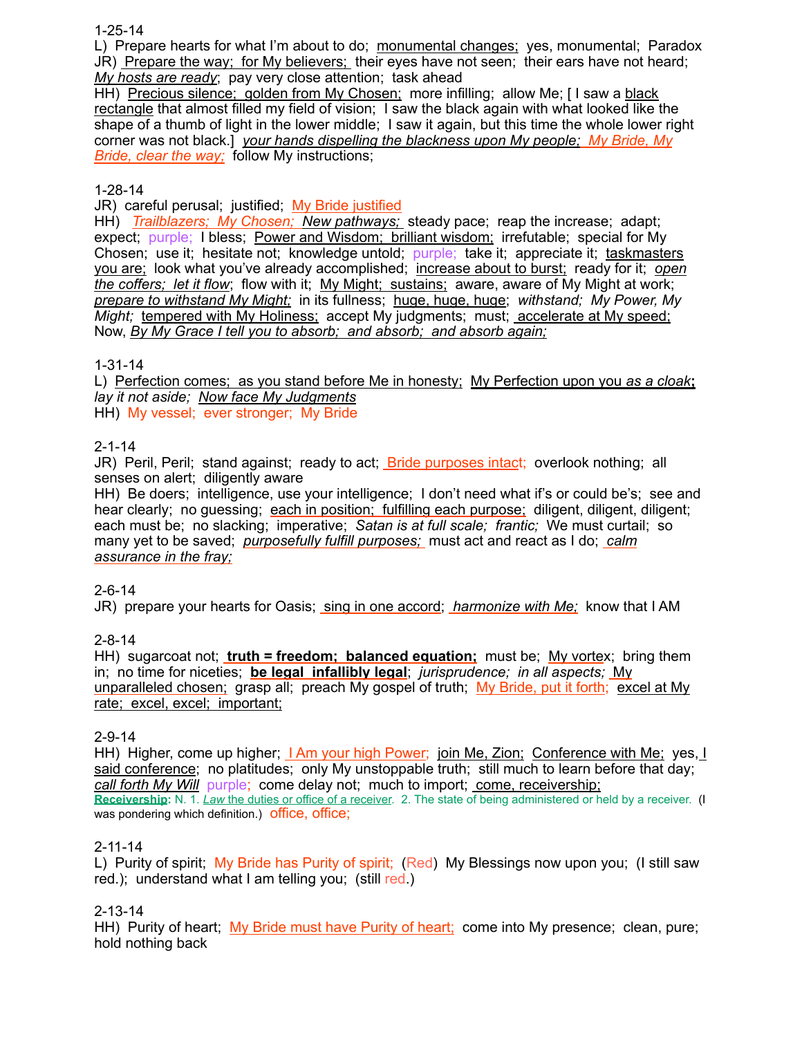1-25-14

L) Prepare hearts for what I'm about to do; monumental changes; yes, monumental; Paradox

JR) Prepare the way; for My believers; their eyes have not seen; their ears have not heard; *My hosts are ready*; pay very close attention; task ahead

HH) Precious silence; golden from My Chosen; more infilling; allow Me; [ I saw a black rectangle that almost filled my field of vision; I saw the black again with what looked like the shape of a thumb of light in the lower middle; I saw it again, but this time the whole lower right corner was not black.] *your hands dispelling the blackness upon My people; My Bride, My Bride, clear the way;* follow My instructions;

1-28-14

JR) careful perusal; justified; My Bride justified

HH) *Trailblazers; My Chosen; New pathways;* steady pace; reap the increase; adapt; expect; purple; I bless; Power and Wisdom; brilliant wisdom; irrefutable; special for My Chosen; use it; hesitate not; knowledge untold; purple; take it; appreciate it; taskmasters you are; look what you've already accomplished; increase about to burst; ready for it; *open the coffers; let it flow*; flow with it; My Might; sustains; aware, aware of My Might at work; *prepare to withstand My Might;* in its fullness; huge, huge, huge; *withstand; My Power, My Might;* tempered with My Holiness; accept My judgments; must; accelerate at My speed; Now, *By My Grace I tell you to absorb; and absorb; and absorb again;*

1-31-14

L) Perfection comes; as you stand before Me in honesty; My Perfection upon you *as a cloak*; *lay it not aside; Now face My Judgments*

HH) My vessel; ever stronger; My Bride

2-1-14

JR) Peril, Peril; stand against; ready to act; Bride purposes intact; overlook nothing; all senses on alert; diligently aware

HH) Be doers; intelligence, use your intelligence; I don't need what if's or could be's; see and hear clearly; no guessing; each in position; fulfilling each purpose; diligent, diligent, diligent; each must be; no slacking; imperative; *Satan is at full scale; frantic;* We must curtail; so many yet to be saved; *purposefully fulfill purposes;* must act and react as I do; *calm assurance in the fray;*

2-6-14

JR) prepare your hearts for Oasis; sing in one accord; *harmonize with Me;* know that I AM

2-8-14

HH) sugarcoat not; **truth = freedom; balanced equation;** must be; My vortex; bring them in; no time for niceties; **be legal infallibly legal**; *jurisprudence; in all aspects;* My unparalleled chosen; grasp all; preach My gospel of truth; My Bride, put it forth; excel at My rate; excel, excel; important;

2-9-14

HH) Higher, come up higher; I Am your high Power; join Me, Zion; Conference with Me; yes, I said conference; no platitudes; only My unstoppable truth; still much to learn before that day; *call forth My Will* purple; come delay not; much to import; come, receivership;

**Receivership:** N. 1. *Law* the duties or office of a receiver. 2. The state of being administered or held by a receiver. (I was pondering which definition.) office, office;

2-11-14

L) Purity of spirit; My Bride has Purity of spirit; (Red) My Blessings now upon you; (I still saw red.); understand what I am telling you; (still red.)

2-13-14

HH) Purity of heart; My Bride must have Purity of heart; come into My presence; clean, pure; hold nothing back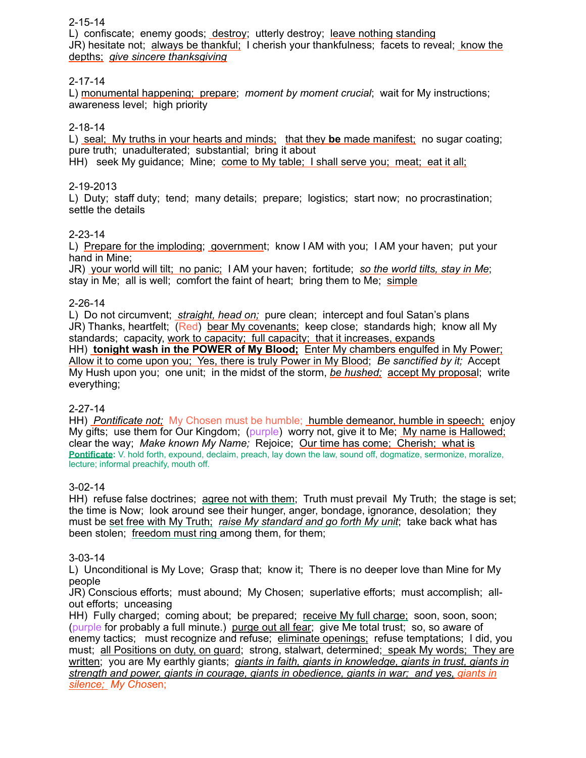2-15-14
L) confiscate; enemy goods; destroy; utterly destroy; leave nothing standing
JR) hesitate not; always be thankful; I cherish your thankfulness; facets to reveal; know the depths; *give sincere thanksgiving*

2-17-14
L) monumental happening; prepare; *moment by moment crucial*; wait for My instructions; awareness level; high priority

2-18-14
L) seal; My truths in your hearts and minds; that they **be** made manifest; no sugar coating; pure truth; unadulterated; substantial; bring it about
HH) seek My guidance; Mine; come to My table; I shall serve you; meat; eat it all;

2-19-2013
L) Duty; staff duty; tend; many details; prepare; logistics; start now; no procrastination; settle the details

2-23-14
L) Prepare for the imploding; government; know I AM with you; I AM your haven; put your hand in Mine;
JR) your world will tilt; no panic; I AM your haven; fortitude; *so the world tilts, stay in Me*; stay in Me; all is well; comfort the faint of heart; bring them to Me; simple

2-26-14
L) Do not circumvent; *straight, head on;* pure clean; intercept and foul Satan's plans
JR) Thanks, heartfelt; (Red) bear My covenants; keep close; standards high; know all My standards; capacity, work to capacity; full capacity; that it increases, expands
HH) **tonight wash in the POWER of My Blood;** Enter My chambers engulfed in My Power; Allow it to come upon you; Yes, there is truly Power in My Blood; *Be sanctified by it;* Accept My Hush upon you; one unit; in the midst of the storm, *be hushed;* accept My proposal; write everything;

2-27-14
HH) *Pontificate not;* My Chosen must be humble; humble demeanor, humble in speech; enjoy My gifts; use them for Our Kingdom; (purple) worry not, give it to Me; My name is Hallowed; clear the way; *Make known My Name;* Rejoice; Our time has come; Cherish; what is
**Pontificate:** V. hold forth, expound, declaim, preach, lay down the law, sound off, dogmatize, sermonize, moralize, lecture; informal preachify, mouth off.

3-02-14
HH) refuse false doctrines; agree not with them; Truth must prevail My Truth; the stage is set; the time is Now; look around see their hunger, anger, bondage, ignorance, desolation; they must be set free with My Truth; *raise My standard and go forth My unit*; take back what has been stolen; freedom must ring among them, for them;

3-03-14
L) Unconditional is My Love; Grasp that; know it; There is no deeper love than Mine for My people
JR) Conscious efforts; must abound; My Chosen; superlative efforts; must accomplish; all-out efforts; unceasing
HH) Fully charged; coming about; be prepared; receive My full charge; soon, soon, soon; (purple for probably a full minute.) purge out all fear; give Me total trust; so, so aware of enemy tactics; must recognize and refuse; eliminate openings; refuse temptations; I did, you must; all Positions on duty, on guard; strong, stalwart, determined; speak My words; They are written; you are My earthly giants; *giants in faith, giants in knowledge, giants in trust, giants in strength and power, giants in courage, giants in obedience, giants in war; and yes, giants in silence;* My Chosen;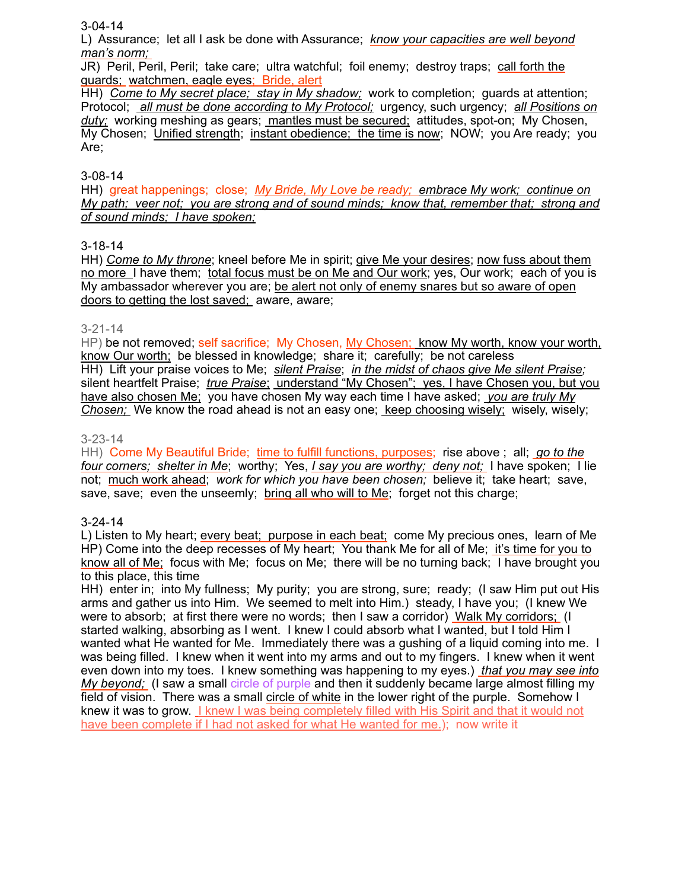3-04-14

L) Assurance; let all I ask be done with Assurance; *know your capacities are well beyond man's norm;*

JR) Peril, Peril, Peril; take care; ultra watchful; foil enemy; destroy traps; call forth the guards; watchmen, eagle eyes; Bride, alert

HH) *Come to My secret place; stay in My shadow;* work to completion; guards at attention; Protocol; *all must be done according to My Protocol;* urgency, such urgency; *all Positions on duty;* working meshing as gears; mantles must be secured; attitudes, spot-on; My Chosen, My Chosen; Unified strength; instant obedience; the time is now; NOW; you Are ready; you Are;

3-08-14

HH) great happenings; close; *My Bride, My Love be ready;* *embrace My work; continue on My path; veer not; you are strong and of sound minds; know that, remember that; strong and of sound minds; I have spoken;*

3-18-14

HH) *Come to My throne*; kneel before Me in spirit; give Me your desires; now fuss about them no more I have them; total focus must be on Me and Our work; yes, Our work; each of you is My ambassador wherever you are; be alert not only of enemy snares but so aware of open doors to getting the lost saved; aware, aware;

3-21-14

HP) be not removed; self sacrifice; My Chosen, My Chosen; know My worth, know your worth, know Our worth; be blessed in knowledge; share it; carefully; be not careless

HH) Lift your praise voices to Me; *silent Praise*; *in the midst of chaos give Me silent Praise;* silent heartfelt Praise; *true Praise*; understand "My Chosen"; yes, I have Chosen you, but you have also chosen Me; you have chosen My way each time I have asked; *you are truly My Chosen;* We know the road ahead is not an easy one; keep choosing wisely; wisely, wisely;

3-23-14

HH) Come My Beautiful Bride; time to fulfill functions, purposes; rise above ; all; *go to the four corners; shelter in Me*; worthy; Yes, *I say you are worthy; deny not;* I have spoken; I lie not; much work ahead; *work for which you have been chosen;* believe it; take heart; save, save, save; even the unseemly; bring all who will to Me; forget not this charge;

3-24-14

L) Listen to My heart; every beat; purpose in each beat; come My precious ones, learn of Me

HP) Come into the deep recesses of My heart; You thank Me for all of Me; it's time for you to know all of Me; focus with Me; focus on Me; there will be no turning back; I have brought you to this place, this time

HH) enter in; into My fullness; My purity; you are strong, sure; ready; (I saw Him put out His arms and gather us into Him. We seemed to melt into Him.) steady, I have you; (I knew We were to absorb; at first there were no words; then I saw a corridor) Walk My corridors; (I started walking, absorbing as I went. I knew I could absorb what I wanted, but I told Him I wanted what He wanted for Me. Immediately there was a gushing of a liquid coming into me. I was being filled. I knew when it went into my arms and out to my fingers. I knew when it went even down into my toes. I knew something was happening to my eyes.) *that you may see into My beyond;* (I saw a small circle of purple and then it suddenly became large almost filling my field of vision. There was a small circle of white in the lower right of the purple. Somehow I knew it was to grow. I knew I was being completely filled with His Spirit and that it would not have been complete if I had not asked for what He wanted for me.); now write it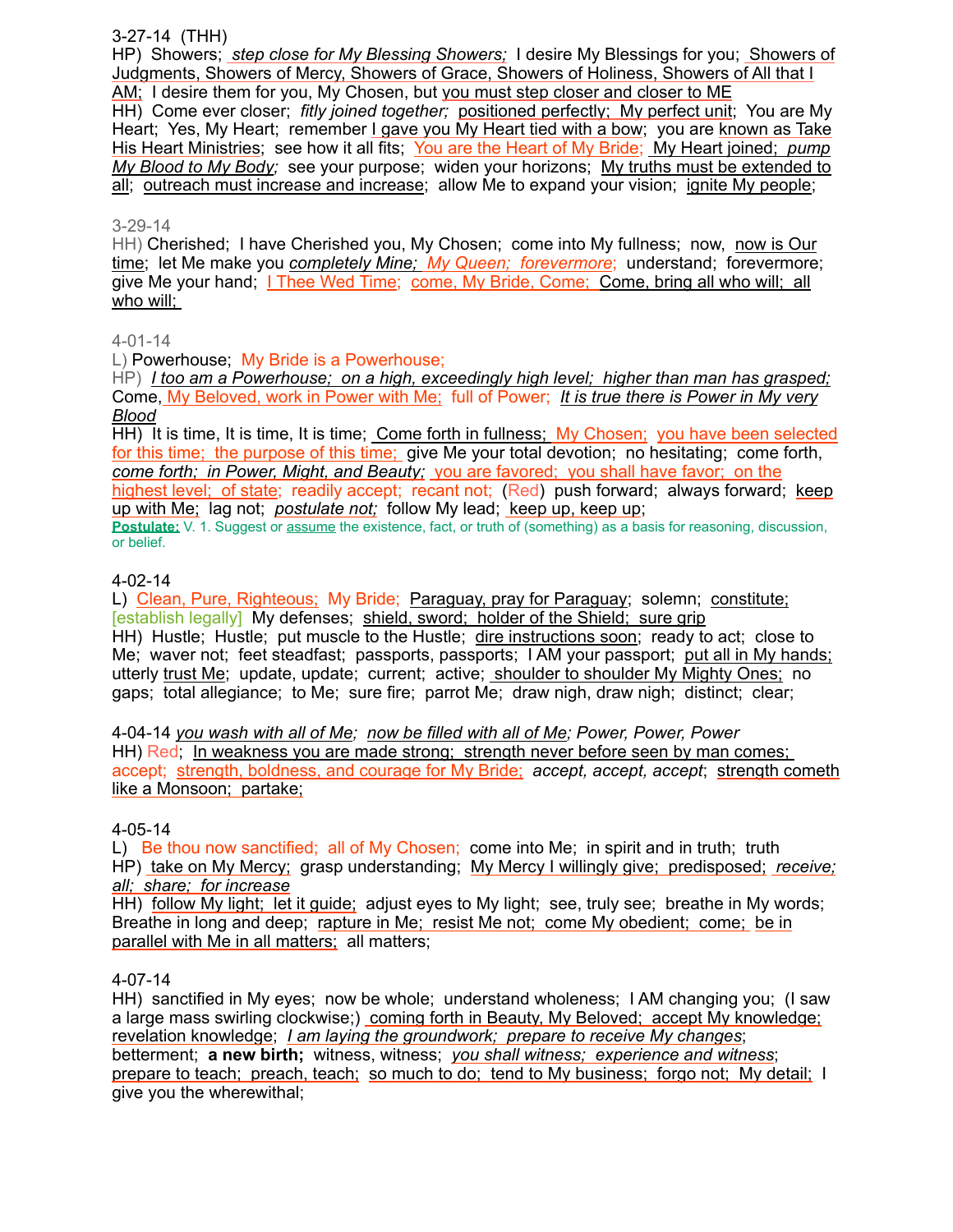3-27-14 (THH)
HP) Showers; *step close for My Blessing Showers;* I desire My Blessings for you; Showers of Judgments, Showers of Mercy, Showers of Grace, Showers of Holiness, Showers of All that I AM; I desire them for you, My Chosen, but you must step closer and closer to ME
HH) Come ever closer; *fitly joined together;* positioned perfectly; My perfect unit; You are My Heart; Yes, My Heart; remember I gave you My Heart tied with a bow; you are known as Take His Heart Ministries; see how it all fits; You are the Heart of My Bride; My Heart joined; *pump My Blood to My Body;* see your purpose; widen your horizons; My truths must be extended to all; outreach must increase and increase; allow Me to expand your vision; ignite My people;

3-29-14
HH) Cherished; I have Cherished you, My Chosen; come into My fullness; now, now is Our time; let Me make you *completely Mine; My Queen; forevermore*; understand; forevermore; give Me your hand; I Thee Wed Time; come, My Bride, Come; Come, bring all who will; all who will;

4-01-14
L) Powerhouse; My Bride is a Powerhouse;
HP) *I too am a Powerhouse; on a high, exceedingly high level; higher than man has grasped;* Come, My Beloved, work in Power with Me; full of Power; *It is true there is Power in My very Blood*
HH) It is time, It is time, It is time; Come forth in fullness; My Chosen; you have been selected for this time; the purpose of this time; give Me your total devotion; no hesitating; come forth, *come forth; in Power, Might, and Beauty;* you are favored; you shall have favor; on the highest level; of state; readily accept; recant not; (Red) push forward; always forward; keep up with Me; lag not; *postulate not;* follow My lead; keep up, keep up;
**Postulate:** V. 1. Suggest or assume the existence, fact, or truth of (something) as a basis for reasoning, discussion, or belief.

4-02-14
L) Clean, Pure, Righteous; My Bride; Paraguay, pray for Paraguay; solemn; constitute; [establish legally] My defenses; shield, sword; holder of the Shield; sure grip
HH) Hustle; Hustle; put muscle to the Hustle; dire instructions soon; ready to act; close to Me; waver not; feet steadfast; passports, passports; I AM your passport; put all in My hands; utterly trust Me; update, update; current; active; shoulder to shoulder My Mighty Ones; no gaps; total allegiance; to Me; sure fire; parrot Me; draw nigh, draw nigh; distinct; clear;

4-04-14 *you wash with all of Me; now be filled with all of Me; Power, Power, Power*
HH) Red; In weakness you are made strong; strength never before seen by man comes; accept; strength, boldness, and courage for My Bride; *accept, accept, accept*; strength cometh like a Monsoon; partake;

4-05-14
L) Be thou now sanctified; all of My Chosen; come into Me; in spirit and in truth; truth
HP) take on My Mercy; grasp understanding; My Mercy I willingly give; predisposed; *receive; all; share; for increase*
HH) follow My light; let it guide; adjust eyes to My light; see, truly see; breathe in My words; Breathe in long and deep; rapture in Me; resist Me not; come My obedient; come; be in parallel with Me in all matters; all matters;

4-07-14
HH) sanctified in My eyes; now be whole; understand wholeness; I AM changing you; (I saw a large mass swirling clockwise;) coming forth in Beauty, My Beloved; accept My knowledge; revelation knowledge; *I am laying the groundwork; prepare to receive My changes*; betterment; **a new birth;** witness, witness; *you shall witness; experience and witness*; prepare to teach; preach, teach; so much to do; tend to My business; forgo not; My detail; I give you the wherewithal;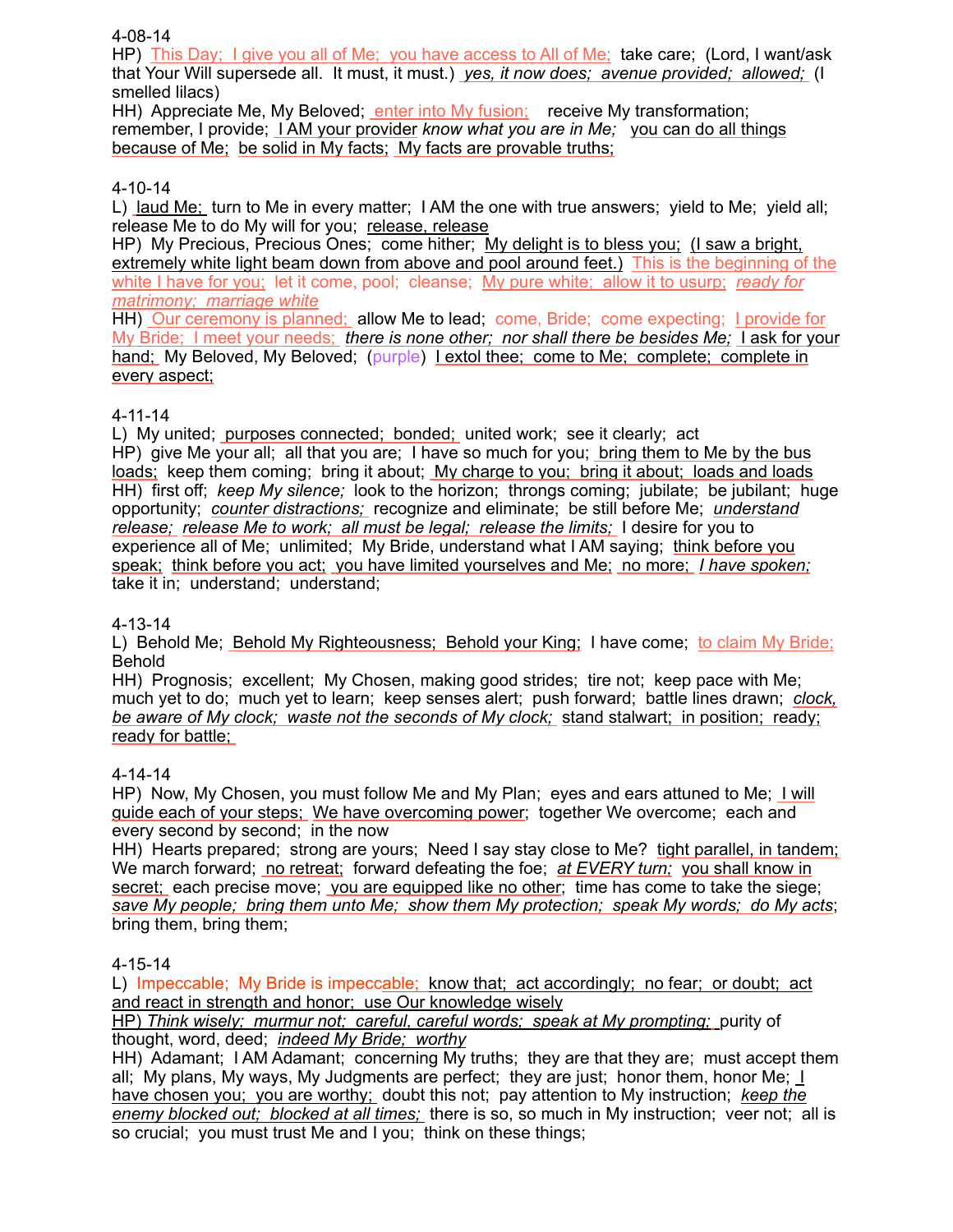4-08-14

HP) This Day; I give you all of Me; you have access to All of Me; take care; (Lord, I want/ask that Your Will supersede all. It must, it must.) *yes, it now does; avenue provided; allowed;* (I smelled lilacs)

HH) Appreciate Me, My Beloved; enter into My fusion; receive My transformation; remember, I provide; I AM your provider *know what you are in Me;* you can do all things because of Me; be solid in My facts; My facts are provable truths;

4-10-14

L) laud Me; turn to Me in every matter; I AM the one with true answers; yield to Me; yield all; release Me to do My will for you; release, release

HP) My Precious, Precious Ones; come hither; My delight is to bless you; (I saw a bright, extremely white light beam down from above and pool around feet.) This is the beginning of the white I have for you; let it come, pool; cleanse; My pure white; allow it to usurp; *ready for matrimony; marriage white*

HH) Our ceremony is planned; allow Me to lead; come, Bride; come expecting; I provide for My Bride; I meet your needs; *there is none other; nor shall there be besides Me;* I ask for your hand; My Beloved, My Beloved; (purple) I extol thee; come to Me; complete; complete in every aspect;

4-11-14

L) My united; purposes connected; bonded; united work; see it clearly; act

HP) give Me your all; all that you are; I have so much for you; bring them to Me by the bus loads; keep them coming; bring it about; My charge to you; bring it about; loads and loads

HH) first off; *keep My silence;* look to the horizon; throngs coming; jubilate; be jubilant; huge opportunity; *counter distractions;* recognize and eliminate; be still before Me; *understand release; release Me to work; all must be legal; release the limits;* I desire for you to experience all of Me; unlimited; My Bride, understand what I AM saying; think before you speak; think before you act; you have limited yourselves and Me; no more; *I have spoken;* take it in; understand; understand;

4-13-14

L) Behold Me; Behold My Righteousness; Behold your King; I have come; to claim My Bride; Behold

HH) Prognosis; excellent; My Chosen, making good strides; tire not; keep pace with Me; much yet to do; much yet to learn; keep senses alert; push forward; battle lines drawn; *clock, be aware of My clock; waste not the seconds of My clock;* stand stalwart; in position; ready; ready for battle;

4-14-14

HP) Now, My Chosen, you must follow Me and My Plan; eyes and ears attuned to Me; I will guide each of your steps; We have overcoming power; together We overcome; each and every second by second; in the now

HH) Hearts prepared; strong are yours; Need I say stay close to Me? tight parallel, in tandem; We march forward; no retreat; forward defeating the foe; *at EVERY turn;* you shall know in secret; each precise move; you are equipped like no other; time has come to take the siege; *save My people; bring them unto Me; show them My protection; speak My words; do My acts*; bring them, bring them;

4-15-14

L) Impeccable; My Bride is impeccable; know that; act accordingly; no fear; or doubt; act and react in strength and honor; use Our knowledge wisely

HP) *Think wisely; murmur not; careful, careful words; speak at My prompting;* purity of thought, word, deed; *indeed My Bride; worthy*

HH) Adamant; I AM Adamant; concerning My truths; they are that they are; must accept them all; My plans, My ways, My Judgments are perfect; they are just; honor them, honor Me; I have chosen you; you are worthy; doubt this not; pay attention to My instruction; *keep the enemy blocked out; blocked at all times;* there is so, so much in My instruction; veer not; all is so crucial; you must trust Me and I you; think on these things;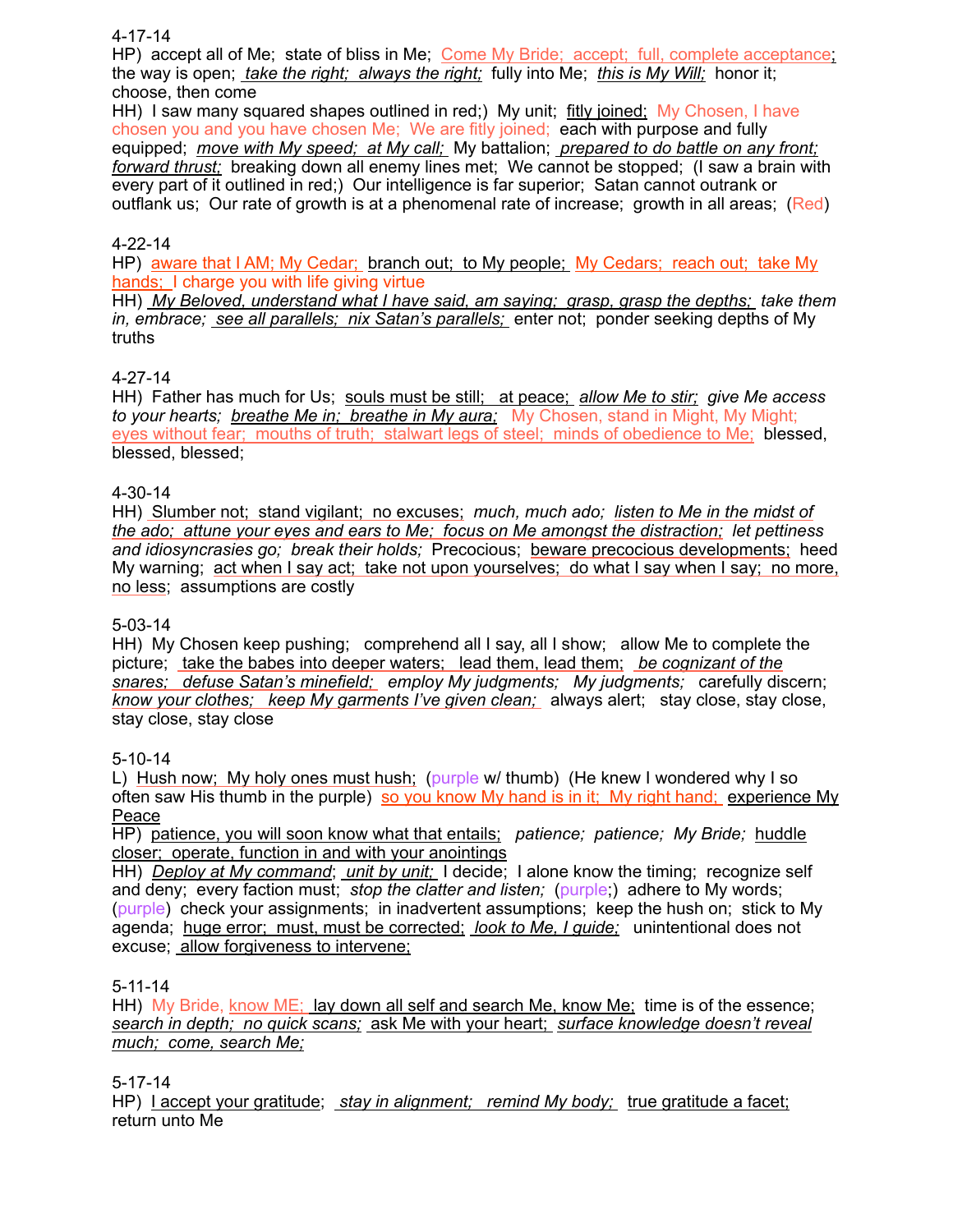4-17-14

HP) accept all of Me; state of bliss in Me; Come My Bride; accept; full, complete acceptance; the way is open; *take the right; always the right;* fully into Me; *this is My Will;* honor it; choose, then come

HH) I saw many squared shapes outlined in red;) My unit; fitly joined; My Chosen, I have chosen you and you have chosen Me; We are fitly joined; each with purpose and fully equipped; *move with My speed; at My call;* My battalion; *prepared to do battle on any front; forward thrust;* breaking down all enemy lines met; We cannot be stopped; (I saw a brain with every part of it outlined in red;) Our intelligence is far superior; Satan cannot outrank or outflank us; Our rate of growth is at a phenomenal rate of increase; growth in all areas; (Red)

4-22-14

HP) aware that I AM; My Cedar; branch out; to My people; My Cedars; reach out; take My hands; I charge you with life giving virtue

HH) *My Beloved, understand what I have said, am saying; grasp, grasp the depths; take them in, embrace; see all parallels; nix Satan's parallels;* enter not; ponder seeking depths of My truths

4-27-14

HH) Father has much for Us; souls must be still; at peace; *allow Me to stir; give Me access to your hearts; breathe Me in; breathe in My aura;* My Chosen, stand in Might, My Might; eyes without fear; mouths of truth; stalwart legs of steel; minds of obedience to Me; blessed, blessed, blessed;

4-30-14

HH) Slumber not; stand vigilant; no excuses; *much, much ado; listen to Me in the midst of the ado; attune your eyes and ears to Me; focus on Me amongst the distraction; let pettiness and idiosyncrasies go; break their holds;* Precocious; beware precocious developments; heed My warning; act when I say act; take not upon yourselves; do what I say when I say; no more, no less; assumptions are costly

5-03-14

HH) My Chosen keep pushing; comprehend all I say, all I show; allow Me to complete the picture; take the babes into deeper waters; lead them, lead them; *be cognizant of the snares; defuse Satan's minefield; employ My judgments; My judgments;* carefully discern; *know your clothes; keep My garments I've given clean;* always alert; stay close, stay close, stay close, stay close

5-10-14

L) Hush now; My holy ones must hush; (purple w/ thumb) (He knew I wondered why I so often saw His thumb in the purple) so you know My hand is in it; My right hand; experience My Peace

HP) patience, you will soon know what that entails; *patience; patience; My Bride;* huddle closer; operate, function in and with your anointings

HH) *Deploy at My command*; *unit by unit;* I decide; I alone know the timing; recognize self and deny; every faction must; *stop the clatter and listen;* (purple;) adhere to My words; (purple) check your assignments; in inadvertent assumptions; keep the hush on; stick to My agenda; huge error; must, must be corrected; *look to Me, I guide;* unintentional does not excuse; allow forgiveness to intervene;

5-11-14

HH) My Bride, know ME; lay down all self and search Me, know Me; time is of the essence; *search in depth; no quick scans;* ask Me with your heart; *surface knowledge doesn't reveal much; come, search Me;*

5-17-14

HP) I accept your gratitude; *stay in alignment; remind My body;* true gratitude a facet; return unto Me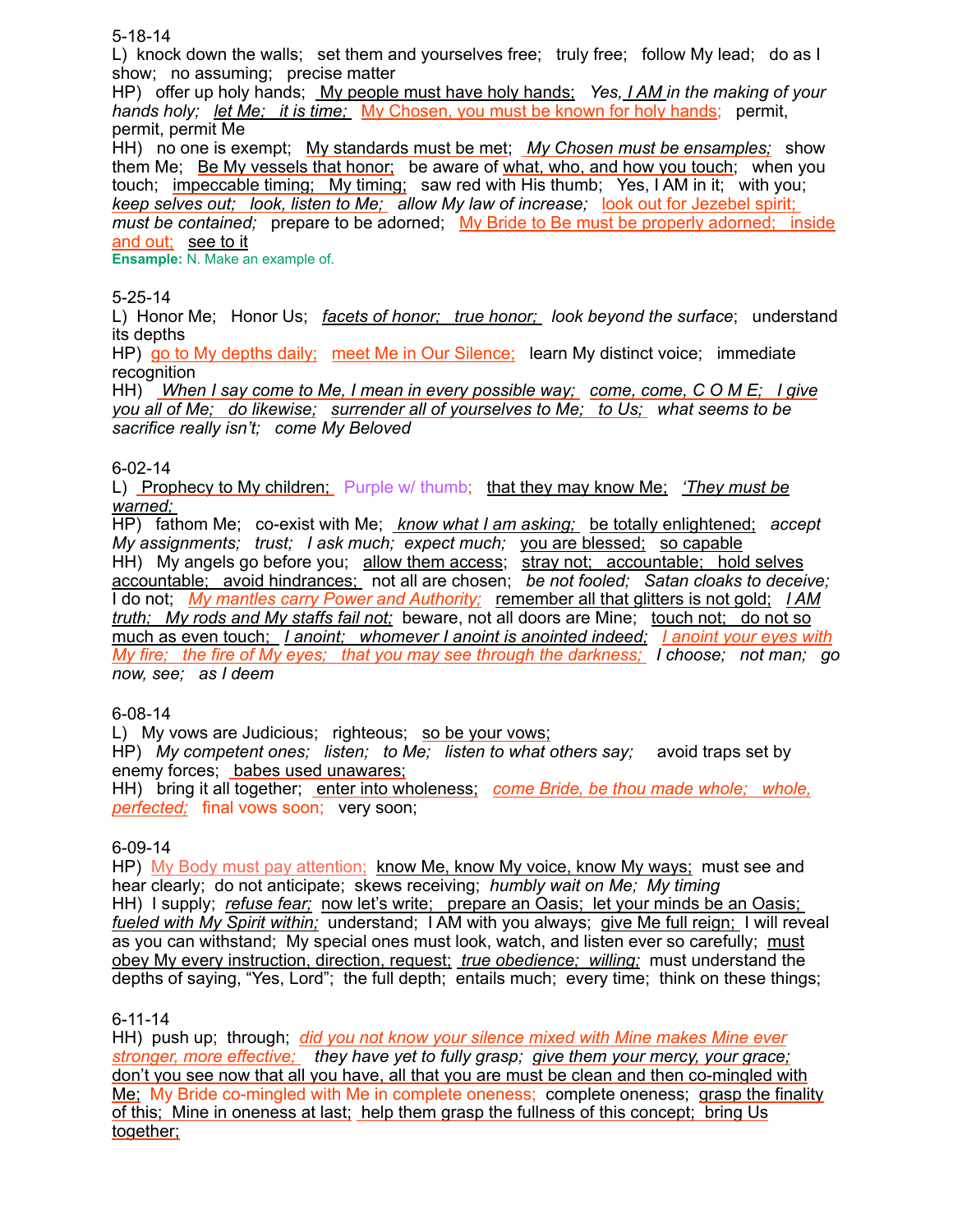5-18-14

L) knock down the walls; set them and yourselves free; truly free; follow My lead; do as I show; no assuming; precise matter

HP) offer up holy hands; My people must have holy hands; *Yes, I AM in the making of your hands holy; let Me; it is time;* My Chosen, you must be known for holy hands; permit, permit, permit Me

HH) no one is exempt; My standards must be met; *My Chosen must be ensamples;* show them Me; Be My vessels that honor; be aware of what, who, and how you touch; when you touch; impeccable timing; My timing; saw red with His thumb; Yes, I AM in it; with you; *keep selves out; look, listen to Me; allow My law of increase;* look out for Jezebel spirit; *must be contained;* prepare to be adorned; My Bride to Be must be properly adorned; inside and out; see to it

**Ensample:** N. Make an example of.

5-25-14

L) Honor Me; Honor Us; *facets of honor; true honor; look beyond the surface*; understand its depths

HP) go to My depths daily; meet Me in Our Silence; learn My distinct voice; immediate recognition

HH) *When I say come to Me, I mean in every possible way; come, come, C O M E; I give you all of Me; do likewise; surrender all of yourselves to Me; to Us; what seems to be sacrifice really isn't; come My Beloved*

6-02-14

L) Prophecy to My children; Purple w/ thumb; that they may know Me; *'They must be warned;*

HP) fathom Me; co-exist with Me; *know what I am asking;* be totally enlightened; *accept My assignments; trust; I ask much; expect much;* you are blessed; so capable

HH) My angels go before you; allow them access; stray not; accountable; hold selves accountable; avoid hindrances; not all are chosen; *be not fooled; Satan cloaks to deceive;* I do not; *My mantles carry Power and Authority;* remember all that glitters is not gold; *I AM truth; My rods and My staffs fail not;* beware, not all doors are Mine; touch not; do not so much as even touch; *I anoint; whomever I anoint is anointed indeed; I anoint your eyes with My fire; the fire of My eyes; that you may see through the darkness; I choose; not man; go now, see; as I deem*

6-08-14

L) My vows are Judicious; righteous; so be your vows;

HP) *My competent ones; listen; to Me; listen to what others say;* avoid traps set by enemy forces; babes used unawares;

HH) bring it all together; enter into wholeness; *come Bride, be thou made whole; whole, perfected;* final vows soon; very soon;

6-09-14

HP) My Body must pay attention; know Me, know My voice, know My ways; must see and hear clearly; do not anticipate; skews receiving; *humbly wait on Me; My timing*

HH) I supply; *refuse fear;* now let's write; prepare an Oasis; let your minds be an Oasis; *fueled with My Spirit within;* understand; I AM with you always; give Me full reign; I will reveal as you can withstand; My special ones must look, watch, and listen ever so carefully; must obey My every instruction, direction, request; *true obedience; willing;* must understand the depths of saying, "Yes, Lord"; the full depth; entails much; every time; think on these things;

6-11-14

HH) push up; through; *did you not know your silence mixed with Mine makes Mine ever stronger, more effective; they have yet to fully grasp;* give them your mercy, your grace; don't you see now that all you have, all that you are must be clean and then co-mingled with Me; My Bride co-mingled with Me in complete oneness; complete oneness; grasp the finality of this; Mine in oneness at last; help them grasp the fullness of this concept; bring Us together;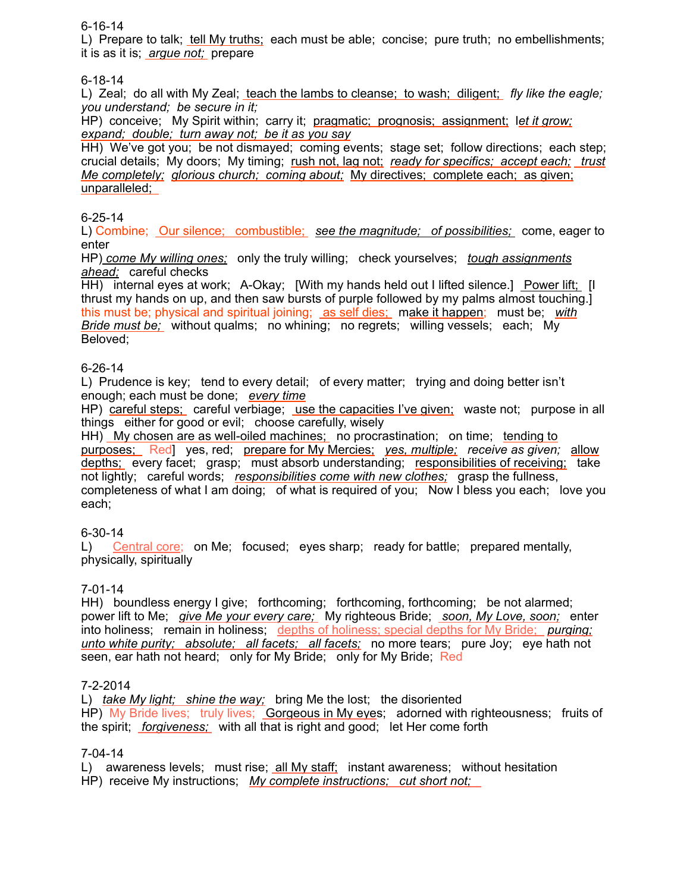6-16-14

L) Prepare to talk; tell My truths; each must be able; concise; pure truth; no embellishments; it is as it is; *argue not;* prepare

6-18-14

L) Zeal; do all with My Zeal; teach the lambs to cleanse; to wash; diligent; *fly like the eagle; you understand; be secure in it;*

HP) conceive; My Spirit within; carry it; pragmatic; prognosis; assignment; l*et it grow; expand; double; turn away not; be it as you say*

HH) We've got you; be not dismayed; coming events; stage set; follow directions; each step; crucial details; My doors; My timing; rush not, lag not; *ready for specifics; accept each; trust Me completely; glorious church; coming about;* My directives; complete each; as given; unparalleled;

6-25-14

L) Combine; Our silence; combustible; *see the magnitude; of possibilities;* come, eager to enter

HP) *come My willing ones;* only the truly willing; check yourselves; *tough assignments ahead;* careful checks

HH) internal eyes at work; A-Okay; [With my hands held out I lifted silence.] Power lift; [I thrust my hands on up, and then saw bursts of purple followed by my palms almost touching.] this must be; physical and spiritual joining; as self dies; make it happen; must be; *with Bride must be;* without qualms; no whining; no regrets; willing vessels; each; My Beloved;

6-26-14

L) Prudence is key; tend to every detail; of every matter; trying and doing better isn't enough; each must be done; *every time*

HP) careful steps; careful verbiage; use the capacities I've given; waste not; purpose in all things either for good or evil; choose carefully, wisely

HH) My chosen are as well-oiled machines; no procrastination; on time; tending to purposes; Red] yes, red; prepare for My Mercies; *yes, multiple; receive as given;* allow depths; every facet; grasp; must absorb understanding; responsibilities of receiving; take not lightly; careful words; *responsibilities come with new clothes;* grasp the fullness, completeness of what I am doing; of what is required of you; Now I bless you each; love you each;

6-30-14

L) Central core; on Me; focused; eyes sharp; ready for battle; prepared mentally, physically, spiritually

7-01-14

HH) boundless energy I give; forthcoming; forthcoming, forthcoming; be not alarmed; power lift to Me; *give Me your every care;* My righteous Bride; *soon, My Love, soon;* enter into holiness; remain in holiness; depths of holiness; special depths for My Bride; *purging; unto white purity; absolute; all facets; all facets;* no more tears; pure Joy; eye hath not seen, ear hath not heard; only for My Bride; only for My Bride; Red

7-2-2014

L) *take My light; shine the way;* bring Me the lost; the disoriented

HP) My Bride lives; truly lives; Gorgeous in My eyes; adorned with righteousness; fruits of the spirit; *forgiveness;* with all that is right and good; let Her come forth

7-04-14

L) awareness levels; must rise; all My staff; instant awareness; without hesitation

HP) receive My instructions; *My complete instructions; cut short not;*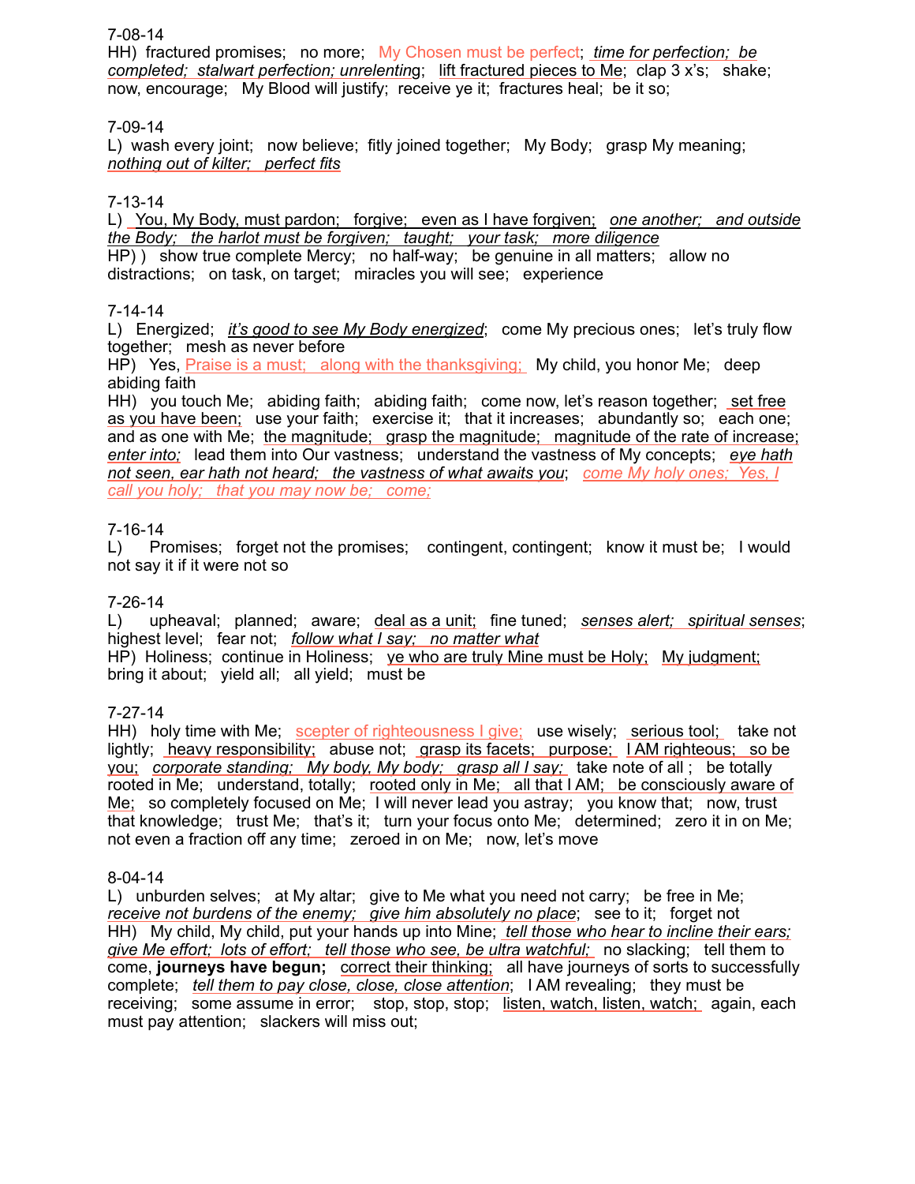7-08-14
HH) fractured promises; no more; My Chosen must be perfect; *time for perfection; be completed; stalwart perfection; unrelenting*; lift fractured pieces to Me; clap 3 x's; shake; now, encourage; My Blood will justify; receive ye it; fractures heal; be it so;

7-09-14
L) wash every joint; now believe; fitly joined together; My Body; grasp My meaning; *nothing out of kilter; perfect fits*

7-13-14
L) You, My Body, must pardon; forgive; even as I have forgiven; *one another; and outside the Body; the harlot must be forgiven; taught; your task; more diligence*
HP) ) show true complete Mercy; no half-way; be genuine in all matters; allow no distractions; on task, on target; miracles you will see; experience

7-14-14
L) Energized; *it's good to see My Body energized*; come My precious ones; let's truly flow together; mesh as never before
HP) Yes, Praise is a must; along with the thanksgiving; My child, you honor Me; deep abiding faith
HH) you touch Me; abiding faith; abiding faith; come now, let's reason together; set free as you have been; use your faith; exercise it; that it increases; abundantly so; each one; and as one with Me; the magnitude; grasp the magnitude; magnitude of the rate of increase; *enter into;* lead them into Our vastness; understand the vastness of My concepts; *eye hath not seen, ear hath not heard; the vastness of what awaits you*; *come My holy ones; Yes, I call you holy; that you may now be; come;*

7-16-14
L) Promises; forget not the promises; contingent, contingent; know it must be; I would not say it if it were not so

7-26-14
L) upheaval; planned; aware; deal as a unit; fine tuned; *senses alert; spiritual senses*; highest level; fear not; *follow what I say; no matter what*
HP) Holiness; continue in Holiness; ye who are truly Mine must be Holy; My judgment; bring it about; yield all; all yield; must be

7-27-14
HH) holy time with Me; scepter of righteousness I give; use wisely; serious tool; take not lightly; heavy responsibility; abuse not; grasp its facets; purpose; I AM righteous; so be you; *corporate standing; My body, My body; grasp all I say;* take note of all ; be totally rooted in Me; understand, totally; rooted only in Me; all that I AM; be consciously aware of Me; so completely focused on Me; I will never lead you astray; you know that; now, trust that knowledge; trust Me; that's it; turn your focus onto Me; determined; zero it in on Me; not even a fraction off any time; zeroed in on Me; now, let's move

8-04-14
L) unburden selves; at My altar; give to Me what you need not carry; be free in Me; *receive not burdens of the enemy; give him absolutely no place*; see to it; forget not
HH) My child, My child, put your hands up into Mine; *tell those who hear to incline their ears; give Me effort; lots of effort; tell those who see, be ultra watchful;* no slacking; tell them to come, **journeys have begun;** correct their thinking; all have journeys of sorts to successfully complete; *tell them to pay close, close, close attention*; I AM revealing; they must be receiving; some assume in error; stop, stop, stop; listen, watch, listen, watch; again, each must pay attention; slackers will miss out;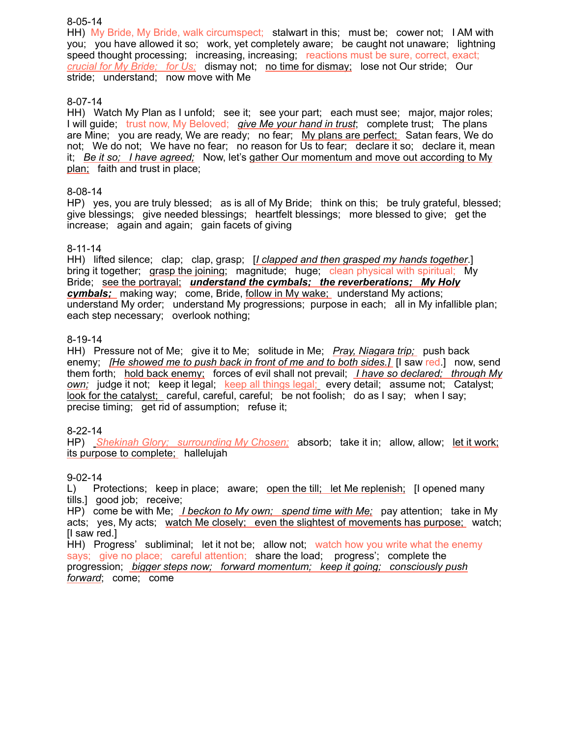8-05-14
HH) My Bride, My Bride, walk circumspect; stalwart in this; must be; cower not; I AM with you; you have allowed it so; work, yet completely aware; be caught not unaware; lightning speed thought processing; increasing, increasing; reactions must be sure, correct, exact; *crucial for My Bride; for Us;* dismay not; no time for dismay; lose not Our stride; Our stride; understand; now move with Me

8-07-14
HH) Watch My Plan as I unfold; see it; see your part; each must see; major, major roles; I will guide; trust now, My Beloved; *give Me your hand in trust*; complete trust; The plans are Mine; you are ready, We are ready; no fear; My plans are perfect; Satan fears, We do not; We do not; We have no fear; no reason for Us to fear; declare it so; declare it, mean it; *Be it so; I have agreed;* Now, let's gather Our momentum and move out according to My plan; faith and trust in place;

8-08-14
HP) yes, you are truly blessed; as is all of My Bride; think on this; be truly grateful, blessed; give blessings; give needed blessings; heartfelt blessings; more blessed to give; get the increase; again and again; gain facets of giving

8-11-14
HH) lifted silence; clap; clap, grasp; [*I clapped and then grasped my hands together*.] bring it together; grasp the joining; magnitude; huge; clean physical with spiritual; My Bride; see the portrayal; ***understand the cymbals; the reverberations; My Holy cymbals;*** making way; come, Bride, follow in My wake; understand My actions; understand My order; understand My progressions; purpose in each; all in My infallible plan; each step necessary; overlook nothing;

8-19-14
HH) Pressure not of Me; give it to Me; solitude in Me; *Pray, Niagara trip;* push back enemy; *[He showed me to push back in front of me and to both sides.]* [I saw red.] now, send them forth; hold back enemy; forces of evil shall not prevail; *I have so declared; through My own;* judge it not; keep it legal; keep all things legal; every detail; assume not; Catalyst; look for the catalyst; careful, careful, careful; be not foolish; do as I say; when I say; precise timing; get rid of assumption; refuse it;

8-22-14
HP) *Shekinah Glory; surrounding My Chosen;* absorb; take it in; allow, allow; let it work; its purpose to complete; hallelujah

9-02-14
L) Protections; keep in place; aware; open the till; let Me replenish; [I opened many tills.] good job; receive;
HP) come be with Me; *I beckon to My own; spend time with Me;* pay attention; take in My acts; yes, My acts; watch Me closely; even the slightest of movements has purpose; watch; [I saw red.]
HH) Progress' subliminal; let it not be; allow not; watch how you write what the enemy says; give no place; careful attention; share the load; progress'; complete the progression; *bigger steps now; forward momentum; keep it going; consciously push forward*; come; come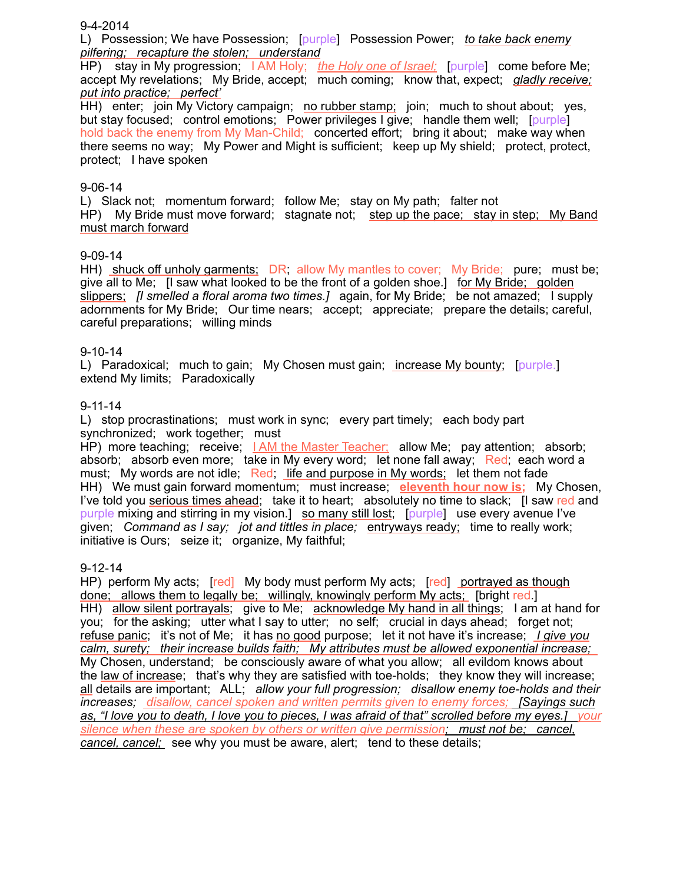9-4-2014

L) Possession; We have Possession; [purple] Possession Power; *to take back enemy pilfering; recapture the stolen; understand*

HP) stay in My progression; I AM Holy; *the Holy one of Israel;* [purple] come before Me; accept My revelations; My Bride, accept; much coming; know that, expect; *gladly receive; put into practice; perfect'*

HH) enter; join My Victory campaign; no rubber stamp; join; much to shout about; yes, but stay focused; control emotions; Power privileges I give; handle them well; [purple] hold back the enemy from My Man-Child; concerted effort; bring it about; make way when there seems no way; My Power and Might is sufficient; keep up My shield; protect, protect, protect; I have spoken

9-06-14

L) Slack not; momentum forward; follow Me; stay on My path; falter not

HP) My Bride must move forward; stagnate not; step up the pace; stay in step; My Band must march forward

9-09-14

HH) shuck off unholy garments; DR; allow My mantles to cover; My Bride; pure; must be; give all to Me; [I saw what looked to be the front of a golden shoe.] for My Bride; golden slippers; *[I smelled a floral aroma two times.]* again, for My Bride; be not amazed; I supply adornments for My Bride; Our time nears; accept; appreciate; prepare the details; careful, careful preparations; willing minds

9-10-14

L) Paradoxical; much to gain; My Chosen must gain; increase My bounty; [purple.] extend My limits; Paradoxically

9-11-14

L) stop procrastinations; must work in sync; every part timely; each body part synchronized; work together; must

HP) more teaching; receive; I AM the Master Teacher; allow Me; pay attention; absorb; absorb; absorb even more; take in My every word; let none fall away; Red; each word a must; My words are not idle; Red; life and purpose in My words; let them not fade

HH) We must gain forward momentum; must increase; **eleventh hour now is;** My Chosen, I've told you serious times ahead; take it to heart; absolutely no time to slack; [I saw red and purple mixing and stirring in my vision.] so many still lost; [purple] use every avenue I've given; *Command as I say; jot and tittles in place;* entryways ready; time to really work; initiative is Ours; seize it; organize, My faithful;

9-12-14

HP) perform My acts; [red] My body must perform My acts; [red] portrayed as though done; allows them to legally be; willingly, knowingly perform My acts; [bright red.]

HH) allow silent portrayals; give to Me; acknowledge My hand in all things; I am at hand for you; for the asking; utter what I say to utter; no self; crucial in days ahead; forget not; refuse panic; it's not of Me; it has no good purpose; let it not have it's increase; *I give you calm, surety; their increase builds faith; My attributes must be allowed exponential increase;* My Chosen, understand; be consciously aware of what you allow; all evildom knows about the law of increase; that's why they are satisfied with toe-holds; they know they will increase; all details are important; ALL; *allow your full progression; disallow enemy toe-holds and their increases; disallow, cancel spoken and written permits given to enemy forces; [Sayings such as, "I love you to death, I love you to pieces, I was afraid of that" scrolled before my eyes.] your silence when these are spoken by others or written give permission; must not be; cancel, cancel, cancel;* see why you must be aware, alert; tend to these details;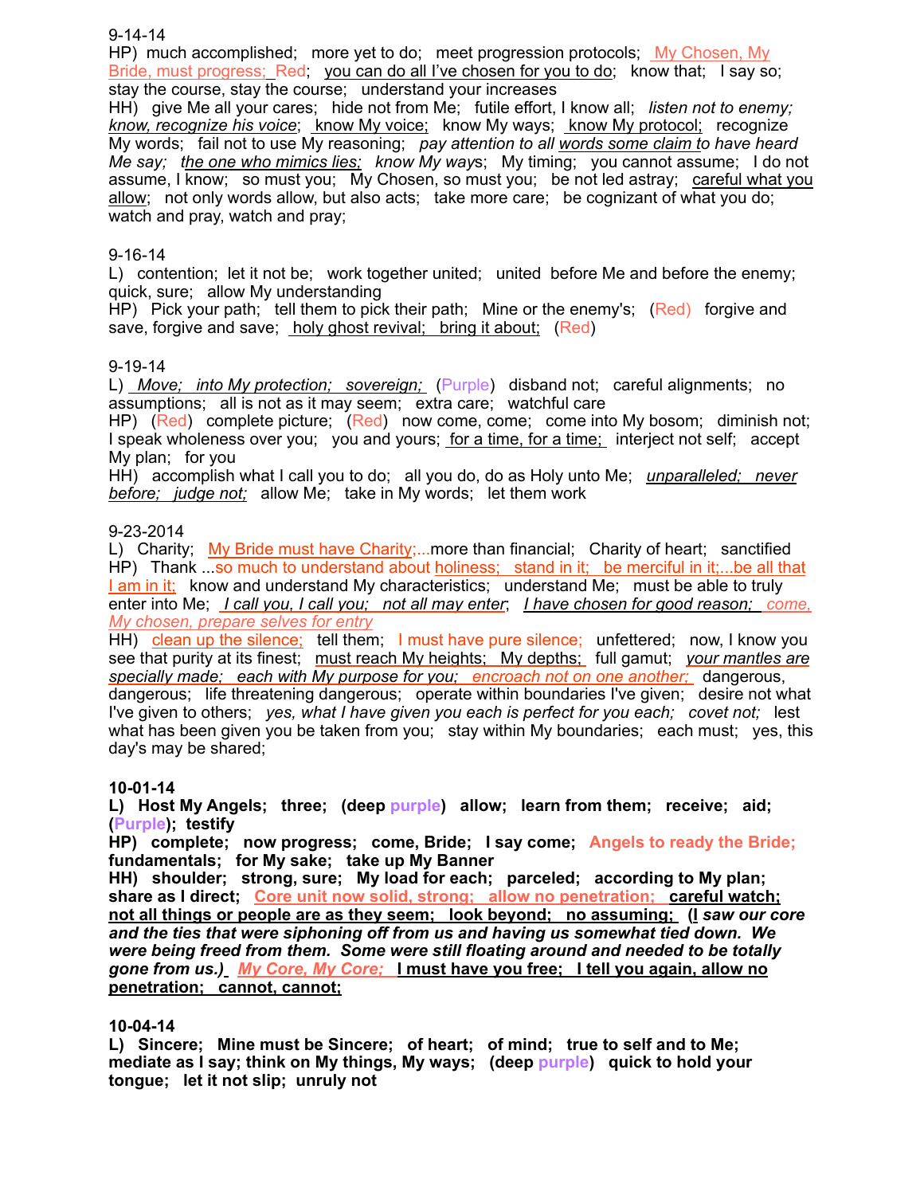9-14-14

HP) much accomplished; more yet to do; meet progression protocols; My Chosen, My Bride, must progress; Red; you can do all I've chosen for you to do; know that; I say so; stay the course, stay the course; understand your increases

HH) give Me all your cares; hide not from Me; futile effort, I know all; *listen not to enemy; know, recognize his voice*; know My voice; know My ways; know My protocol; recognize My words; fail not to use My reasoning; *pay attention to all words some claim to have heard Me say; the one who mimics lies; know My ways*; My timing; you cannot assume; I do not assume, I know; so must you; My Chosen, so must you; be not led astray; careful what you allow; not only words allow, but also acts; take more care; be cognizant of what you do; watch and pray, watch and pray;

9-16-14

L) contention; let it not be; work together united; united before Me and before the enemy; quick, sure; allow My understanding

HP) Pick your path; tell them to pick their path; Mine or the enemy's; (Red) forgive and save, forgive and save; holy ghost revival; bring it about; (Red)

9-19-14

L) *Move; into My protection; sovereign;* (Purple) disband not; careful alignments; no assumptions; all is not as it may seem; extra care; watchful care

HP) (Red) complete picture; (Red) now come, come; come into My bosom; diminish not; I speak wholeness over you; you and yours; for a time, for a time; interject not self; accept My plan; for you

HH) accomplish what I call you to do; all you do, do as Holy unto Me; *unparalleled; never before; judge not;* allow Me; take in My words; let them work

9-23-2014

L) Charity; My Bride must have Charity;...more than financial; Charity of heart; sanctified

HP) Thank ...so much to understand about holiness; stand in it; be merciful in it;...be all that I am in it; know and understand My characteristics; understand Me; must be able to truly enter into Me; *I call you, I call you; not all may enter*; *I have chosen for good reason; come, My chosen, prepare selves for entry*

HH) clean up the silence; tell them; I must have pure silence; unfettered; now, I know you see that purity at its finest; must reach My heights; My depths; full gamut; *your mantles are specially made; each with My purpose for you; encroach not on one another;* dangerous, dangerous; life threatening dangerous; operate within boundaries I've given; desire not what I've given to others; *yes, what I have given you each is perfect for you each; covet not;* lest what has been given you be taken from you; stay within My boundaries; each must; yes, this day's may be shared;

**10-01-14**

**L) Host My Angels; three; (deep purple) allow; learn from them; receive; aid; (Purple); testify**

**HP) complete; now progress; come, Bride; I say come; Angels to ready the Bride; fundamentals; for My sake; take up My Banner**

**HH) shoulder; strong, sure; My load for each; parceled; according to My plan; share as I direct; Core unit now solid, strong; allow no penetration; careful watch; not all things or people are as they seem; look beyond; no assuming; (*I saw our core and the ties that were siphoning off from us and having us somewhat tied down. We were being freed from them. Some were still floating around and needed to be totally gone from us.*) *My Core, My Core;* I must have you free; I tell you again, allow no penetration; cannot, cannot;**

**10-04-14**

**L) Sincere; Mine must be Sincere; of heart; of mind; true to self and to Me; mediate as I say; think on My things, My ways; (deep purple) quick to hold your tongue; let it not slip; unruly not**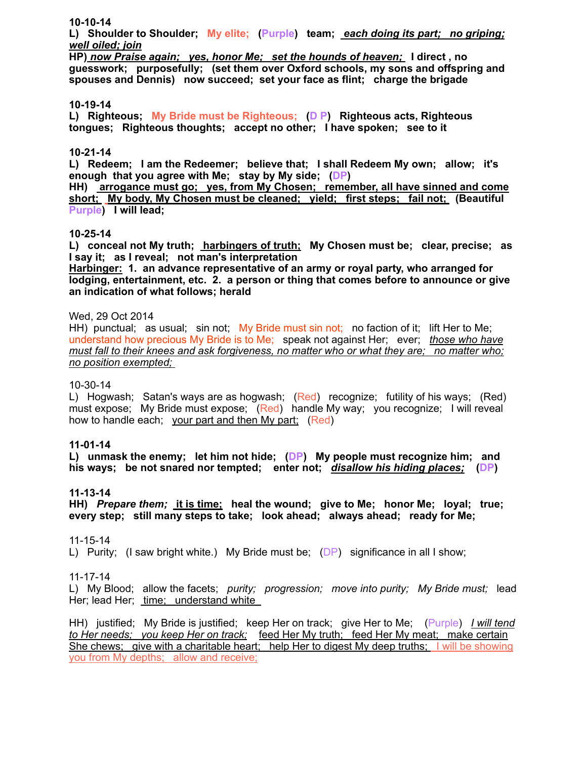**10-10-14**
**L) Shoulder to Shoulder; My elite; (Purple) team; *each doing its part; no griping; well oiled; join***
**HP) *now Praise again; yes, honor Me; set the hounds of heaven;* I direct , no guesswork; purposefully; (set them over Oxford schools, my sons and offspring and spouses and Dennis) now succeed; set your face as flint; charge the brigade**

**10-19-14**
**L) Righteous; My Bride must be Righteous; (D P) Righteous acts, Righteous tongues; Righteous thoughts; accept no other; I have spoken; see to it**

**10-21-14**
**L) Redeem; I am the Redeemer; believe that; I shall Redeem My own; allow; it's enough that you agree with Me; stay by My side; (DP)**
**HH) arrogance must go; yes, from My Chosen; remember, all have sinned and come short; My body, My Chosen must be cleaned; yield; first steps; fail not; (Beautiful Purple) I will lead;**

**10-25-14**
**L) conceal not My truth; harbingers of truth; My Chosen must be; clear, precise; as I say it; as I reveal; not man's interpretation**
**Harbinger: 1. an advance representative of an army or royal party, who arranged for lodging, entertainment, etc. 2. a person or thing that comes before to announce or give an indication of what follows; herald**

Wed, 29 Oct 2014
HH) punctual; as usual; sin not; My Bride must sin not; no faction of it; lift Her to Me; understand how precious My Bride is to Me; speak not against Her; ever; *those who have must fall to their knees and ask forgiveness, no matter who or what they are; no matter who; no position exempted;*

10-30-14
L) Hogwash; Satan's ways are as hogwash; (Red) recognize; futility of his ways; (Red) must expose; My Bride must expose; (Red) handle My way; you recognize; I will reveal how to handle each; your part and then My part; (Red)

**11-01-14**
**L) unmask the enemy; let him not hide; (DP) My people must recognize him; and his ways; be not snared nor tempted; enter not; *disallow his hiding places;* (DP)**

**11-13-14**
**HH) *Prepare them;* it is time; heal the wound; give to Me; honor Me; loyal; true; every step; still many steps to take; look ahead; always ahead; ready for Me;**

11-15-14
L) Purity; (I saw bright white.) My Bride must be; (DP) significance in all I show;

11-17-14
L) My Blood; allow the facets; *purity; progression; move into purity; My Bride must;* lead Her; lead Her; time; understand white

HH) justified; My Bride is justified; keep Her on track; give Her to Me; (Purple) *I will tend to Her needs; you keep Her on track;* feed Her My truth; feed Her My meat; make certain She chews; give with a charitable heart; help Her to digest My deep truths; I will be showing you from My depths; allow and receive;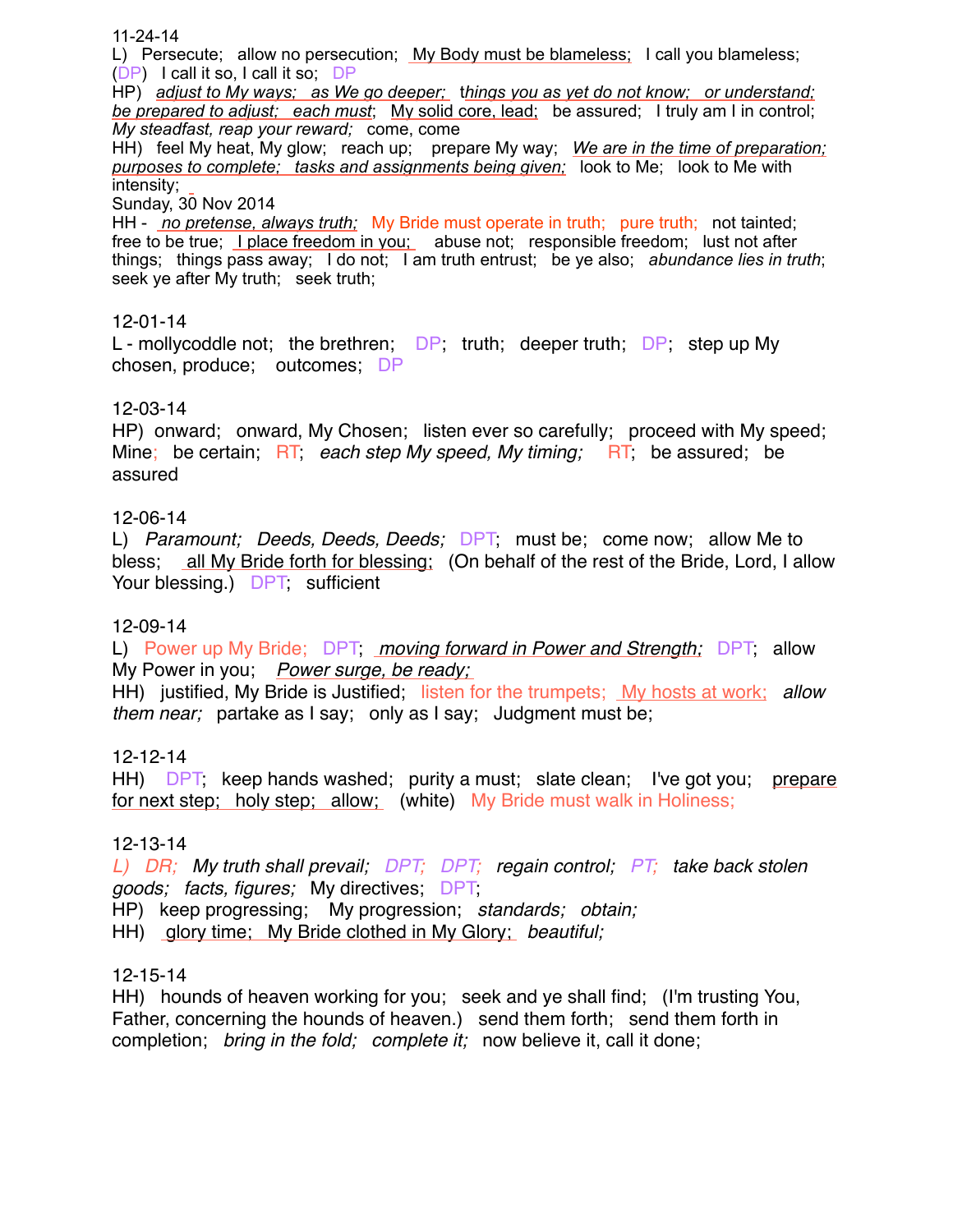11-24-14

L) Persecute; allow no persecution; My Body must be blameless; I call you blameless; (DP) I call it so, I call it so; DP

HP) *adjust to My ways; as We go deeper; things you as yet do not know; or understand; be prepared to adjust; each must*; My solid core, lead; be assured; I truly am I in control; *My steadfast, reap your reward;* come, come

HH) feel My heat, My glow; reach up; prepare My way; *We are in the time of preparation; purposes to complete; tasks and assignments being given;* look to Me; look to Me with intensity;

Sunday, 30 Nov 2014

HH - *no pretense, always truth;* My Bride must operate in truth; pure truth; not tainted; free to be true; I place freedom in you; abuse not; responsible freedom; lust not after things; things pass away; I do not; I am truth entrust; be ye also; *abundance lies in truth*; seek ye after My truth; seek truth;

12-01-14

L - mollycoddle not; the brethren; DP; truth; deeper truth; DP; step up My chosen, produce; outcomes; DP

12-03-14

HP) onward; onward, My Chosen; listen ever so carefully; proceed with My speed; Mine; be certain; RT; *each step My speed, My timing;* RT; be assured; be assured

12-06-14

L) *Paramount; Deeds, Deeds, Deeds;* DPT; must be; come now; allow Me to bless; all My Bride forth for blessing; (On behalf of the rest of the Bride, Lord, I allow Your blessing.) DPT; sufficient

12-09-14

L) Power up My Bride; DPT; *moving forward in Power and Strength;* DPT; allow My Power in you; *Power surge, be ready;*

HH) justified, My Bride is Justified; listen for the trumpets; My hosts at work; *allow them near;* partake as I say; only as I say; Judgment must be;

12-12-14

HH) DPT; keep hands washed; purity a must; slate clean; I've got you; prepare for next step; holy step; allow; (white) My Bride must walk in Holiness;

12-13-14

*L) DR; My truth shall prevail; DPT; DPT; regain control; PT; take back stolen goods; facts, figures;* My directives; DPT;

HP) keep progressing; My progression; *standards; obtain;*

HH) glory time; My Bride clothed in My Glory; *beautiful;*

12-15-14

HH) hounds of heaven working for you; seek and ye shall find; (I'm trusting You, Father, concerning the hounds of heaven.) send them forth; send them forth in completion; *bring in the fold; complete it;* now believe it, call it done;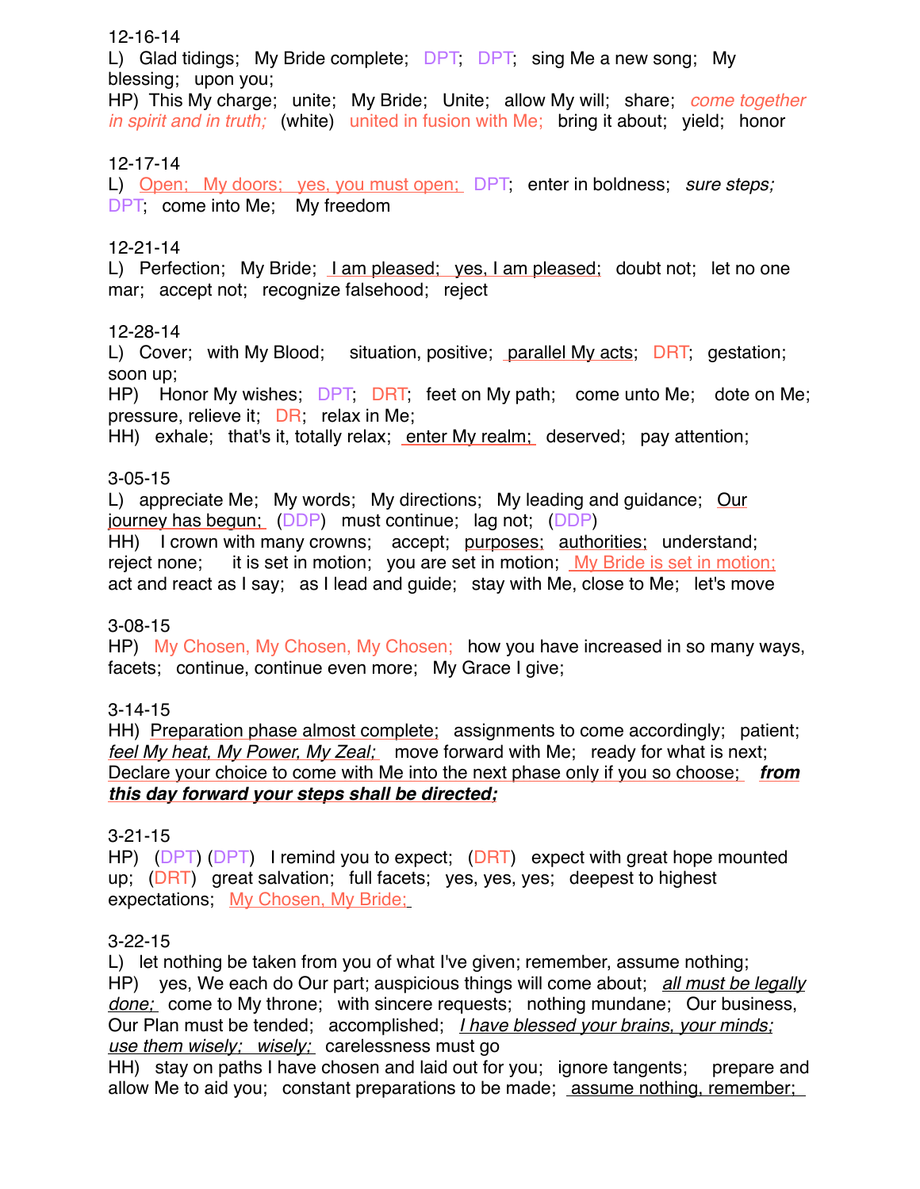12-16-14
L)  Glad tidings;   My Bride complete;   DPT;   DPT;   sing Me a new song;   My blessing;   upon you;
HP)  This My charge;   unite;   My Bride;   Unite;   allow My will;   share;   *come together in spirit and in truth;*   (white)   united in fusion with Me;   bring it about;   yield;   honor

12-17-14
L)  Open;   My doors;   yes, you must open;   DPT;   enter in boldness;   *sure steps;*   DPT;   come into Me;   My freedom

12-21-14
L)  Perfection;   My Bride;   I am pleased;   yes, I am pleased;   doubt not;   let no one mar;   accept not;   recognize falsehood;   reject

12-28-14
L)  Cover;   with My Blood;   situation, positive;   parallel My acts;   DRT;   gestation;   soon up;
HP)  Honor My wishes;   DPT;   DRT;   feet on My path;   come unto Me;   dote on Me;   pressure, relieve it;   DR;   relax in Me;
HH)  exhale;   that's it, totally relax;   enter My realm;   deserved;   pay attention;

3-05-15
L)  appreciate Me;   My words;   My directions;   My leading and guidance;   Our journey has begun;   (DDP)   must continue;   lag not;   (DDP)
HH)  I crown with many crowns;   accept;   purposes;   authorities;   understand;   reject none;   it is set in motion;   you are set in motion;   My Bride is set in motion;   act and react as I say;   as I lead and guide;   stay with Me, close to Me;   let's move

3-08-15
HP)  My Chosen, My Chosen, My Chosen;   how you have increased in so many ways, facets;   continue, continue even more;   My Grace I give;

3-14-15
HH)  Preparation phase almost complete;   assignments to come accordingly;   patient;   *feel My heat, My Power, My Zeal;*   move forward with Me;   ready for what is next;   Declare your choice to come with Me into the next phase only if you so choose;   ***from this day forward your steps shall be directed;***

3-21-15
HP)  (DPT) (DPT)   I remind you to expect;   (DRT)   expect with great hope mounted up;   (DRT)   great salvation;   full facets;   yes, yes, yes;   deepest to highest expectations;   My Chosen, My Bride;

3-22-15
L)  let nothing be taken from you of what I've given; remember, assume nothing;
HP)  yes, We each do Our part; auspicious things will come about;   *all must be legally done;*   come to My throne;   with sincere requests;   nothing mundane;   Our business, Our Plan must be tended;   accomplished;   *I have blessed your brains, your minds; use them wisely;   wisely;*   carelessness must go
HH)  stay on paths I have chosen and laid out for you;   ignore tangents;   prepare and allow Me to aid you;   constant preparations to be made;   assume nothing, remember;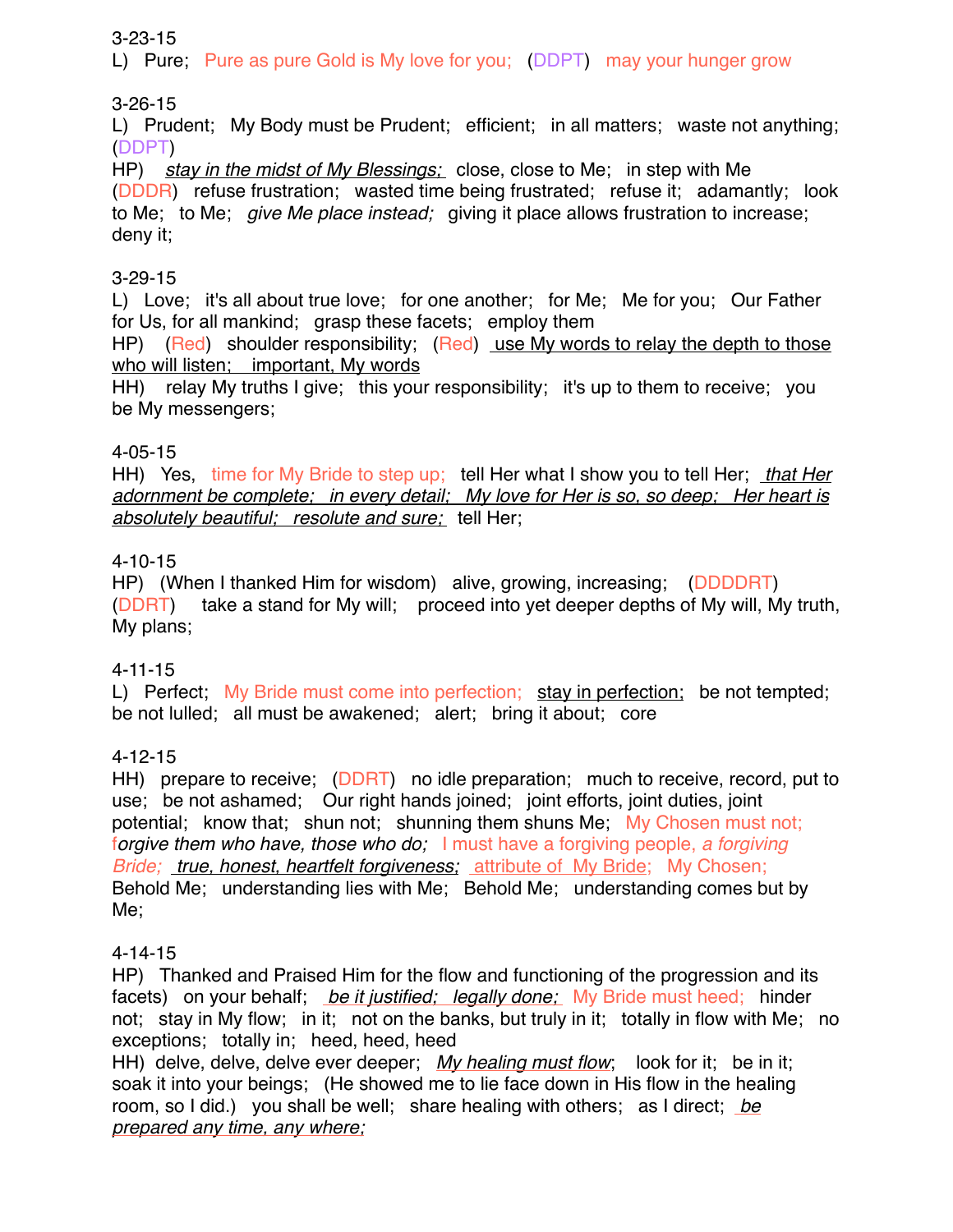3-23-15

L) Pure; Pure as pure Gold is My love for you; (DDPT) may your hunger grow

3-26-15

L) Prudent; My Body must be Prudent; efficient; in all matters; waste not anything; (DDPT)

HP) *stay in the midst of My Blessings;* close, close to Me; in step with Me (DDDR) refuse frustration; wasted time being frustrated; refuse it; adamantly; look to Me; to Me; *give Me place instead;* giving it place allows frustration to increase; deny it;

3-29-15

L) Love; it's all about true love; for one another; for Me; Me for you; Our Father for Us, for all mankind; grasp these facets; employ them

HP) (Red) shoulder responsibility; (Red) use My words to relay the depth to those who will listen; important, My words

HH) relay My truths I give; this your responsibility; it's up to them to receive; you be My messengers;

4-05-15

HH) Yes, time for My Bride to step up; tell Her what I show you to tell Her; *that Her adornment be complete; in every detail; My love for Her is so, so deep; Her heart is absolutely beautiful; resolute and sure;* tell Her;

4-10-15

HP) (When I thanked Him for wisdom) alive, growing, increasing; (DDDDRT) (DDRT) take a stand for My will; proceed into yet deeper depths of My will, My truth, My plans;

4-11-15

L) Perfect; My Bride must come into perfection; stay in perfection; be not tempted; be not lulled; all must be awakened; alert; bring it about; core

4-12-15

HH) prepare to receive; (DDRT) no idle preparation; much to receive, record, put to use; be not ashamed; Our right hands joined; joint efforts, joint duties, joint potential; know that; shun not; shunning them shuns Me; My Chosen must not; f*orgive them who have, those who do;* I must have a forgiving people, *a forgiving Bride; true, honest, heartfelt forgiveness;* attribute of My Bride; My Chosen; Behold Me; understanding lies with Me; Behold Me; understanding comes but by Me;

4-14-15

HP) Thanked and Praised Him for the flow and functioning of the progression and its facets) on your behalf; *be it justified; legally done;* My Bride must heed; hinder not; stay in My flow; in it; not on the banks, but truly in it; totally in flow with Me; no exceptions; totally in; heed, heed, heed

HH) delve, delve, delve ever deeper; *My healing must flow*; look for it; be in it; soak it into your beings; (He showed me to lie face down in His flow in the healing room, so I did.) you shall be well; share healing with others; as I direct; *be prepared any time, any where;*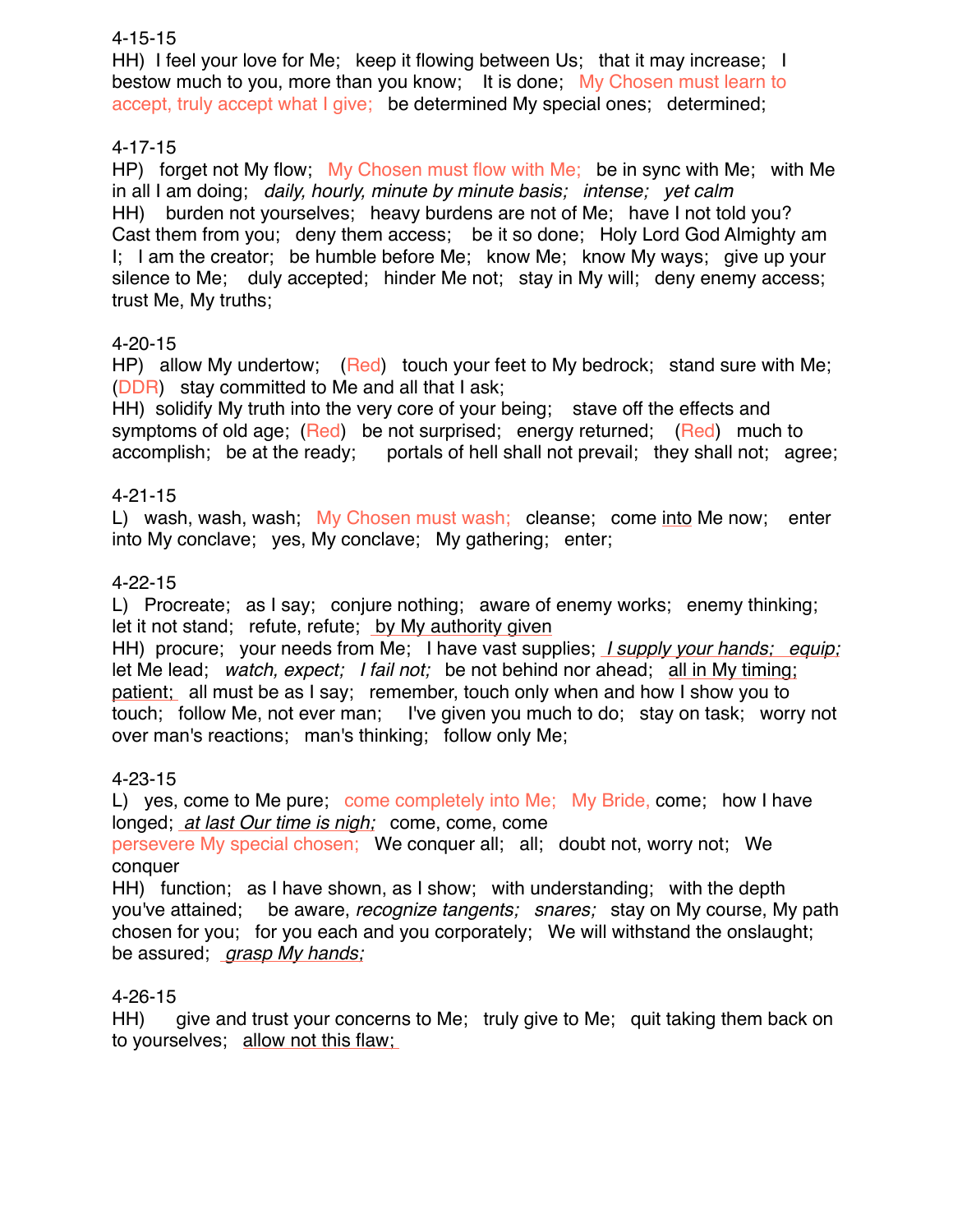4-15-15

HH) I feel your love for Me; keep it flowing between Us; that it may increase; I bestow much to you, more than you know; It is done; My Chosen must learn to accept, truly accept what I give; be determined My special ones; determined;

4-17-15

HP) forget not My flow; My Chosen must flow with Me; be in sync with Me; with Me in all I am doing; *daily, hourly, minute by minute basis; intense; yet calm*

HH) burden not yourselves; heavy burdens are not of Me; have I not told you? Cast them from you; deny them access; be it so done; Holy Lord God Almighty am I; I am the creator; be humble before Me; know Me; know My ways; give up your silence to Me; duly accepted; hinder Me not; stay in My will; deny enemy access; trust Me, My truths;

4-20-15

HP) allow My undertow; (Red) touch your feet to My bedrock; stand sure with Me; (DDR) stay committed to Me and all that I ask;

HH) solidify My truth into the very core of your being; stave off the effects and symptoms of old age; (Red) be not surprised; energy returned; (Red) much to accomplish; be at the ready; portals of hell shall not prevail; they shall not; agree;

4-21-15

L) wash, wash, wash; My Chosen must wash; cleanse; come into Me now; enter into My conclave; yes, My conclave; My gathering; enter;

4-22-15

L) Procreate; as I say; conjure nothing; aware of enemy works; enemy thinking; let it not stand; refute, refute; by My authority given

HH) procure; your needs from Me; I have vast supplies; *I supply your hands; equip;* let Me lead; *watch, expect; I fail not;* be not behind nor ahead; all in My timing; patient; all must be as I say; remember, touch only when and how I show you to touch; follow Me, not ever man; I've given you much to do; stay on task; worry not over man's reactions; man's thinking; follow only Me;

4-23-15

L) yes, come to Me pure; come completely into Me; My Bride, come; how I have longed; *at last Our time is nigh;* come, come, come

persevere My special chosen; We conquer all; all; doubt not, worry not; We conquer

HH) function; as I have shown, as I show; with understanding; with the depth you've attained; be aware, *recognize tangents; snares;* stay on My course, My path chosen for you; for you each and you corporately; We will withstand the onslaught; be assured; *grasp My hands;*

4-26-15

HH) give and trust your concerns to Me; truly give to Me; quit taking them back on to yourselves; allow not this flaw;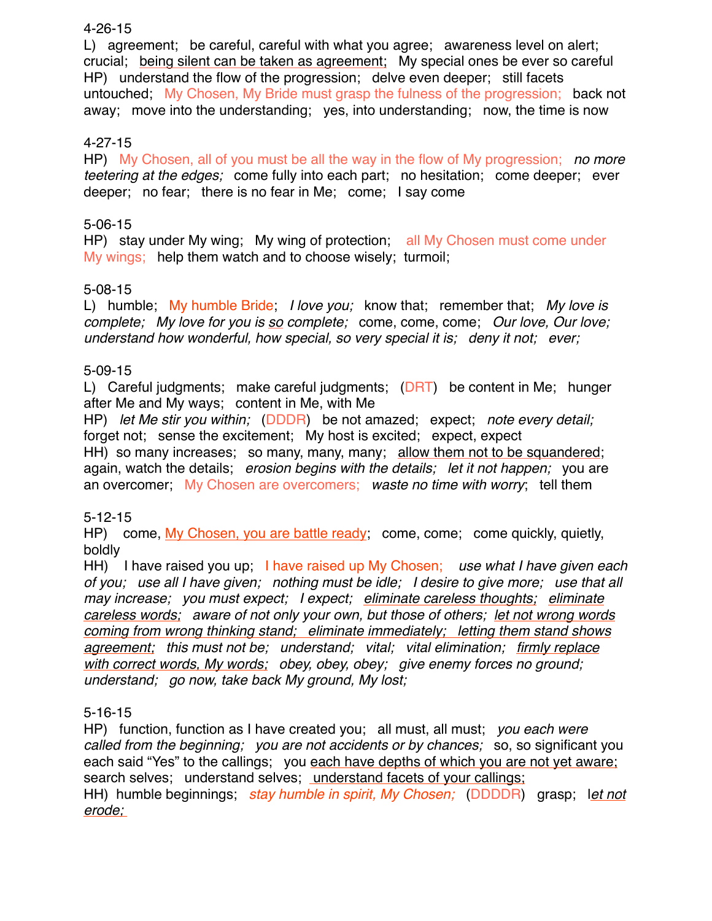4-26-15

L) agreement; be careful, careful with what you agree; awareness level on alert; crucial; <u>being silent can be taken as agreement;</u> My special ones be ever so careful

HP) understand the flow of the progression; delve even deeper; still facets untouched; My Chosen, My Bride must grasp the fulness of the progression; back not away; move into the understanding; yes, into understanding; now, the time is now

4-27-15

HP) My Chosen, all of you must be all the way in the flow of My progression; *no more teetering at the edges;* come fully into each part; no hesitation; come deeper; ever deeper; no fear; there is no fear in Me; come; I say come

5-06-15

HP) stay under My wing; My wing of protection; all My Chosen must come under My wings; help them watch and to choose wisely; turmoil;

5-08-15

L) humble; My humble Bride; *I love you;* know that; remember that; *My love is complete; My love for you is <u>so</u> complete;* come, come, come; *Our love, Our love; understand how wonderful, how special, so very special it is; deny it not; ever;*

5-09-15

L) Careful judgments; make careful judgments; (DRT) be content in Me; hunger after Me and My ways; content in Me, with Me

HP) *let Me stir you within;* (DDDR) be not amazed; expect; *note every detail;* forget not; sense the excitement; My host is excited; expect, expect

HH) so many increases; so many, many, many; <u>allow them not to be squandered</u>; again, watch the details; *erosion begins with the details; let it not happen;* you are an overcomer; My Chosen are overcomers; *waste no time with worry*; tell them

5-12-15

HP) come, <u>My Chosen, you are battle ready</u>; come, come; come quickly, quietly, boldly

HH) I have raised you up; I have raised up My Chosen; *use what I have given each of you; use all I have given; nothing must be idle; I desire to give more; use that all may increase; you must expect; I expect; <u>eliminate careless thoughts; eliminate careless words;</u> aware of not only your own, but those of others; <u>let not wrong words coming from wrong thinking stand; eliminate immediately; letting them stand shows agreement;</u> this must not be; understand; vital; vital elimination; <u>firmly replace with correct words, My words;</u> obey, obey, obey; give enemy forces no ground; understand; go now, take back My ground, My lost;*

5-16-15

HP) function, function as I have created you; all must, all must; *you each were called from the beginning; you are not accidents or by chances;* so, so significant you each said "Yes" to the callings; you <u>each have depths of which you are not yet aware;</u> search selves; understand selves; <u>understand facets of your callings;</u>

HH) humble beginnings; *stay humble in spirit, My Chosen;* (DDDDR) grasp; l*<u>et not erode;</u>*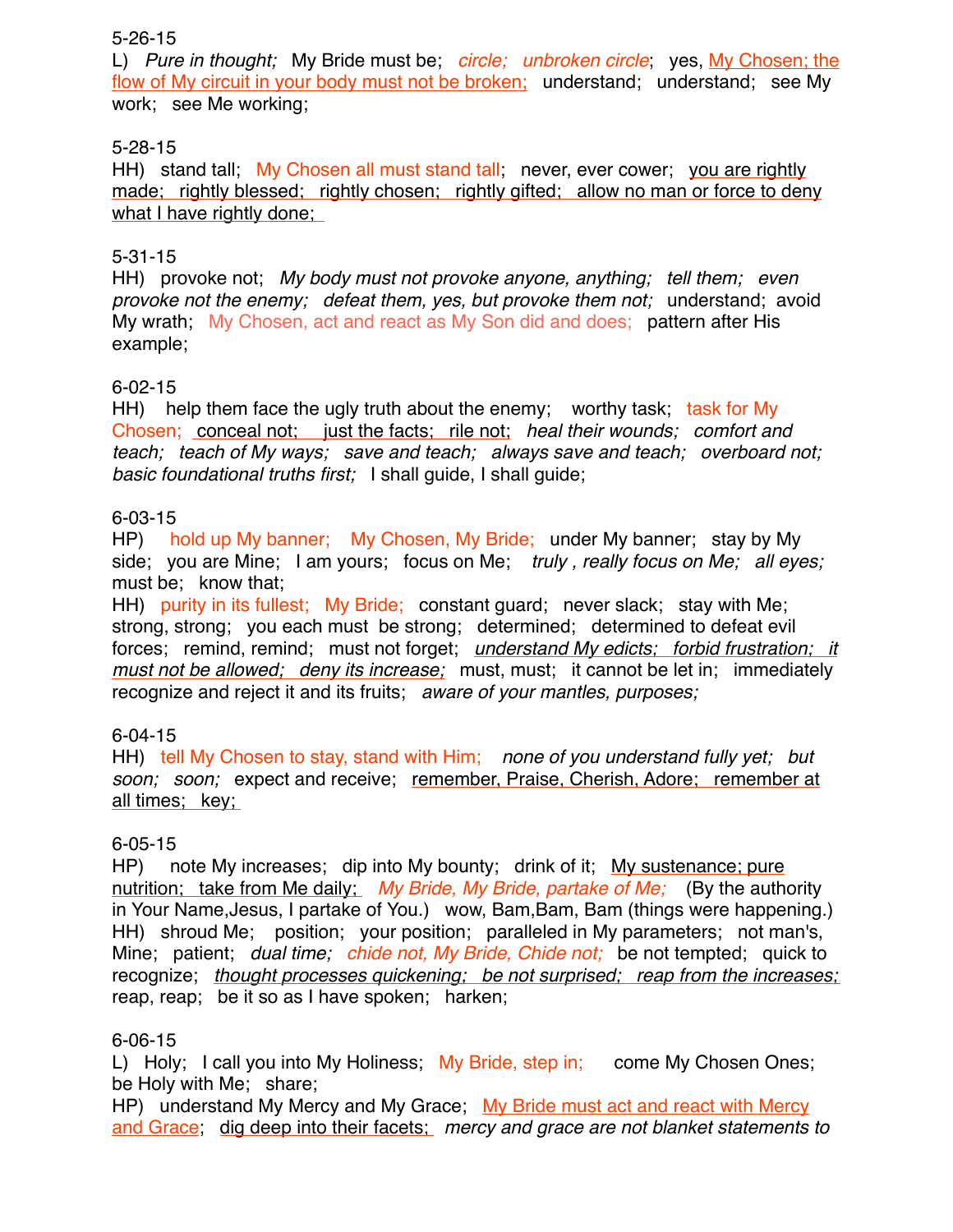5-26-15

L) *Pure in thought;* My Bride must be; *circle; unbroken circle*; yes, My Chosen; the flow of My circuit in your body must not be broken; understand; understand; see My work; see Me working;

5-28-15

HH) stand tall; My Chosen all must stand tall; never, ever cower; you are rightly made; rightly blessed; rightly chosen; rightly gifted; allow no man or force to deny what I have rightly done;

5-31-15

HH) provoke not; *My body must not provoke anyone, anything; tell them; even provoke not the enemy; defeat them, yes, but provoke them not;* understand; avoid My wrath; My Chosen, act and react as My Son did and does; pattern after His example;

6-02-15

HH) help them face the ugly truth about the enemy; worthy task; task for My Chosen; conceal not; just the facts; rile not; *heal their wounds; comfort and teach; teach of My ways; save and teach; always save and teach; overboard not; basic foundational truths first;* I shall guide, I shall guide;

6-03-15

HP) hold up My banner; My Chosen, My Bride; under My banner; stay by My side; you are Mine; I am yours; focus on Me; *truly , really focus on Me; all eyes;* must be; know that;

HH) purity in its fullest; My Bride; constant guard; never slack; stay with Me; strong, strong; you each must be strong; determined; determined to defeat evil forces; remind, remind; must not forget; *understand My edicts; forbid frustration; it must not be allowed; deny its increase;* must, must; it cannot be let in; immediately recognize and reject it and its fruits; *aware of your mantles, purposes;*

6-04-15

HH) tell My Chosen to stay, stand with Him; *none of you understand fully yet; but soon; soon;* expect and receive; remember, Praise, Cherish, Adore; remember at all times; key;

6-05-15

HP) note My increases; dip into My bounty; drink of it; My sustenance; pure nutrition; take from Me daily; *My Bride, My Bride, partake of Me;* (By the authority in Your Name,Jesus, I partake of You.) wow, Bam,Bam, Bam (things were happening.)

HH) shroud Me; position; your position; paralleled in My parameters; not man's, Mine; patient; *dual time; chide not, My Bride, Chide not;* be not tempted; quick to recognize; *thought processes quickening; be not surprised; reap from the increases;* reap, reap; be it so as I have spoken; harken;

6-06-15

L) Holy; I call you into My Holiness; My Bride, step in; come My Chosen Ones; be Holy with Me; share;

HP) understand My Mercy and My Grace; My Bride must act and react with Mercy and Grace; dig deep into their facets; *mercy and grace are not blanket statements to*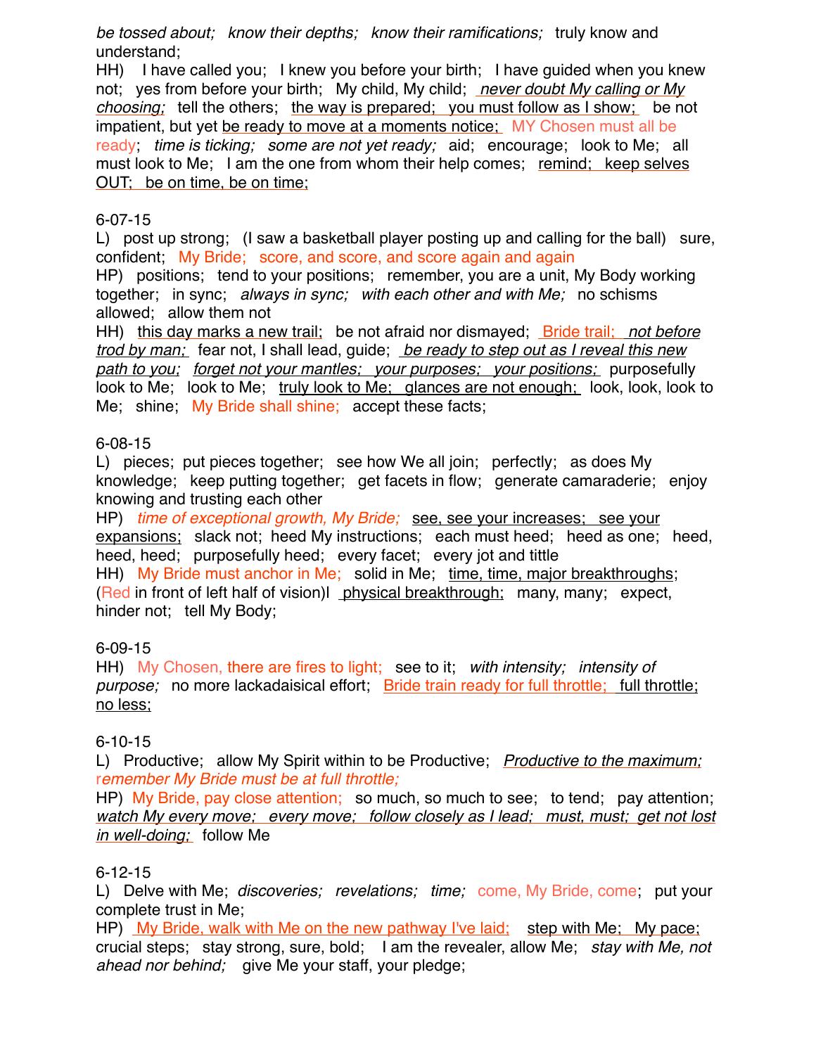*be tossed about; know their depths; know their ramifications;* truly know and understand;

HH) I have called you; I knew you before your birth; I have guided when you knew not; yes from before your birth; My child, My child; *never doubt My calling or My choosing;* tell the others; the way is prepared; you must follow as I show; be not impatient, but yet be ready to move at a moments notice; MY Chosen must all be ready; *time is ticking; some are not yet ready;* aid; encourage; look to Me; all must look to Me; I am the one from whom their help comes; remind; keep selves OUT; be on time, be on time;

6-07-15

L) post up strong; (I saw a basketball player posting up and calling for the ball) sure, confident; My Bride; score, and score, and score again and again

HP) positions; tend to your positions; remember, you are a unit, My Body working together; in sync; *always in sync; with each other and with Me;* no schisms allowed; allow them not

HH) this day marks a new trail; be not afraid nor dismayed; Bride trail; *not before trod by man;* fear not, I shall lead, guide; *be ready to step out as I reveal this new path to you; forget not your mantles; your purposes; your positions;* purposefully look to Me; look to Me; truly look to Me; glances are not enough; look, look, look to Me; shine; My Bride shall shine; accept these facts;

6-08-15

L) pieces; put pieces together; see how We all join; perfectly; as does My knowledge; keep putting together; get facets in flow; generate camaraderie; enjoy knowing and trusting each other

HP) *time of exceptional growth, My Bride;* see, see your increases; see your expansions; slack not; heed My instructions; each must heed; heed as one; heed, heed, heed; purposefully heed; every facet; every jot and tittle

HH) My Bride must anchor in Me; solid in Me; time, time, major breakthroughs; (Red in front of left half of vision)I physical breakthrough; many, many; expect, hinder not; tell My Body;

6-09-15

HH) My Chosen, there are fires to light; see to it; *with intensity; intensity of purpose;* no more lackadaisical effort; Bride train ready for full throttle; full throttle; no less;

6-10-15

L) Productive; allow My Spirit within to be Productive; *Productive to the maximum; remember My Bride must be at full throttle;*

HP) My Bride, pay close attention; so much, so much to see; to tend; pay attention; *watch My every move; every move; follow closely as I lead; must, must; get not lost in well-doing;* follow Me

6-12-15

L) Delve with Me; *discoveries; revelations; time;* come, My Bride, come; put your complete trust in Me;

HP) My Bride, walk with Me on the new pathway I've laid; step with Me; My pace; crucial steps; stay strong, sure, bold; I am the revealer, allow Me; *stay with Me, not ahead nor behind;* give Me your staff, your pledge;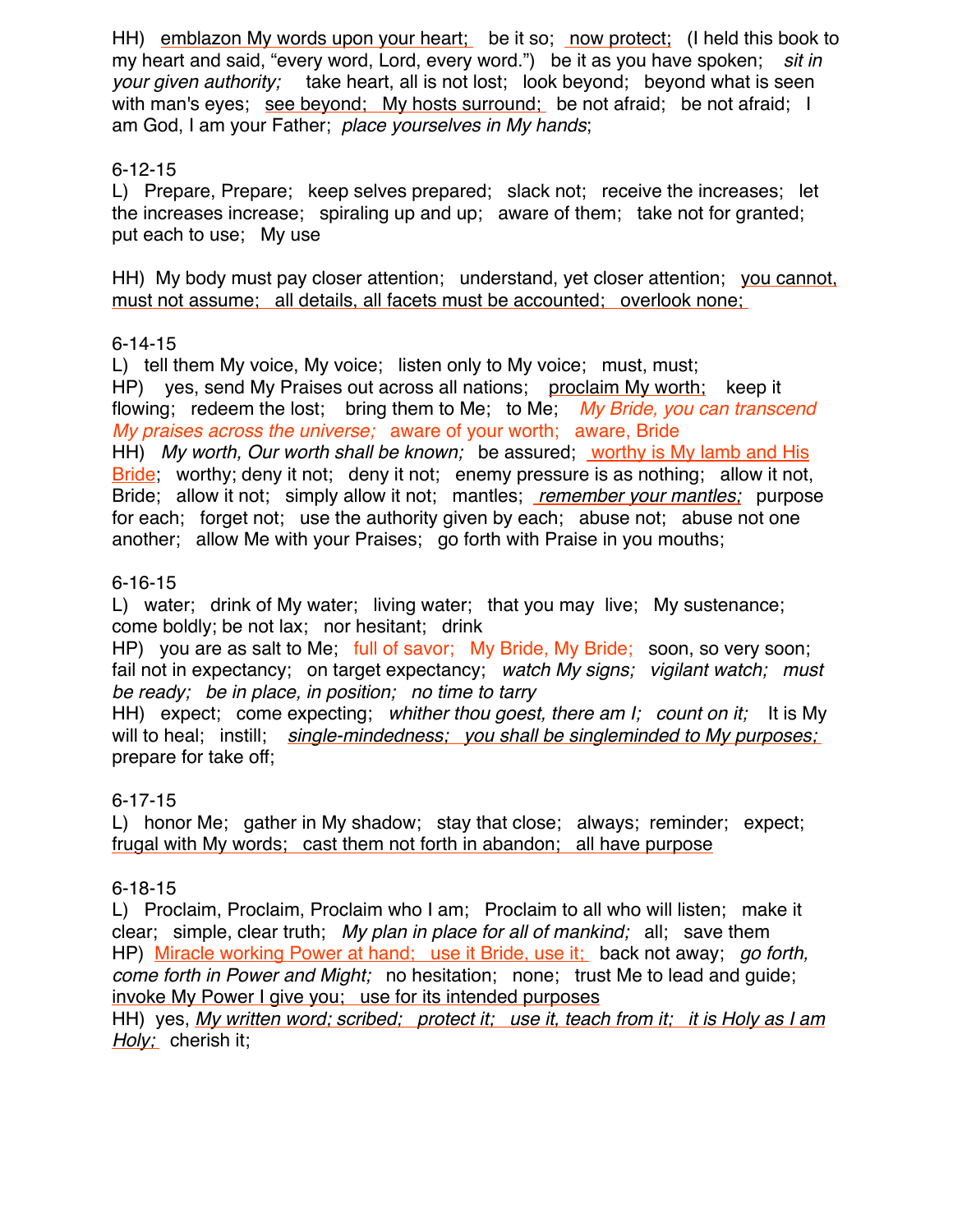HH) emblazon My words upon your heart; be it so; now protect; (I held this book to my heart and said, “every word, Lord, every word.”) be it as you have spoken; *sit in your given authority;* take heart, all is not lost; look beyond; beyond what is seen with man's eyes; see beyond; My hosts surround; be not afraid; be not afraid; I am God, I am your Father; *place yourselves in My hands*;

6-12-15

L) Prepare, Prepare; keep selves prepared; slack not; receive the increases; let the increases increase; spiraling up and up; aware of them; take not for granted; put each to use; My use

HH) My body must pay closer attention; understand, yet closer attention; you cannot, must not assume; all details, all facets must be accounted; overlook none;

6-14-15

L) tell them My voice, My voice; listen only to My voice; must, must;

HP) yes, send My Praises out across all nations; proclaim My worth; keep it flowing; redeem the lost; bring them to Me; to Me; *My Bride, you can transcend My praises across the universe;* aware of your worth; aware, Bride

HH) *My worth, Our worth shall be known;* be assured; worthy is My lamb and His Bride; worthy; deny it not; deny it not; enemy pressure is as nothing; allow it not, Bride; allow it not; simply allow it not; mantles; *remember your mantles;* purpose for each; forget not; use the authority given by each; abuse not; abuse not one another; allow Me with your Praises; go forth with Praise in you mouths;

6-16-15

L) water; drink of My water; living water; that you may live; My sustenance; come boldly; be not lax; nor hesitant; drink

HP) you are as salt to Me; full of savor; My Bride, My Bride; soon, so very soon; fail not in expectancy; on target expectancy; *watch My signs; vigilant watch; must be ready; be in place, in position; no time to tarry*

HH) expect; come expecting; *whither thou goest, there am I; count on it;* It is My will to heal; instill; *single-mindedness; you shall be singleminded to My purposes;* prepare for take off;

6-17-15

L) honor Me; gather in My shadow; stay that close; always; reminder; expect; frugal with My words; cast them not forth in abandon; all have purpose

6-18-15

L) Proclaim, Proclaim, Proclaim who I am; Proclaim to all who will listen; make it clear; simple, clear truth; *My plan in place for all of mankind;* all; save them

HP) Miracle working Power at hand; use it Bride, use it; back not away; *go forth, come forth in Power and Might;* no hesitation; none; trust Me to lead and guide; invoke My Power I give you; use for its intended purposes

HH) yes, *My written word; scribed; protect it; use it, teach from it; it is Holy as I am Holy;* cherish it;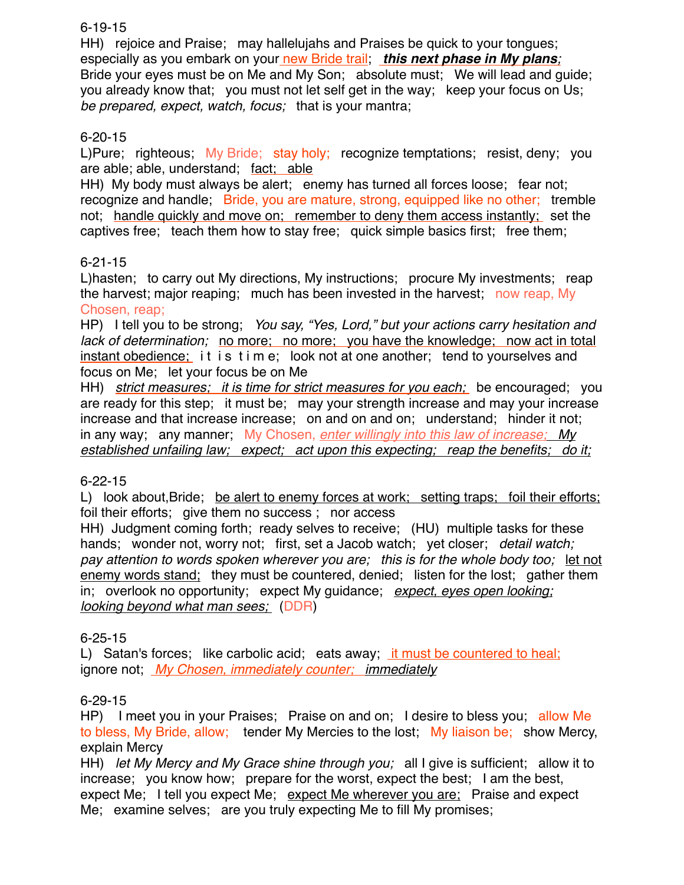6-19-15

HH) rejoice and Praise; may hallelujahs and Praises be quick to your tongues; especially as you embark on your new Bride trail; ***this next phase in My plans;*** Bride your eyes must be on Me and My Son; absolute must; We will lead and guide; you already know that; you must not let self get in the way; keep your focus on Us; *be prepared, expect, watch, focus;* that is your mantra;

6-20-15

L)Pure; righteous; My Bride; stay holy; recognize temptations; resist, deny; you are able; able, understand; fact; able

HH) My body must always be alert; enemy has turned all forces loose; fear not; recognize and handle; Bride, you are mature, strong, equipped like no other; tremble not; handle quickly and move on; remember to deny them access instantly; set the captives free; teach them how to stay free; quick simple basics first; free them;

6-21-15

L)hasten; to carry out My directions, My instructions; procure My investments; reap the harvest; major reaping; much has been invested in the harvest; now reap, My Chosen, reap;

HP) I tell you to be strong; *You say, "Yes, Lord," but your actions carry hesitation and lack of determination;* no more; no more; you have the knowledge; now act in total instant obedience; i t i s t i m e; look not at one another; tend to yourselves and focus on Me; let your focus be on Me

HH) *strict measures; it is time for strict measures for you each;* be encouraged; you are ready for this step; it must be; may your strength increase and may your increase increase and that increase increase; on and on and on; understand; hinder it not; in any way; any manner; My Chosen, *enter willingly into this law of increase; My established unfailing law; expect; act upon this expecting; reap the benefits; do it;*

6-22-15

L) look about,Bride; be alert to enemy forces at work; setting traps; foil their efforts; foil their efforts; give them no success ; nor access

HH) Judgment coming forth; ready selves to receive; (HU) multiple tasks for these hands; wonder not, worry not; first, set a Jacob watch; yet closer; *detail watch; pay attention to words spoken wherever you are; this is for the whole body too;* let not enemy words stand; they must be countered, denied; listen for the lost; gather them in; overlook no opportunity; expect My guidance; *expect, eyes open looking; looking beyond what man sees;* (DDR)

6-25-15

L) Satan's forces; like carbolic acid; eats away; it must be countered to heal; ignore not; *My Chosen, immediately counter; immediately*

6-29-15

HP) I meet you in your Praises; Praise on and on; I desire to bless you; allow Me to bless, My Bride, allow; tender My Mercies to the lost; My liaison be; show Mercy, explain Mercy

HH) *let My Mercy and My Grace shine through you;* all I give is sufficient; allow it to increase; you know how; prepare for the worst, expect the best; I am the best, expect Me; I tell you expect Me; expect Me wherever you are; Praise and expect Me; examine selves; are you truly expecting Me to fill My promises;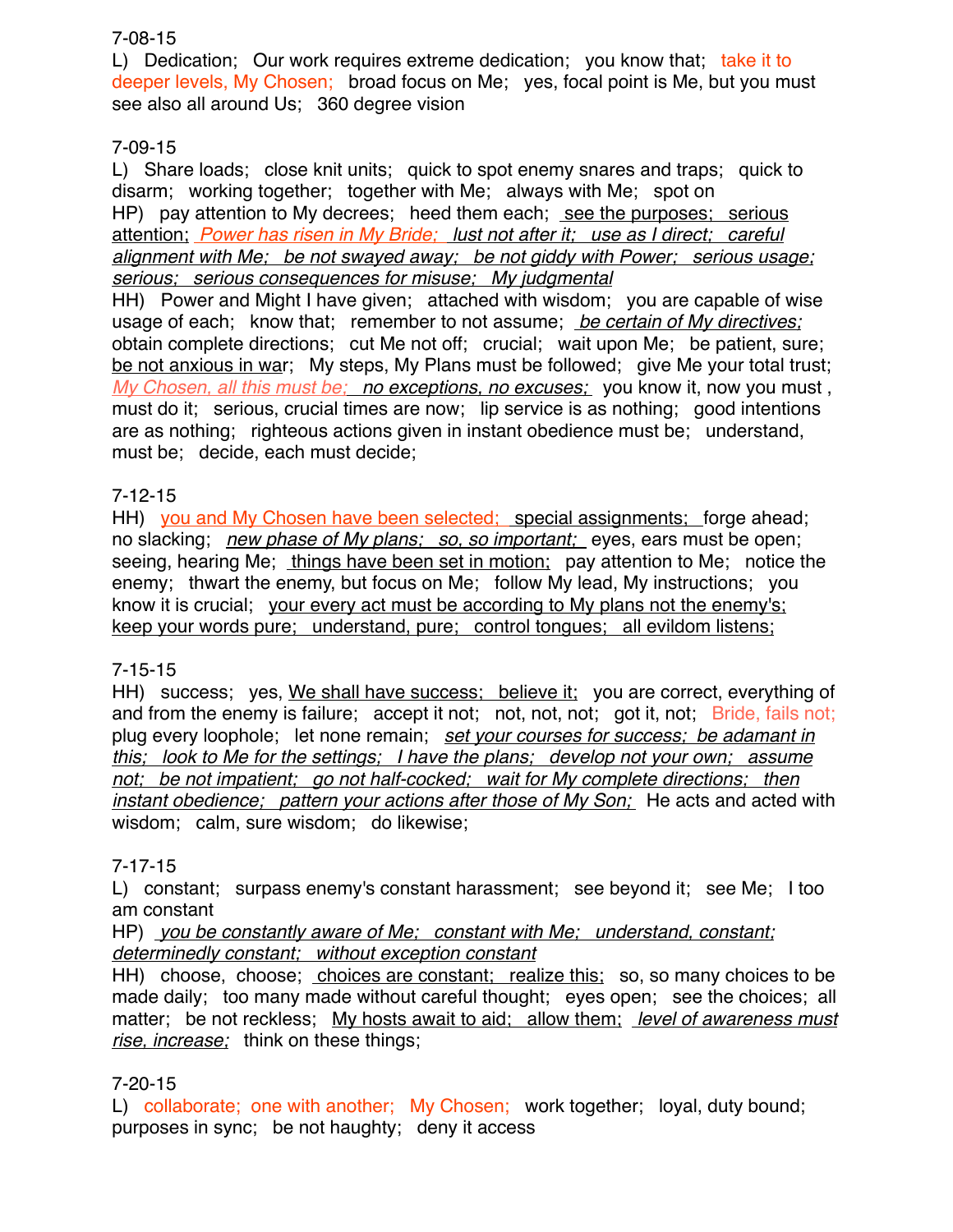7-08-15

L) Dedication; Our work requires extreme dedication; you know that; take it to deeper levels, My Chosen; broad focus on Me; yes, focal point is Me, but you must see also all around Us; 360 degree vision

7-09-15

L) Share loads; close knit units; quick to spot enemy snares and traps; quick to disarm; working together; together with Me; always with Me; spot on

HP) pay attention to My decrees; heed them each; <u>see the purposes; serious attention;</u> <u>*Power has risen in My Bride; lust not after it; use as I direct; careful alignment with Me; be not swayed away; be not giddy with Power; serious usage; serious; serious consequences for misuse; My judgmental*</u>

HH) Power and Might I have given; attached with wisdom; you are capable of wise usage of each; know that; remember to not assume; <u>*be certain of My directives;*</u> obtain complete directions; cut Me not off; crucial; wait upon Me; be patient, sure; <u>be not anxious in war</u>; My steps, My Plans must be followed; give Me your total trust; <u>*My Chosen, all this must be; no exceptions, no excuses;*</u> you know it, now you must , must do it; serious, crucial times are now; lip service is as nothing; good intentions are as nothing; righteous actions given in instant obedience must be; understand, must be; decide, each must decide;

7-12-15

HH) <u>you and My Chosen have been selected; special assignments;</u> forge ahead; no slacking; <u>*new phase of My plans; so, so important;*</u> eyes, ears must be open; seeing, hearing Me; <u>things have been set in motion;</u> pay attention to Me; notice the enemy; thwart the enemy, but focus on Me; follow My lead, My instructions; you know it is crucial; <u>your every act must be according to My plans not the enemy's; keep your words pure; understand, pure; control tongues; all evildom listens;</u>

7-15-15

HH) success; yes, <u>We shall have success; believe it;</u> you are correct, everything of and from the enemy is failure; accept it not; not, not, not; got it, not; Bride, fails not; plug every loophole; let none remain; <u>*set your courses for success; be adamant in this; look to Me for the settings; I have the plans; develop not your own; assume not; be not impatient; go not half-cocked; wait for My complete directions; then instant obedience; pattern your actions after those of My Son;*</u> He acts and acted with wisdom; calm, sure wisdom; do likewise;

7-17-15

L) constant; surpass enemy's constant harassment; see beyond it; see Me; I too am constant

HP) <u>*you be constantly aware of Me; constant with Me; understand, constant; determinedly constant; without exception constant*</u>

HH) choose, choose; <u>choices are constant; realize this;</u> so, so many choices to be made daily; too many made without careful thought; eyes open; see the choices; all matter; be not reckless; <u>My hosts await to aid; allow them;</u> <u>*level of awareness must rise, increase;*</u> think on these things;

7-20-15

L) collaborate; one with another; My Chosen; work together; loyal, duty bound; purposes in sync; be not haughty; deny it access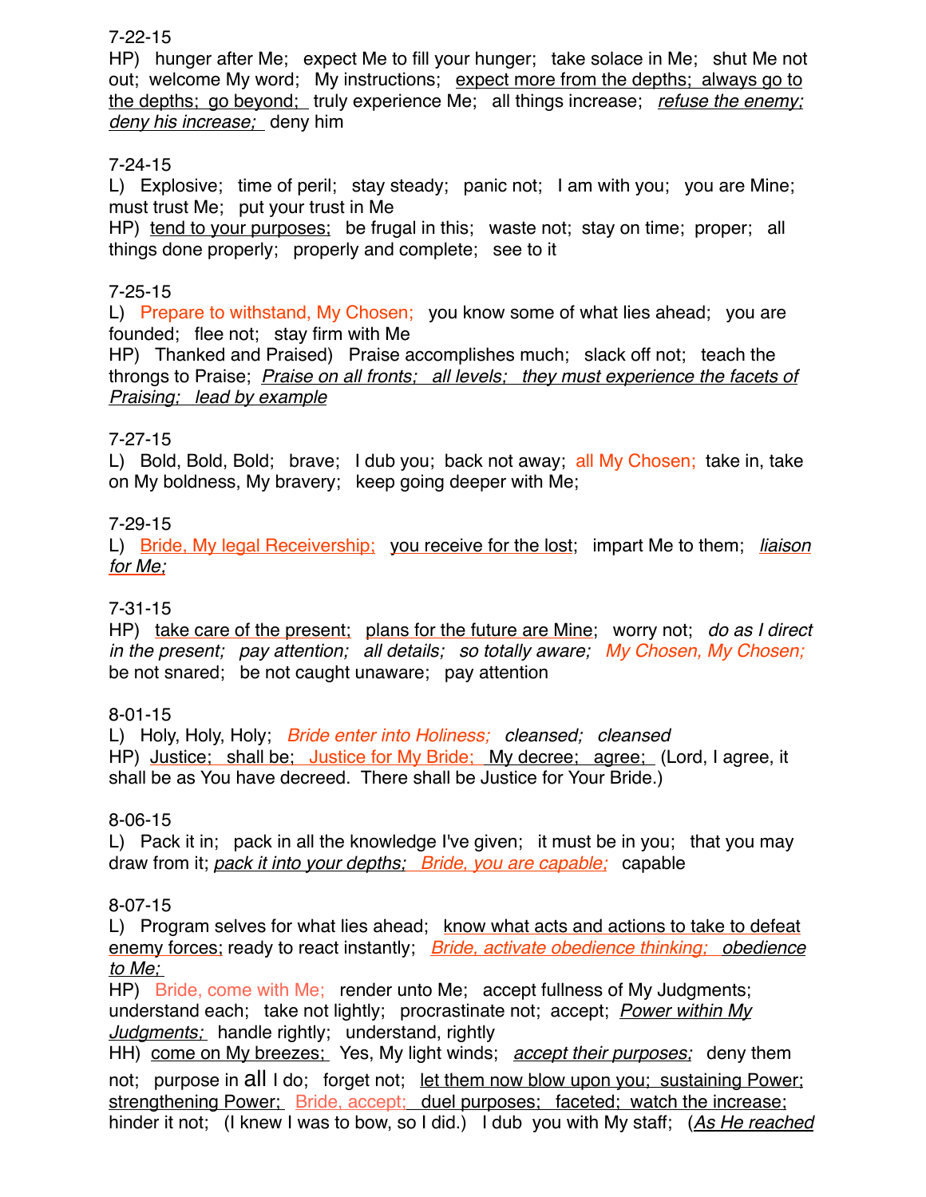7-22-15

HP) hunger after Me; expect Me to fill your hunger; take solace in Me; shut Me not out; welcome My word; My instructions; expect more from the depths; always go to the depths; go beyond; truly experience Me; all things increase; *refuse the enemy; deny his increase;* deny him

7-24-15

L) Explosive; time of peril; stay steady; panic not; I am with you; you are Mine; must trust Me; put your trust in Me

HP) tend to your purposes; be frugal in this; waste not; stay on time; proper; all things done properly; properly and complete; see to it

7-25-15

L) Prepare to withstand, My Chosen; you know some of what lies ahead; you are founded; flee not; stay firm with Me

HP) Thanked and Praised) Praise accomplishes much; slack off not; teach the throngs to Praise; *Praise on all fronts; all levels; they must experience the facets of Praising; lead by example*

7-27-15

L) Bold, Bold, Bold; brave; I dub you; back not away; all My Chosen; take in, take on My boldness, My bravery; keep going deeper with Me;

7-29-15

L) Bride, My legal Receivership; you receive for the lost; impart Me to them; *liaison for Me;*

7-31-15

HP) take care of the present; plans for the future are Mine; worry not; *do as I direct in the present; pay attention; all details; so totally aware; My Chosen, My Chosen;* be not snared; be not caught unaware; pay attention

8-01-15

L) Holy, Holy, Holy; *Bride enter into Holiness; cleansed; cleansed*

HP) Justice; shall be; Justice for My Bride; My decree; agree; (Lord, I agree, it shall be as You have decreed. There shall be Justice for Your Bride.)

8-06-15

L) Pack it in; pack in all the knowledge I've given; it must be in you; that you may draw from it; *pack it into your depths; Bride, you are capable;* capable

8-07-15

L) Program selves for what lies ahead; know what acts and actions to take to defeat enemy forces; ready to react instantly; *Bride, activate obedience thinking; obedience to Me;*

HP) Bride, come with Me; render unto Me; accept fullness of My Judgments; understand each; take not lightly; procrastinate not; accept; *Power within My Judgments;* handle rightly; understand, rightly

HH) come on My breezes; Yes, My light winds; *accept their purposes;* deny them not; purpose in all I do; forget not; let them now blow upon you; sustaining Power; strengthening Power; Bride, accept; duel purposes; faceted; watch the increase; hinder it not; (I knew I was to bow, so I did.) I dub you with My staff; (*As He reached*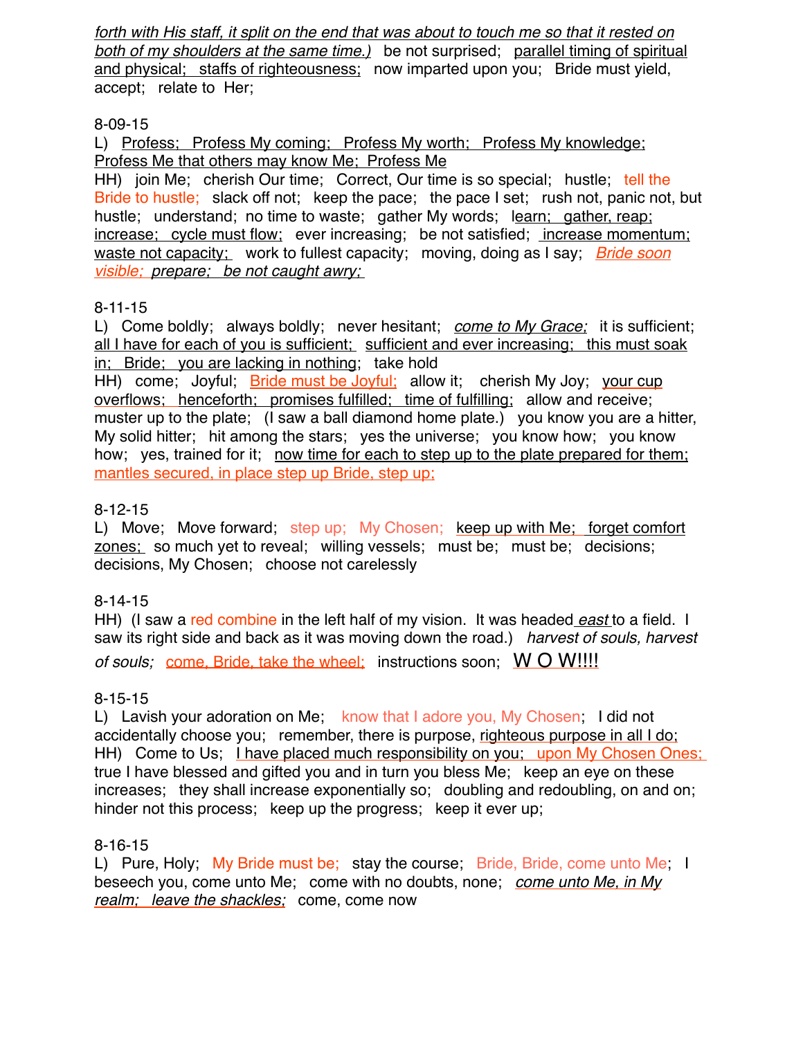*forth with His staff, it split on the end that was about to touch me so that it rested on both of my shoulders at the same time.)* be not surprised; parallel timing of spiritual and physical; staffs of righteousness; now imparted upon you; Bride must yield, accept; relate to Her;

8-09-15

L) Profess; Profess My coming; Profess My worth; Profess My knowledge; Profess Me that others may know Me; Profess Me

HH) join Me; cherish Our time; Correct, Our time is so special; hustle; tell the Bride to hustle; slack off not; keep the pace; the pace I set; rush not, panic not, but hustle; understand; no time to waste; gather My words; learn; gather, reap; increase; cycle must flow; ever increasing; be not satisfied; increase momentum; waste not capacity; work to fullest capacity; moving, doing as I say; *Bride soon visible; prepare; be not caught awry;*

8-11-15

L) Come boldly; always boldly; never hesitant; *come to My Grace;* it is sufficient; all I have for each of you is sufficient; sufficient and ever increasing; this must soak in; Bride; you are lacking in nothing; take hold

HH) come; Joyful; Bride must be Joyful; allow it; cherish My Joy; your cup overflows; henceforth; promises fulfilled; time of fulfilling; allow and receive; muster up to the plate; (I saw a ball diamond home plate.) you know you are a hitter, My solid hitter; hit among the stars; yes the universe; you know how; you know how; yes, trained for it; now time for each to step up to the plate prepared for them; mantles secured, in place step up Bride, step up;

8-12-15

L) Move; Move forward; step up; My Chosen; keep up with Me; forget comfort zones; so much yet to reveal; willing vessels; must be; must be; decisions; decisions, My Chosen; choose not carelessly

8-14-15

HH) (I saw a red combine in the left half of my vision. It was headed *east* to a field. I saw its right side and back as it was moving down the road.) *harvest of souls, harvest of souls;* come, Bride, take the wheel; instructions soon; W O W!!!!

8-15-15

L) Lavish your adoration on Me; know that I adore you, My Chosen; I did not accidentally choose you; remember, there is purpose, righteous purpose in all I do;

HH) Come to Us; I have placed much responsibility on you; upon My Chosen Ones; true I have blessed and gifted you and in turn you bless Me; keep an eye on these increases; they shall increase exponentially so; doubling and redoubling, on and on; hinder not this process; keep up the progress; keep it ever up;

8-16-15

L) Pure, Holy; My Bride must be; stay the course; Bride, Bride, come unto Me; I beseech you, come unto Me; come with no doubts, none; *come unto Me, in My realm; leave the shackles;* come, come now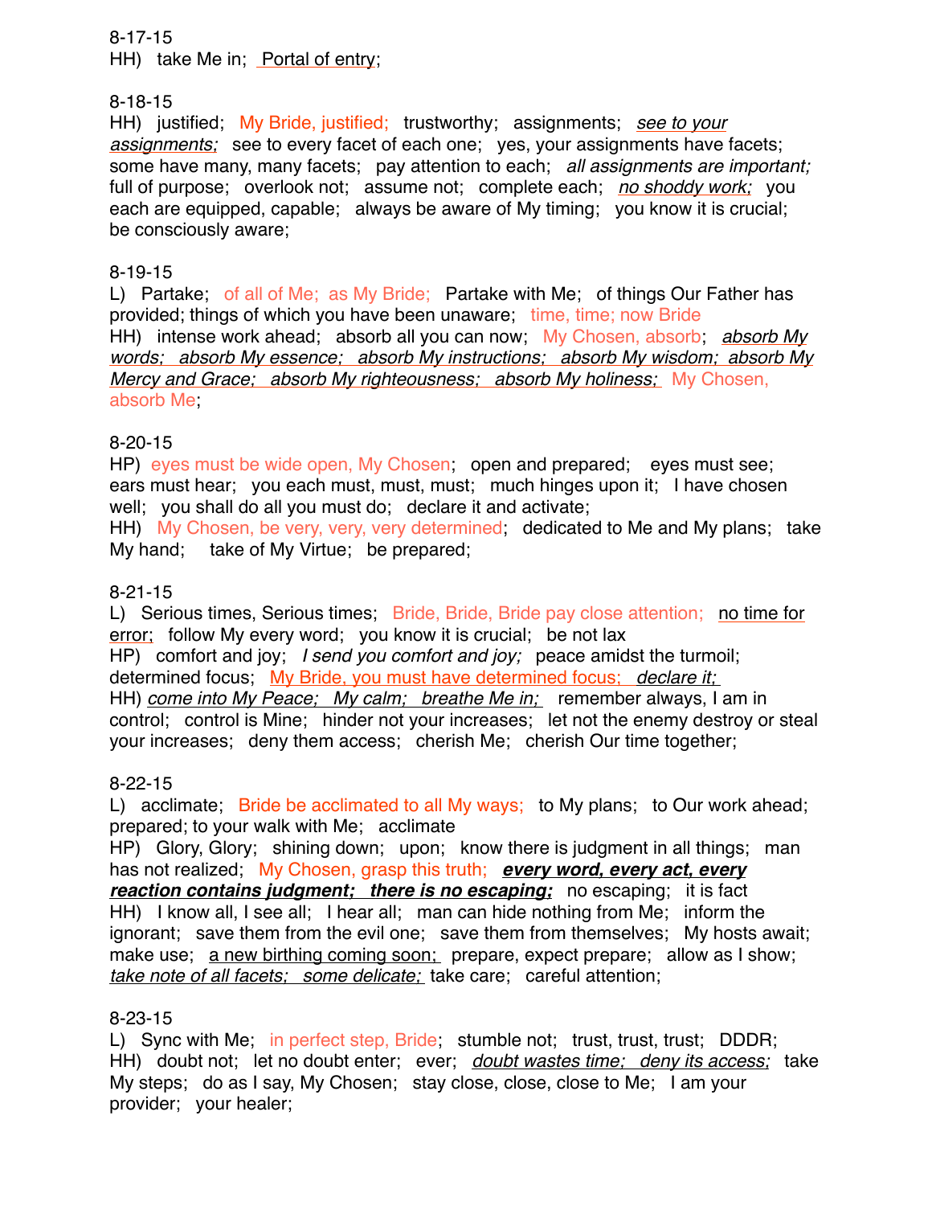8-17-15
HH)  take Me in;  <u>Portal of entry</u>;

8-18-15
HH)  justified;  My Bride, justified;  trustworthy;  assignments;  <u>*see to your assignments;*</u>  see to every facet of each one;  yes, your assignments have facets;  some have many, many facets;  pay attention to each;  *all assignments are important;*  full of purpose;  overlook not;  assume not;  complete each;  <u>*no shoddy work;*</u>  you each are equipped, capable;  always be aware of My timing;  you know it is crucial;  be consciously aware;

8-19-15
L)  Partake;  of all of Me;  as My Bride;  Partake with Me;  of things Our Father has provided; things of which you have been unaware;  time, time; now Bride
HH)  intense work ahead;  absorb all you can now;  My Chosen, absorb;  <u>*absorb My words;  absorb My essence;  absorb My instructions;  absorb My wisdom;  absorb My Mercy and Grace;  absorb My righteousness;  absorb My holiness;*</u>  My Chosen, absorb Me;

8-20-15
HP)  eyes must be wide open, My Chosen;  open and prepared;  eyes must see;  ears must hear;  you each must, must, must;  much hinges upon it;  I have chosen well;  you shall do all you must do;  declare it and activate;
HH)  My Chosen, be very, very, very determined;  dedicated to Me and My plans;  take My hand;  take of My Virtue;  be prepared;

8-21-15
L)  Serious times, Serious times;  Bride, Bride, Bride pay close attention;  <u>no time for error;</u>  follow My every word;  you know it is crucial;  be not lax
HP)  comfort and joy;  *I send you comfort and joy;*  peace amidst the turmoil;  determined focus;  <u>My Bride, you must have determined focus;  *declare it;*</u>
HH) <u>*come into My Peace;  My calm;  breathe Me in;*</u>  remember always, I am in control;  control is Mine;  hinder not your increases;  let not the enemy destroy or steal your increases;  deny them access;  cherish Me;  cherish Our time together;

8-22-15
L)  acclimate;  Bride be acclimated to all My ways;  to My plans;  to Our work ahead;  prepared; to your walk with Me;  acclimate
HP)  Glory, Glory;  shining down;  upon;  know there is judgment in all things;  man has not realized;  My Chosen, grasp this truth;  <u>***every word, every act, every reaction contains judgment;  there is no escaping;***</u>  no escaping;  it is fact
HH)  I know all, I see all;  I hear all;  man can hide nothing from Me;  inform the ignorant;  save them from the evil one;  save them from themselves;  My hosts await;  make use;  <u>a new birthing coming soon;</u>  prepare, expect prepare;  allow as I show;  <u>*take note of all facets;  some delicate;*</u>  take care;  careful attention;

8-23-15
L)  Sync with Me;  in perfect step, Bride;  stumble not;  trust, trust, trust;  DDDR;
HH)  doubt not;  let no doubt enter;  ever;  <u>*doubt wastes time;  deny its access;*</u>  take My steps;  do as I say, My Chosen;  stay close, close, close to Me;  I am your provider;  your healer;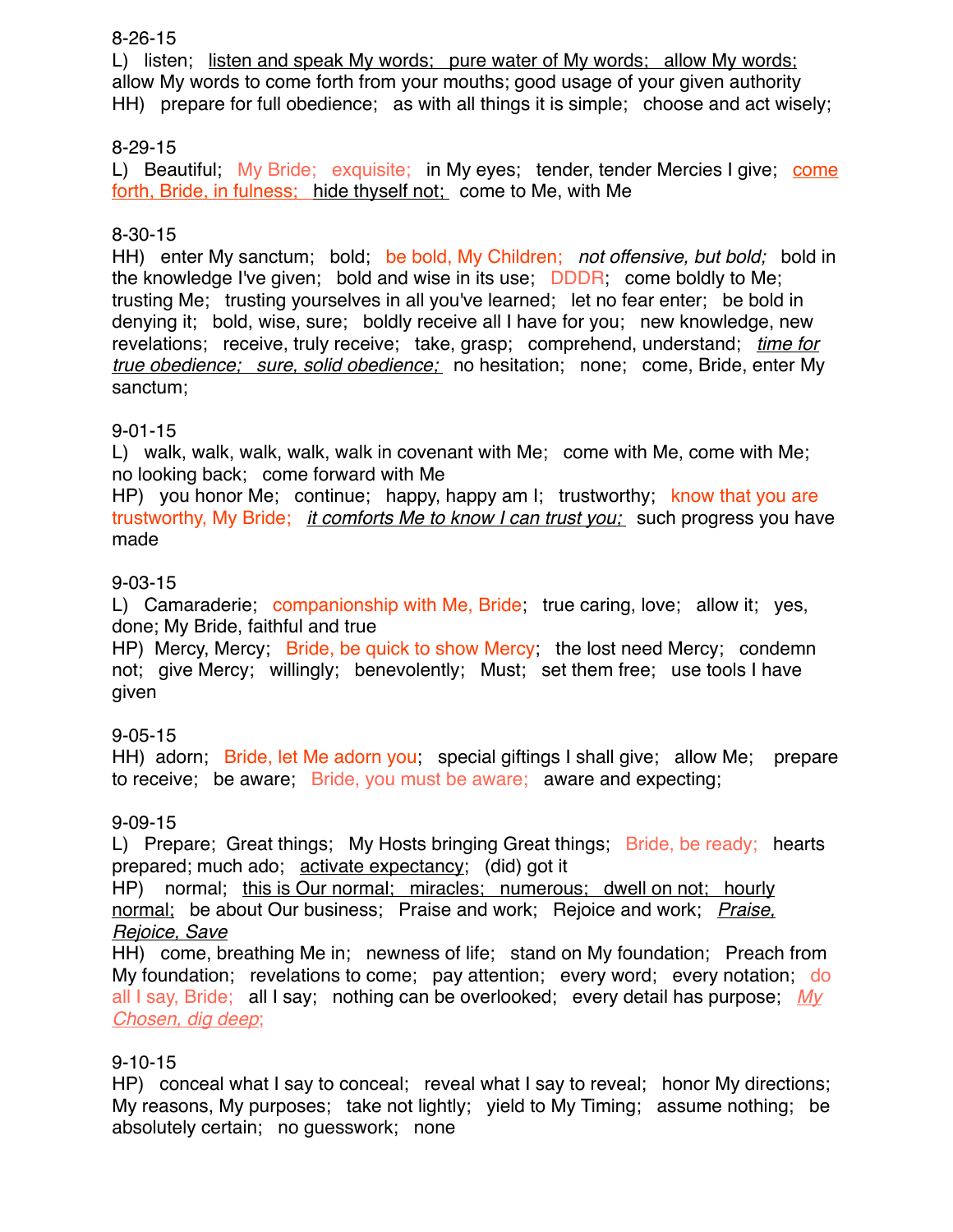8-26-15

L) listen; <u>listen and speak My words; pure water of My words; allow My words;</u> allow My words to come forth from your mouths; good usage of your given authority

HH) prepare for full obedience; as with all things it is simple; choose and act wisely;

8-29-15

L) Beautiful; My Bride; exquisite; in My eyes; tender, tender Mercies I give; <u>come forth, Bride, in fulness; hide thyself not;</u> come to Me, with Me

8-30-15

HH) enter My sanctum; bold; be bold, My Children; *not offensive, but bold;* bold in the knowledge I've given; bold and wise in its use; DDDR; come boldly to Me; trusting Me; trusting yourselves in all you've learned; let no fear enter; be bold in denying it; bold, wise, sure; boldly receive all I have for you; new knowledge, new revelations; receive, truly receive; take, grasp; comprehend, understand; *<u>time for true obedience; sure, solid obedience;</u>* no hesitation; none; come, Bride, enter My sanctum;

9-01-15

L) walk, walk, walk, walk, walk in covenant with Me; come with Me, come with Me; no looking back; come forward with Me

HP) you honor Me; continue; happy, happy am I; trustworthy; know that you are trustworthy, My Bride; *<u>it comforts Me to know I can trust you;</u>* such progress you have made

9-03-15

L) Camaraderie; companionship with Me, Bride; true caring, love; allow it; yes, done; My Bride, faithful and true

HP) Mercy, Mercy; Bride, be quick to show Mercy; the lost need Mercy; condemn not; give Mercy; willingly; benevolently; Must; set them free; use tools I have given

9-05-15

HH) adorn; Bride, let Me adorn you; special giftings I shall give; allow Me; prepare to receive; be aware; Bride, you must be aware; aware and expecting;

9-09-15

L) Prepare; Great things; My Hosts bringing Great things; Bride, be ready; hearts prepared; much ado; <u>activate expectancy</u>; (did) got it

HP) normal; <u>this is Our normal; miracles; numerous; dwell on not; hourly normal;</u> be about Our business; Praise and work; Rejoice and work; *<u>Praise, Rejoice, Save</u>*

HH) come, breathing Me in; newness of life; stand on My foundation; Preach from My foundation; revelations to come; pay attention; every word; every notation; do all I say, Bride; all I say; nothing can be overlooked; every detail has purpose; *<u>My Chosen, dig deep</u>*;

9-10-15

HP) conceal what I say to conceal; reveal what I say to reveal; honor My directions; My reasons, My purposes; take not lightly; yield to My Timing; assume nothing; be absolutely certain; no guesswork; none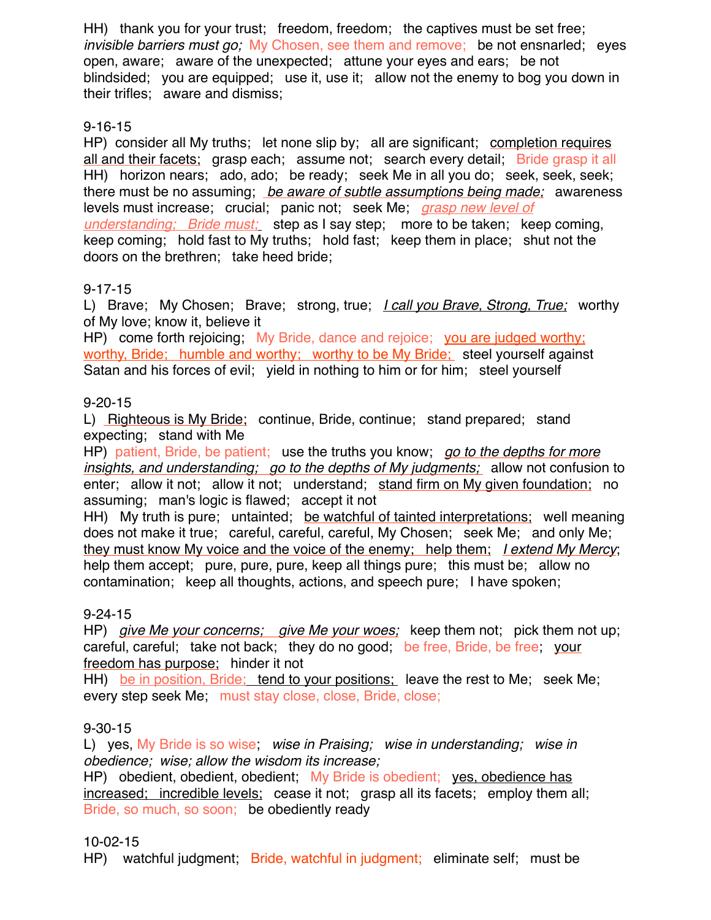HH)   thank you for your trust;   freedom, freedom;   the captives must be set free; *invisible barriers must go;* My Chosen, see them and remove;   be not ensnarled;   eyes open, aware;   aware of the unexpected;   attune your eyes and ears;   be not blindsided;   you are equipped;   use it, use it;   allow not the enemy to bog you down in their trifles;   aware and dismiss;

9-16-15

HP)   consider all My truths;   let none slip by;   all are significant;   <u>completion requires all and their facets;</u>   grasp each;   assume not;   search every detail;   Bride grasp it all

HH)   horizon nears;   ado, ado;   be ready;   seek Me in all you do;   seek, seek, seek; there must be no assuming;   <u>*be aware of subtle assumptions being made;*</u>   awareness levels must increase;   crucial;   panic not;   seek Me;   <u>*grasp new level of understanding;   Bride must;*</u>   step as I say step;   more to be taken;   keep coming, keep coming;   hold fast to My truths;   hold fast;   keep them in place;   shut not the doors on the brethren;   take heed bride;

9-17-15

L)   Brave;   My Chosen;   Brave;   strong, true;   <u>*I call you Brave, Strong, True;*</u>   worthy of My love; know it, believe it

HP)   come forth rejoicing;   My Bride, dance and rejoice;   <u>you are judged worthy; worthy, Bride;   humble and worthy;   worthy to be My Bride;</u>   steel yourself against Satan and his forces of evil;   yield in nothing to him or for him;   steel yourself

9-20-15

L)   <u>Righteous is My Bride;</u>   continue, Bride, continue;   stand prepared;   stand expecting;   stand with Me

HP)   patient, Bride, be patient;   use the truths you know;   <u>*go to the depths for more insights, and understanding;   go to the depths of My judgments;*</u>   allow not confusion to enter;   allow it not;   allow it not;   understand;   <u>stand firm on My given foundation;</u>   no assuming;   man's logic is flawed;   accept it not

HH)   My truth is pure;   untainted;   <u>be watchful of tainted interpretations;</u>   well meaning does not make it true;   careful, careful, careful, My Chosen;   seek Me;   and only Me; <u>they must know My voice and the voice of the enemy;   help them;</u>   <u>*I extend My Mercy*</u>; help them accept;   pure, pure, pure, keep all things pure;   this must be;   allow no contamination;   keep all thoughts, actions, and speech pure;   I have spoken;

9-24-15

HP)   <u>*give Me your concerns;   give Me your woes;*</u>   keep them not;   pick them not up; careful, careful;   take not back;   they do no good;   be free, Bride, be free;   <u>your freedom has purpose;</u>   hinder it not

HH)   <u>be in position, Bride;   tend to your positions;</u>   leave the rest to Me;   seek Me; every step seek Me;   must stay close, close, Bride, close;

9-30-15

L)   yes, My Bride is so wise;   *wise in Praising;   wise in understanding;   wise in obedience;   wise; allow the wisdom its increase;*

HP)   obedient, obedient, obedient;   My Bride is obedient;   <u>yes, obedience has increased;   incredible levels;</u>   cease it not;   grasp all its facets;   employ them all; Bride, so much, so soon;   be obediently ready

10-02-15

HP)   watchful judgment;   Bride, watchful in judgment;   eliminate self;   must be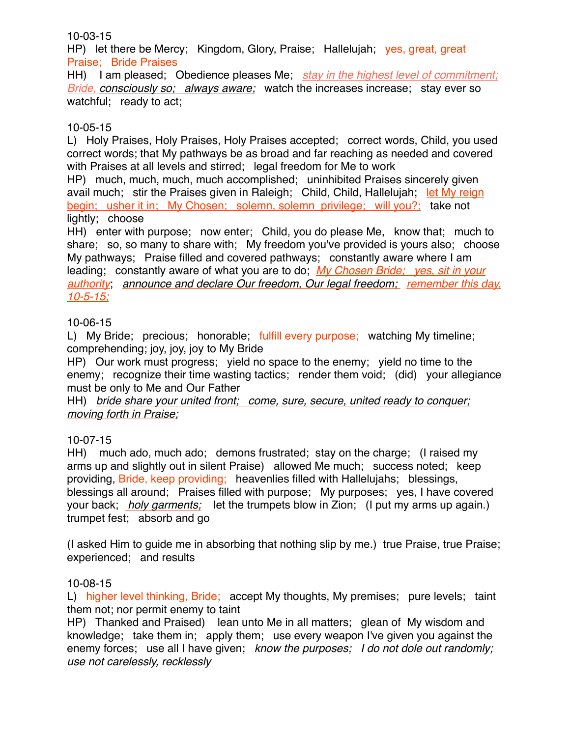10-03-15

HP) let there be Mercy; Kingdom, Glory, Praise; Hallelujah; yes, great, great Praise; Bride Praises

HH) I am pleased; Obedience pleases Me; *stay in the highest level of commitment; Bride, consciously so; always aware;* watch the increases increase; stay ever so watchful; ready to act;

10-05-15

L) Holy Praises, Holy Praises, Holy Praises accepted; correct words, Child, you used correct words; that My pathways be as broad and far reaching as needed and covered with Praises at all levels and stirred; legal freedom for Me to work

HP) much, much, much, much accomplished; uninhibited Praises sincerely given avail much; stir the Praises given in Raleigh; Child, Child, Hallelujah; let My reign begin; usher it in; My Chosen; solemn, solemn privilege; will you?; take not lightly; choose

HH) enter with purpose; now enter; Child, you do please Me, know that; much to share; so, so many to share with; My freedom you've provided is yours also; choose My pathways; Praise filled and covered pathways; constantly aware where I am leading; constantly aware of what you are to do; *My Chosen Bride; yes, sit in your authority*; *announce and declare Our freedom, Our legal freedom;* *remember this day, 10-5-15;*

10-06-15

L) My Bride; precious; honorable; fulfill every purpose; watching My timeline; comprehending; joy, joy, joy to My Bride

HP) Our work must progress; yield no space to the enemy; yield no time to the enemy; recognize their time wasting tactics; render them void; (did) your allegiance must be only to Me and Our Father

HH) *bride share your united front; come, sure, secure, united ready to conquer; moving forth in Praise;*

10-07-15

HH) much ado, much ado; demons frustrated; stay on the charge; (I raised my arms up and slightly out in silent Praise) allowed Me much; success noted; keep providing, Bride, keep providing; heavenlies filled with Hallelujahs; blessings, blessings all around; Praises filled with purpose; My purposes; yes, I have covered your back; *holy garments;* let the trumpets blow in Zion; (I put my arms up again.) trumpet fest; absorb and go

(I asked Him to guide me in absorbing that nothing slip by me.) true Praise, true Praise; experienced; and results

10-08-15

L) higher level thinking, Bride; accept My thoughts, My premises; pure levels; taint them not; nor permit enemy to taint

HP) Thanked and Praised) lean unto Me in all matters; glean of My wisdom and knowledge; take them in; apply them; use every weapon I've given you against the enemy forces; use all I have given; *know the purposes; I do not dole out randomly; use not carelessly, recklessly*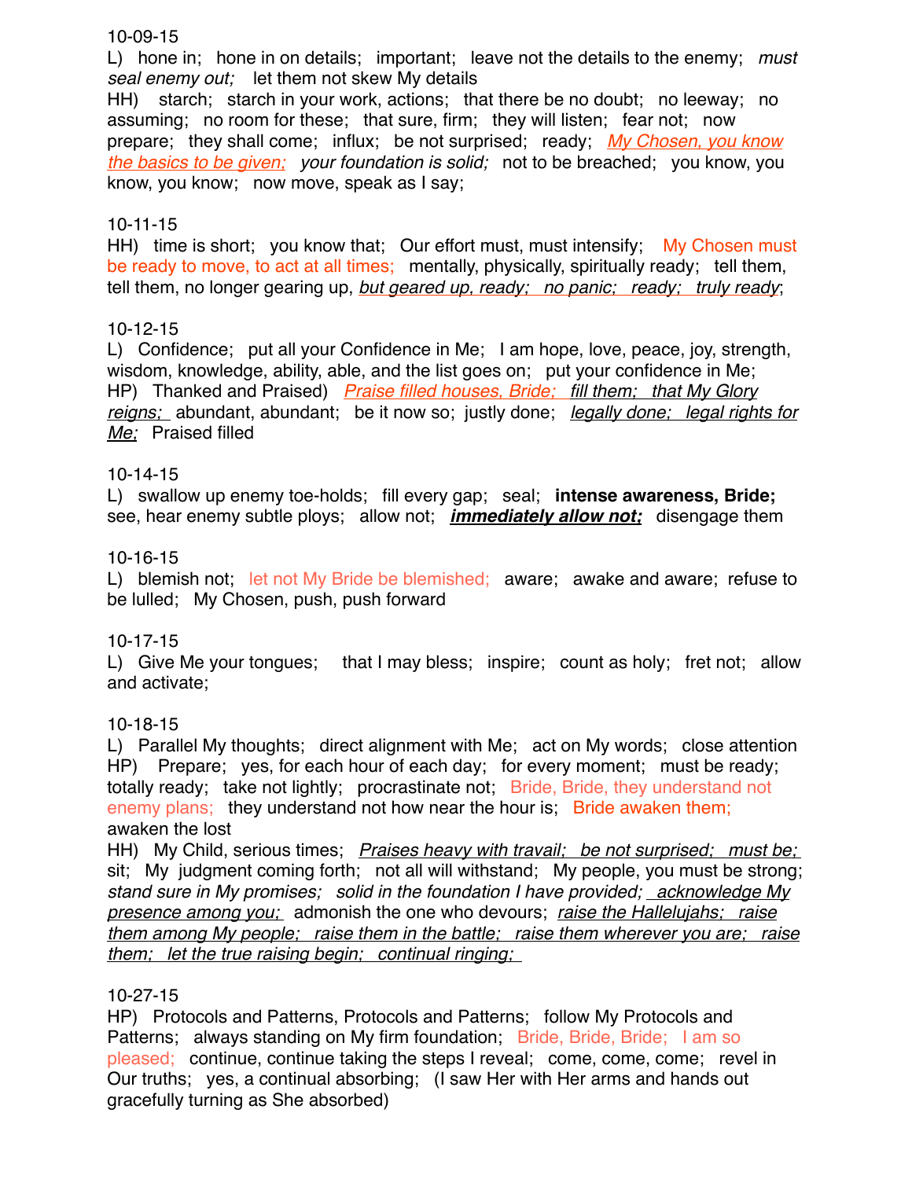10-09-15

L)  hone in;  hone in on details;  important;  leave not the details to the enemy;  *must seal enemy out;*  let them not skew My details

HH)  starch;  starch in your work, actions;  that there be no doubt;  no leeway;  no assuming;  no room for these;  that sure, firm;  they will listen;  fear not;  now prepare;  they shall come;  influx;  be not surprised;  ready;  *My Chosen, you know the basics to be given;*  *your foundation is solid;*  not to be breached;  you know, you know, you know;  now move, speak as I say;

10-11-15

HH)  time is short;  you know that;  Our effort must, must intensify;  My Chosen must be ready to move, to act at all times;  mentally, physically, spiritually ready;  tell them, tell them, no longer gearing up, *but geared up, ready;  no panic;  ready;  truly ready*;

10-12-15

L)  Confidence;  put all your Confidence in Me;  I am hope, love, peace, joy, strength, wisdom, knowledge, ability, able, and the list goes on;  put your confidence in Me;

HP)  Thanked and Praised)  *Praise filled houses, Bride;  fill them;  that My Glory reigns;*  abundant, abundant;  be it now so;  justly done;  *legally done;  legal rights for Me;*  Praised filled

10-14-15

L)  swallow up enemy toe-holds;  fill every gap;  seal;  **intense awareness, Bride;** see, hear enemy subtle ploys;  allow not;  ***immediately allow not;***  disengage them

10-16-15

L)  blemish not;  let not My Bride be blemished;  aware;  awake and aware;  refuse to be lulled;  My Chosen, push, push forward

10-17-15

L)  Give Me your tongues;  that I may bless;  inspire;  count as holy;  fret not;  allow and activate;

10-18-15

L)  Parallel My thoughts;  direct alignment with Me;  act on My words;  close attention

HP)  Prepare;  yes, for each hour of each day;  for every moment;  must be ready; totally ready;  take not lightly;  procrastinate not;  Bride, Bride, they understand not enemy plans;  they understand not how near the hour is;  Bride awaken them; awaken the lost

HH)  My Child, serious times;  *Praises heavy with travail;  be not surprised;  must be;* sit;  My judgment coming forth;  not all will withstand;  My people, you must be strong; *stand sure in My promises;  solid in the foundation I have provided;  acknowledge My presence among you;*  admonish the one who devours;  *raise the Hallelujahs;  raise them among My people;  raise them in the battle;  raise them wherever you are;  raise them;  let the true raising begin;  continual ringing;*

10-27-15

HP)  Protocols and Patterns, Protocols and Patterns;  follow My Protocols and Patterns;  always standing on My firm foundation;  Bride, Bride, Bride;  I am so pleased;  continue, continue taking the steps I reveal;  come, come, come;  revel in Our truths;  yes, a continual absorbing;  (I saw Her with Her arms and hands out gracefully turning as She absorbed)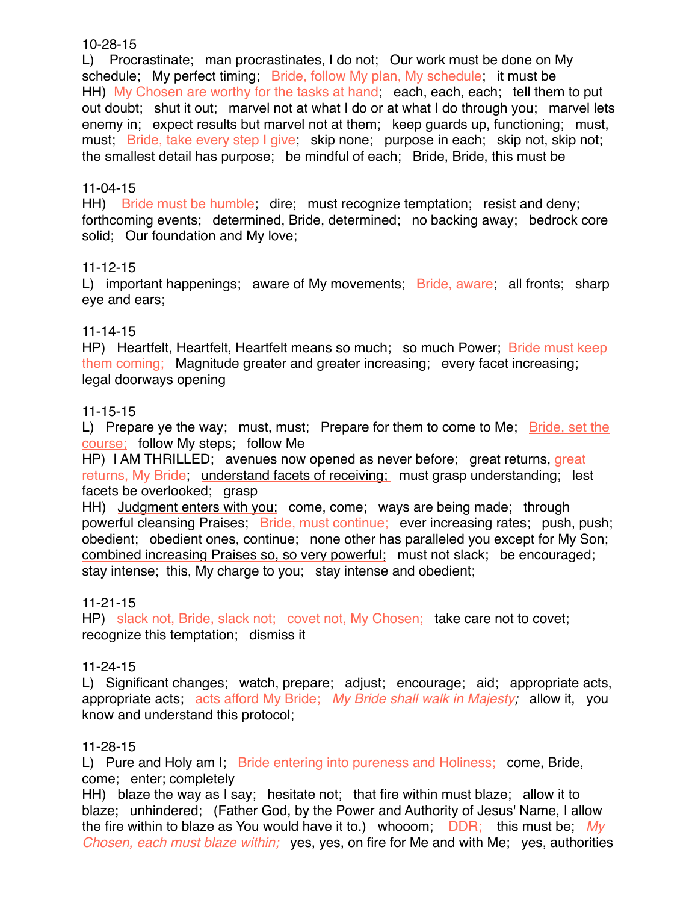10-28-15
L) Procrastinate; man procrastinates, I do not; Our work must be done on My schedule; My perfect timing; Bride, follow My plan, My schedule; it must be
HH) My Chosen are worthy for the tasks at hand; each, each, each; tell them to put out doubt; shut it out; marvel not at what I do or at what I do through you; marvel lets enemy in; expect results but marvel not at them; keep guards up, functioning; must, must; Bride, take every step I give; skip none; purpose in each; skip not, skip not; the smallest detail has purpose; be mindful of each; Bride, Bride, this must be

11-04-15
HH) Bride must be humble; dire; must recognize temptation; resist and deny; forthcoming events; determined, Bride, determined; no backing away; bedrock core solid; Our foundation and My love;

11-12-15
L) important happenings; aware of My movements; Bride, aware; all fronts; sharp eye and ears;

11-14-15
HP) Heartfelt, Heartfelt, Heartfelt means so much; so much Power; Bride must keep them coming; Magnitude greater and greater increasing; every facet increasing; legal doorways opening

11-15-15
L) Prepare ye the way; must, must; Prepare for them to come to Me; <u>Bride, set the course;</u> follow My steps; follow Me
HP) I AM THRILLED; avenues now opened as never before; great returns, great returns, My Bride; <u>understand facets of receiving;</u> must grasp understanding; lest facets be overlooked; grasp
HH) <u>Judgment enters with you;</u> come, come; ways are being made; through powerful cleansing Praises; Bride, must continue; ever increasing rates; push, push; obedient; obedient ones, continue; none other has paralleled you except for My Son; <u>combined increasing Praises so, so very powerful;</u> must not slack; be encouraged; stay intense; this, My charge to you; stay intense and obedient;

11-21-15
HP) slack not, Bride, slack not; covet not, My Chosen; <u>take care not to covet;</u> recognize this temptation; <u>dismiss it</u>

11-24-15
L) Significant changes; watch, prepare; adjust; encourage; aid; appropriate acts, appropriate acts; acts afford My Bride; *My Bride shall walk in Majesty;* allow it, you know and understand this protocol;

11-28-15
L) Pure and Holy am I; Bride entering into pureness and Holiness; come, Bride, come; enter; completely
HH) blaze the way as I say; hesitate not; that fire within must blaze; allow it to blaze; unhindered; (Father God, by the Power and Authority of Jesus' Name, I allow the fire within to blaze as You would have it to.) whooom; DDR; this must be; *My Chosen, each must blaze within;* yes, yes, on fire for Me and with Me; yes, authorities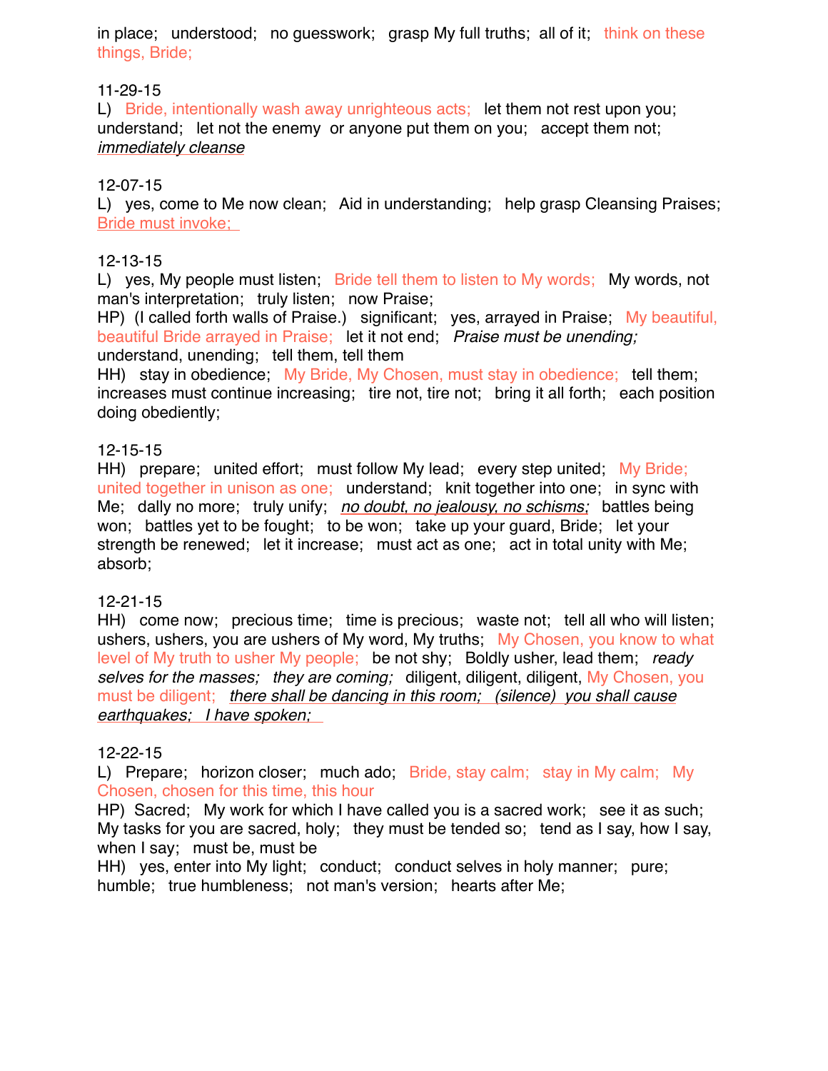in place;   understood;   no guesswork;   grasp My full truths;  all of it;   think on these things, Bride;

11-29-15

L)   Bride, intentionally wash away unrighteous acts;   let them not rest upon you; understand;   let not the enemy  or anyone put them on you;   accept them not; *immediately cleanse*

12-07-15

L)   yes, come to Me now clean;   Aid in understanding;   help grasp Cleansing Praises; Bride must invoke;

12-13-15

L)   yes, My people must listen;   Bride tell them to listen to My words;   My words, not man's interpretation;   truly listen;   now Praise;
HP)  (I called forth walls of Praise.)   significant;   yes, arrayed in Praise;   My beautiful, beautiful Bride arrayed in Praise;   let it not end;   *Praise must be unending;* understand, unending;   tell them, tell them
HH)   stay in obedience;   My Bride, My Chosen, must stay in obedience;   tell them; increases must continue increasing;   tire not, tire not;   bring it all forth;   each position doing obediently;

12-15-15

HH)   prepare;   united effort;   must follow My lead;   every step united;   My Bride; united together in unison as one;   understand;   knit together into one;   in sync with Me;   dally no more;   truly unify;   *no doubt, no jealousy, no schisms;*   battles being won;   battles yet to be fought;   to be won;   take up your guard, Bride;   let your strength be renewed;   let it increase;   must act as one;   act in total unity with Me; absorb;

12-21-15

HH)   come now;   precious time;   time is precious;   waste not;   tell all who will listen; ushers, ushers, you are ushers of My word, My truths;   My Chosen, you know to what level of My truth to usher My people;   be not shy;   Boldly usher, lead them;   *ready selves for the masses;   they are coming;*   diligent, diligent, diligent, My Chosen, you must be diligent;   *there shall be dancing in this room;   (silence)  you shall cause earthquakes;   I have spoken;*

12-22-15

L)   Prepare;   horizon closer;   much ado;   Bride, stay calm;   stay in My calm;   My Chosen, chosen for this time, this hour
HP)   Sacred;   My work for which I have called you is a sacred work;   see it as such; My tasks for you are sacred, holy;   they must be tended so;   tend as I say, how I say, when I say;   must be, must be
HH)   yes, enter into My light;   conduct;   conduct selves in holy manner;   pure; humble;   true humbleness;   not man's version;   hearts after Me;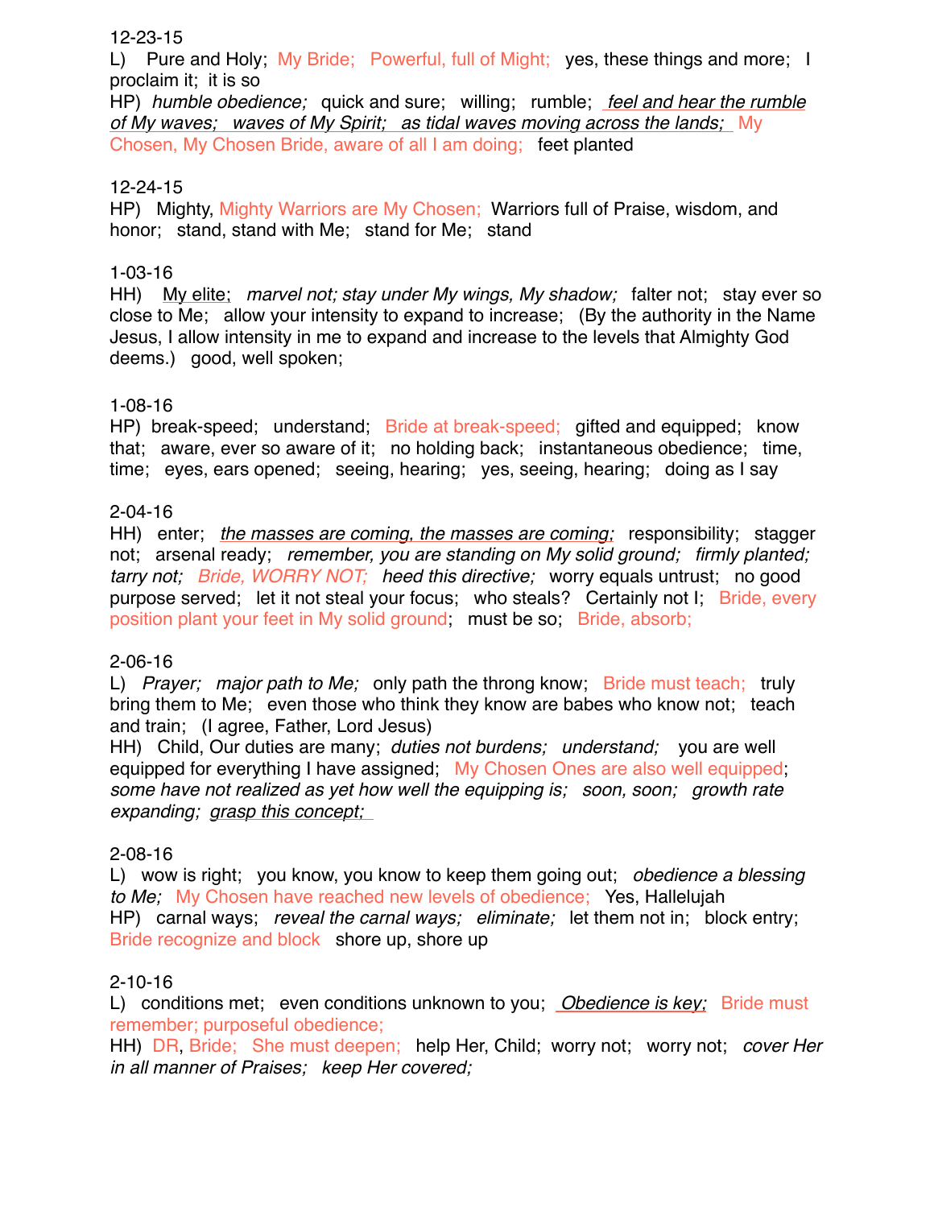12-23-15

L)  Pure and Holy;  My Bride;  Powerful, full of Might;  yes, these things and more;  I proclaim it;  it is so

HP)  *humble obedience;*  quick and sure;  willing;  rumble;  <u>*feel and hear the rumble of My waves;  waves of My Spirit;  as tidal waves moving across the lands;*</u>  My Chosen, My Chosen Bride, aware of all I am doing;  feet planted

12-24-15

HP)  Mighty, Mighty Warriors are My Chosen;  Warriors full of Praise, wisdom, and honor;  stand, stand with Me;  stand for Me;  stand

1-03-16

HH)  <u>My elite;</u>  *marvel not; stay under My wings, My shadow;*  falter not;  stay ever so close to Me;  allow your intensity to expand to increase;  (By the authority in the Name Jesus, I allow intensity in me to expand and increase to the levels that Almighty God deems.)  good, well spoken;

1-08-16

HP)  break-speed;  understand;  Bride at break-speed;  gifted and equipped;  know that;  aware, ever so aware of it;  no holding back;  instantaneous obedience;  time, time;  eyes, ears opened;  seeing, hearing;  yes, seeing, hearing;  doing as I say

2-04-16

HH)  enter;  <u>*the masses are coming, the masses are coming;*</u>  responsibility;  stagger not;  arsenal ready;  *remember, you are standing on My solid ground;  firmly planted;  tarry not;  Bride, WORRY NOT;  heed this directive;*  worry equals untrust;  no good purpose served;  let it not steal your focus;  who steals?  Certainly not I;  Bride, every position plant your feet in My solid ground;  must be so;  Bride, absorb;

2-06-16

L)  *Prayer;  major path to Me;*  only path the throng know;  Bride must teach;  truly bring them to Me;  even those who think they know are babes who know not;  teach and train;  (I agree, Father, Lord Jesus)

HH)  Child, Our duties are many;  *duties not burdens;  understand;*  you are well equipped for everything I have assigned;  My Chosen Ones are also well equipped;  *some have not realized as yet how well the equipping is;  soon, soon;  growth rate expanding;*  <u>*grasp this concept;*</u>

2-08-16

L)  wow is right;  you know, you know to keep them going out;  *obedience a blessing to Me;*  My Chosen have reached new levels of obedience;  Yes, Hallelujah

HP)  carnal ways;  *reveal the carnal ways;  eliminate;*  let them not in;  block entry;  Bride recognize and block  shore up, shore up

2-10-16

L)  conditions met;  even conditions unknown to you;  <u>*Obedience is key;*</u>  Bride must remember; purposeful obedience;

HH)  DR, Bride;  She must deepen;  help Her, Child;  worry not;  worry not;  *cover Her in all manner of Praises;  keep Her covered;*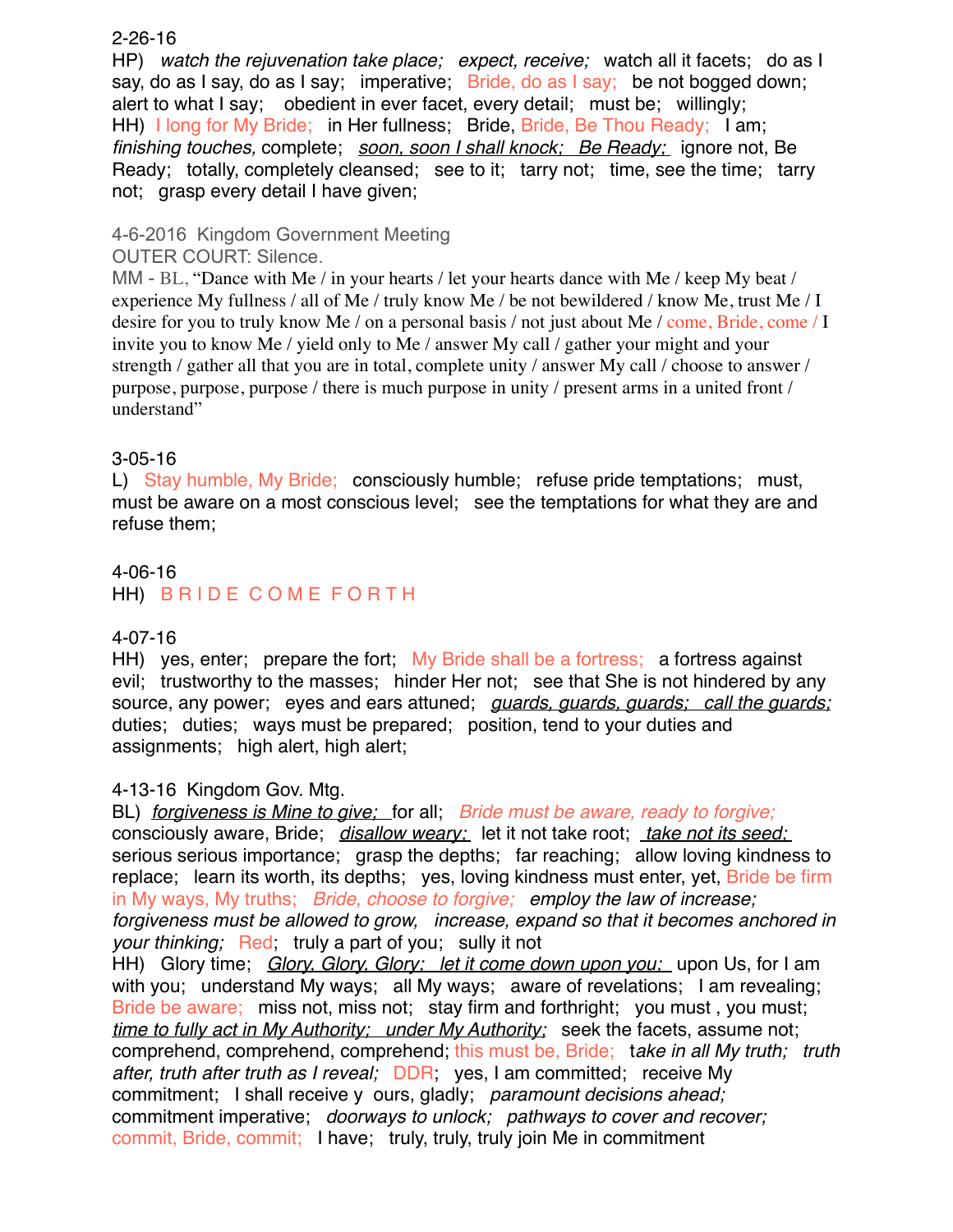2-26-16

HP) *watch the rejuvenation take place; expect, receive;* watch all it facets; do as I say, do as I say, do as I say; imperative; Bride, do as I say; be not bogged down; alert to what I say; obedient in ever facet, every detail; must be; willingly;

HH) I long for My Bride; in Her fullness; Bride, Bride, Be Thou Ready; I am; *finishing touches,* complete; *soon, soon I shall knock; Be Ready;* ignore not, Be Ready; totally, completely cleansed; see to it; tarry not; time, see the time; tarry not; grasp every detail I have given;

4-6-2016 Kingdom Government Meeting

OUTER COURT: Silence.

MM - BL, "Dance with Me / in your hearts / let your hearts dance with Me / keep My beat / experience My fullness / all of Me / truly know Me / be not bewildered / know Me, trust Me / I desire for you to truly know Me / on a personal basis / not just about Me / come, Bride, come / I invite you to know Me / yield only to Me / answer My call / gather your might and your strength / gather all that you are in total, complete unity / answer My call / choose to answer / purpose, purpose, purpose / there is much purpose in unity / present arms in a united front / understand"

3-05-16

L) Stay humble, My Bride; consciously humble; refuse pride temptations; must, must be aware on a most conscious level; see the temptations for what they are and refuse them;

4-06-16

HH) B R I D E C O M E F O R T H

4-07-16

HH) yes, enter; prepare the fort; My Bride shall be a fortress; a fortress against evil; trustworthy to the masses; hinder Her not; see that She is not hindered by any source, any power; eyes and ears attuned; *guards, guards, guards; call the guards;* duties; duties; ways must be prepared; position, tend to your duties and assignments; high alert, high alert;

4-13-16 Kingdom Gov. Mtg.

BL) *forgiveness is Mine to give;* for all; *Bride must be aware, ready to forgive;* consciously aware, Bride; *disallow weary;* let it not take root; *take not its seed;* serious serious importance; grasp the depths; far reaching; allow loving kindness to replace; learn its worth, its depths; yes, loving kindness must enter, yet, Bride be firm in My ways, My truths; *Bride, choose to forgive; employ the law of increase; forgiveness must be allowed to grow, increase, expand so that it becomes anchored in your thinking;* Red; truly a part of you; sully it not

HH) Glory time; *Glory, Glory, Glory; let it come down upon you;* upon Us, for I am with you; understand My ways; all My ways; aware of revelations; I am revealing; Bride be aware; miss not, miss not; stay firm and forthright; you must , you must; *time to fully act in My Authority; under My Authority;* seek the facets, assume not; comprehend, comprehend, comprehend; this must be, Bride; *take in all My truth; truth after, truth after truth as I reveal;* DDR; yes, I am committed; receive My commitment; I shall receive y ours, gladly; *paramount decisions ahead;* commitment imperative; *doorways to unlock; pathways to cover and recover;* commit, Bride, commit; I have; truly, truly, truly join Me in commitment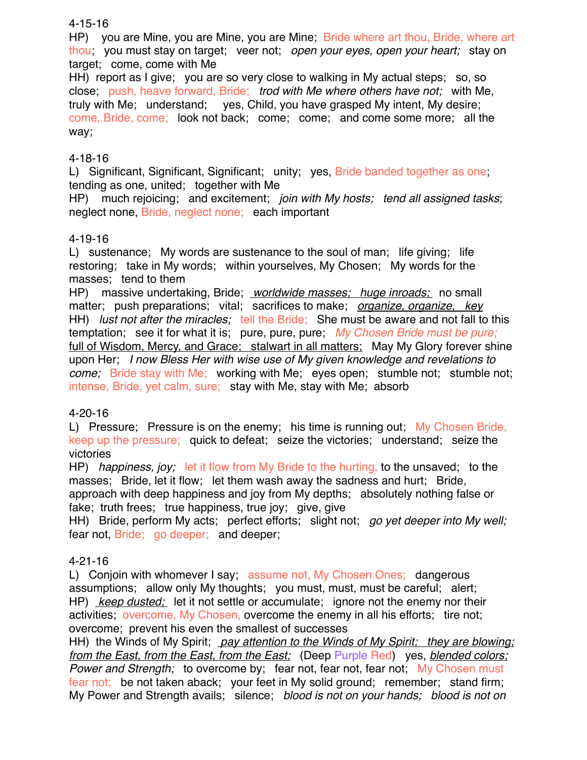4-15-16

HP) you are Mine, you are Mine, you are Mine; Bride where art thou, Bride, where art thou; you must stay on target; veer not; *open your eyes, open your heart;* stay on target; come, come with Me

HH) report as I give; you are so very close to walking in My actual steps; so, so close; push, heave forward, Bride; *trod with Me where others have not;* with Me, truly with Me; understand; yes, Child, you have grasped My intent, My desire; come, Bride, come; look not back; come; come; and come some more; all the way;

4-18-16

L) Significant, Significant, Significant; unity; yes, Bride banded together as one; tending as one, united; together with Me

HP) much rejoicing; and excitement; *join with My hosts; tend all assigned tasks*; neglect none, Bride, neglect none; each important

4-19-16

L) sustenance; My words are sustenance to the soul of man; life giving; life restoring; take in My words; within yourselves, My Chosen; My words for the masses; tend to them

HP) massive undertaking, Bride; *worldwide masses; huge inroads;* no small matter; push preparations; vital; sacrifices to make; *organize, organize, key*

HH) *lust not after the miracles;* tell the Bride; She must be aware and not fall to this temptation; see it for what it is; pure, pure, pure; *My Chosen Bride must be pure;* full of Wisdom, Mercy, and Grace; stalwart in all matters; May My Glory forever shine upon Her; *I now Bless Her with wise use of My given knowledge and revelations to come;* Bride stay with Me; working with Me; eyes open; stumble not; stumble not; intense, Bride, yet calm, sure; stay with Me, stay with Me; absorb

4-20-16

L) Pressure; Pressure is on the enemy; his time is running out; My Chosen Bride, keep up the pressure; quick to defeat; seize the victories; understand; seize the victories

HP) *happiness, joy;* let it flow from My Bride to the hurting, to the unsaved; to the masses; Bride, let it flow; let them wash away the sadness and hurt; Bride, approach with deep happiness and joy from My depths; absolutely nothing false or fake; truth frees; true happiness, true joy; give, give

HH) Bride, perform My acts; perfect efforts; slight not; *go yet deeper into My well;* fear not, Bride; go deeper; and deeper;

4-21-16

L) Conjoin with whomever I say; assume not, My Chosen Ones; dangerous assumptions; allow only My thoughts; you must, must, must be careful; alert;

HP) *keep dusted;* let it not settle or accumulate; ignore not the enemy nor their activities; overcome, My Chosen, overcome the enemy in all his efforts; tire not; overcome; prevent his even the smallest of successes

HH) the Winds of My Spirit; *pay attention to the Winds of My Spirit; they are blowing; from the East, from the East;* (Deep Purple Red) yes, *blended colors; Power and Strength;* to overcome by; fear not, fear not, fear not; My Chosen must fear not; be not taken aback; your feet in My solid ground; remember; stand firm; My Power and Strength avails; silence; *blood is not on your hands; blood is not on*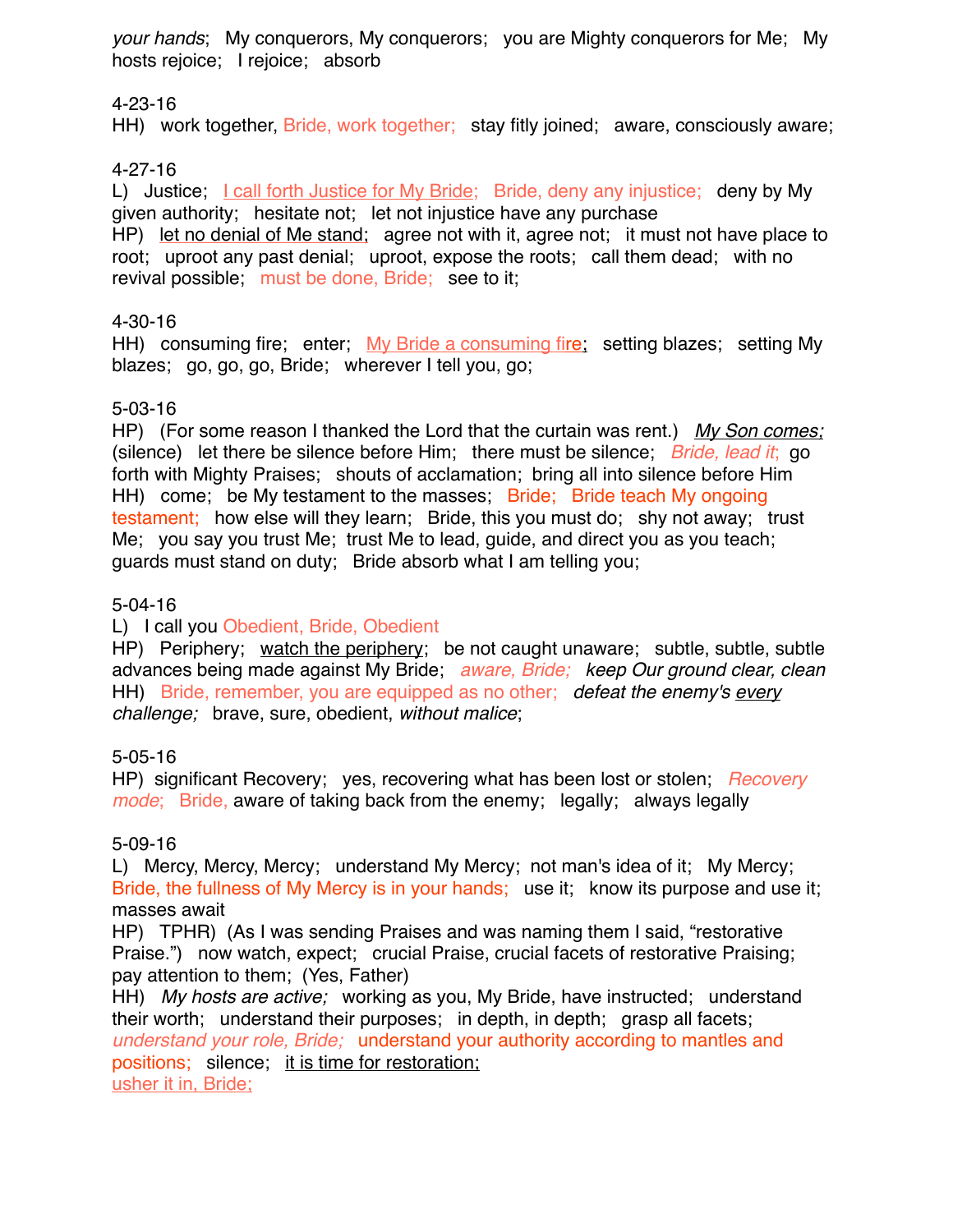*your hands*;   My conquerors, My conquerors;   you are Mighty conquerors for Me;   My hosts rejoice;   I rejoice;   absorb

4-23-16
HH)   work together, Bride, work together;   stay fitly joined;   aware, consciously aware;

4-27-16
L)   Justice;   <u>I call forth Justice for My Bride;</u>   Bride, deny any injustice;   deny by My given authority;   hesitate not;   let not injustice have any purchase
HP)   <u>let no denial of Me stand;</u>   agree not with it, agree not;   it must not have place to root;   uproot any past denial;   uproot, expose the roots;   call them dead;   with no revival possible;   must be done, Bride;   see to it;

4-30-16
HH)   consuming fire;   enter;   <u>My Bride a consuming fire;</u>   setting blazes;   setting My blazes;   go, go, go, Bride;   wherever I tell you, go;

5-03-16
HP)   (For some reason I thanked the Lord that the curtain was rent.)   *<u>My Son comes;</u>* (silence)   let there be silence before Him;   there must be silence;   *Bride, lead it*;   go forth with Mighty Praises;   shouts of acclamation;   bring all into silence before Him
HH)   come;   be My testament to the masses;   Bride;   Bride teach My ongoing testament;   how else will they learn;   Bride, this you must do;   shy not away;   trust Me;   you say you trust Me;   trust Me to lead, guide, and direct you as you teach;   guards must stand on duty;   Bride absorb what I am telling you;

5-04-16
L)   I call you Obedient, Bride, Obedient
HP)   Periphery;   <u>watch the periphery</u>;   be not caught unaware;   subtle, subtle, subtle advances being made against My Bride;   *aware, Bride;   keep Our ground clear, clean*
HH)   Bride, remember, you are equipped as no other;   *defeat the enemy's <u>every</u> challenge;*   brave, sure, obedient, *without malice*;

5-05-16
HP)   significant Recovery;   yes, recovering what has been lost or stolen;   *Recovery mode*;   Bride, aware of taking back from the enemy;   legally;   always legally

5-09-16
L)   Mercy, Mercy, Mercy;   understand My Mercy;   not man's idea of it;   My Mercy;   Bride, the fullness of My Mercy is in your hands;   use it;   know its purpose and use it;   masses await
HP)   TPHR)   (As I was sending Praises and was naming them I said, "restorative Praise.")   now watch, expect;   crucial Praise, crucial facets of restorative Praising;   pay attention to them;   (Yes, Father)
HH)   *My hosts are active;*   working as you, My Bride, have instructed;   understand their worth;   understand their purposes;   in depth, in depth;   grasp all facets;   *understand your role, Bride;*   understand your authority according to mantles and positions;   silence;   <u>it is time for restoration;</u>
<u>usher it in, Bride;</u>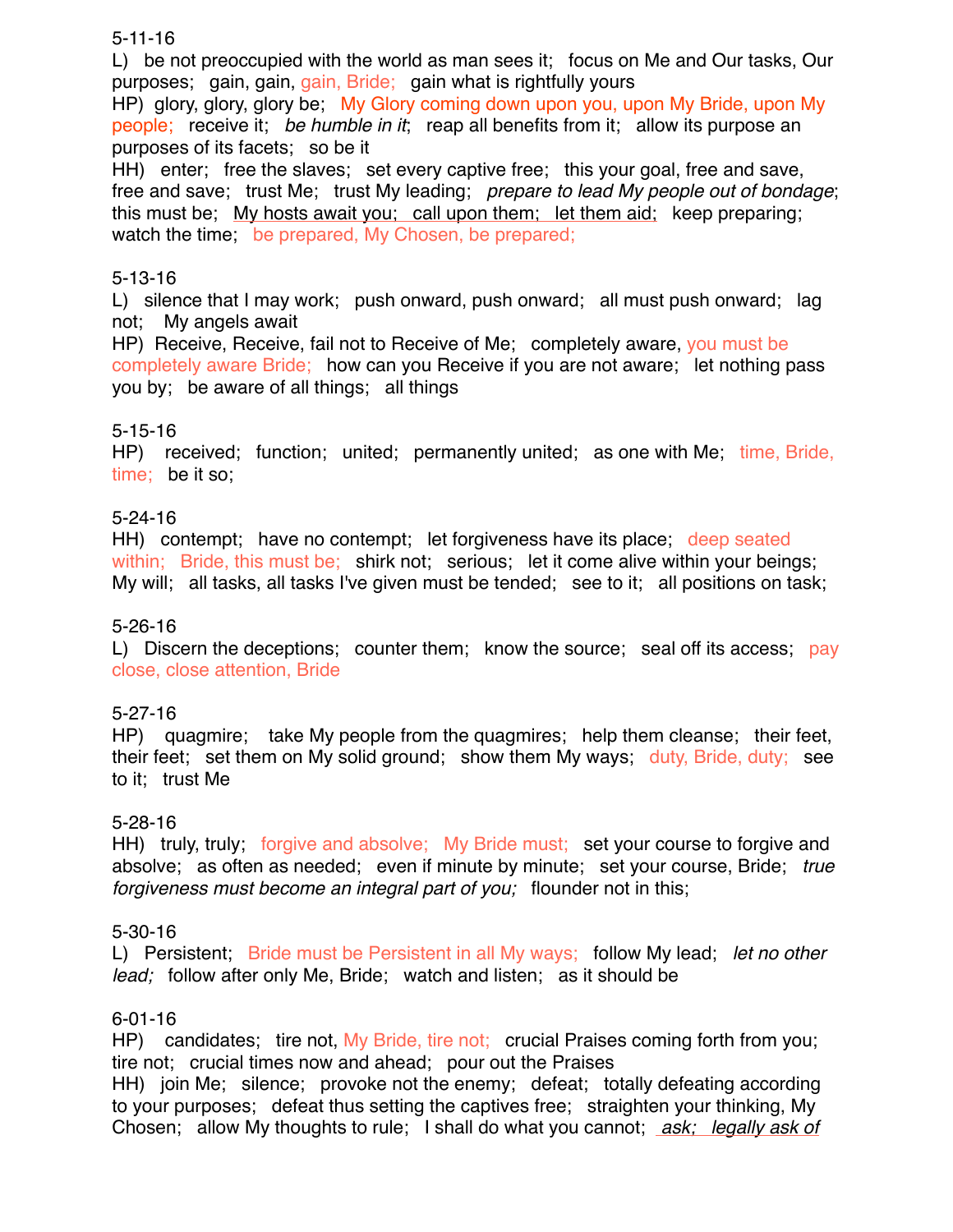5-11-16

L) be not preoccupied with the world as man sees it; focus on Me and Our tasks, Our purposes; gain, gain, gain, Bride; gain what is rightfully yours

HP) glory, glory, glory be; My Glory coming down upon you, upon My Bride, upon My people; receive it; *be humble in it*; reap all benefits from it; allow its purpose an purposes of its facets; so be it

HH) enter; free the slaves; set every captive free; this your goal, free and save, free and save; trust Me; trust My leading; *prepare to lead My people out of bondage*; this must be; <u>My hosts await you; call upon them; let them aid;</u> keep preparing; watch the time; be prepared, My Chosen, be prepared;

5-13-16

L) silence that I may work; push onward, push onward; all must push onward; lag not; My angels await

HP) Receive, Receive, fail not to Receive of Me; completely aware, you must be completely aware Bride; how can you Receive if you are not aware; let nothing pass you by; be aware of all things; all things

5-15-16

HP) received; function; united; permanently united; as one with Me; time, Bride, time; be it so;

5-24-16

HH) contempt; have no contempt; let forgiveness have its place; deep seated within; Bride, this must be; shirk not; serious; let it come alive within your beings; My will; all tasks, all tasks I've given must be tended; see to it; all positions on task;

5-26-16

L) Discern the deceptions; counter them; know the source; seal off its access; pay close, close attention, Bride

5-27-16

HP) quagmire; take My people from the quagmires; help them cleanse; their feet, their feet; set them on My solid ground; show them My ways; duty, Bride, duty; see to it; trust Me

5-28-16

HH) truly, truly; forgive and absolve; My Bride must; set your course to forgive and absolve; as often as needed; even if minute by minute; set your course, Bride; *true forgiveness must become an integral part of you;* flounder not in this;

5-30-16

L) Persistent; Bride must be Persistent in all My ways; follow My lead; *let no other lead;* follow after only Me, Bride; watch and listen; as it should be

6-01-16

HP) candidates; tire not, My Bride, tire not; crucial Praises coming forth from you; tire not; crucial times now and ahead; pour out the Praises

HH) join Me; silence; provoke not the enemy; defeat; totally defeating according to your purposes; defeat thus setting the captives free; straighten your thinking, My Chosen; allow My thoughts to rule; I shall do what you cannot; <u>*ask; legally ask of*</u>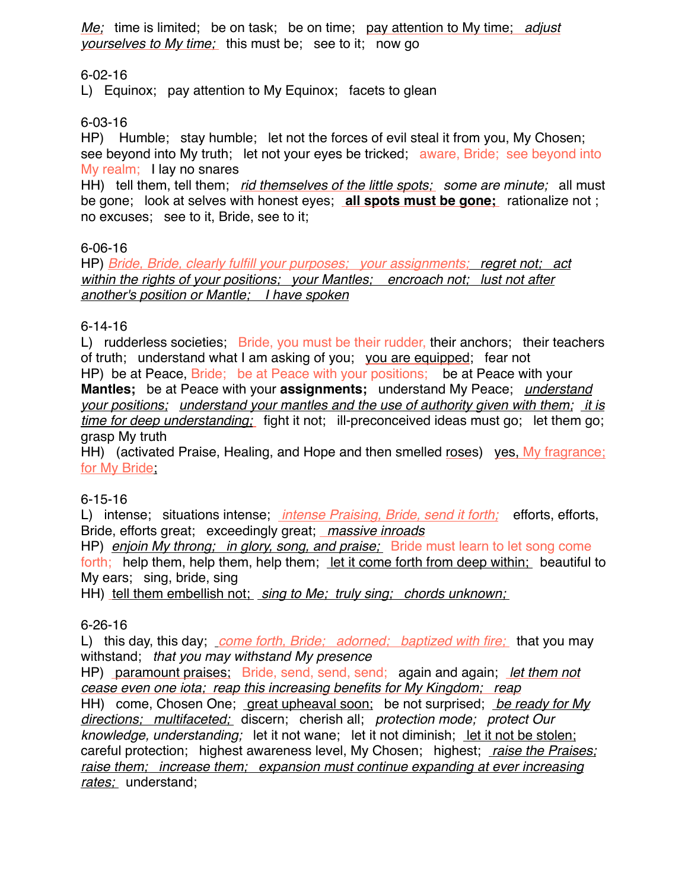*Me;* time is limited; be on task; be on time; pay attention to My time; *adjust yourselves to My time;* this must be; see to it; now go

6-02-16
L) Equinox; pay attention to My Equinox; facets to glean

6-03-16
HP) Humble; stay humble; let not the forces of evil steal it from you, My Chosen; see beyond into My truth; let not your eyes be tricked; aware, Bride; see beyond into My realm; I lay no snares
HH) tell them, tell them; *rid themselves of the little spots; some are minute;* all must be gone; look at selves with honest eyes; **all spots must be gone;** rationalize not ; no excuses; see to it, Bride, see to it;

6-06-16
HP) *Bride, Bride, clearly fulfill your purposes; your assignments; regret not; act within the rights of your positions; your Mantles; encroach not; lust not after another's position or Mantle; I have spoken*

6-14-16
L) rudderless societies; Bride, you must be their rudder, their anchors; their teachers of truth; understand what I am asking of you; you are equipped; fear not
HP) be at Peace, Bride; be at Peace with your positions; be at Peace with your **Mantles;** be at Peace with your **assignments;** understand My Peace; *understand your positions; understand your mantles and the use of authority given with them; it is time for deep understanding;* fight it not; ill-preconceived ideas must go; let them go; grasp My truth
HH) (activated Praise, Healing, and Hope and then smelled roses) yes, My fragrance; for My Bride;

6-15-16
L) intense; situations intense; *intense Praising, Bride, send it forth;* efforts, efforts, Bride, efforts great; exceedingly great; *massive inroads*
HP) *enjoin My throng; in glory, song, and praise;* Bride must learn to let song come forth; help them, help them, help them; let it come forth from deep within; beautiful to My ears; sing, bride, sing
HH) tell them embellish not; *sing to Me; truly sing; chords unknown;*

6-26-16
L) this day, this day; *come forth, Bride; adorned; baptized with fire;* that you may withstand; *that you may withstand My presence*
HP) paramount praises; Bride, send, send, send; again and again; *let them not cease even one iota; reap this increasing benefits for My Kingdom; reap*
HH) come, Chosen One; great upheaval soon; be not surprised; *be ready for My directions; multifaceted;* discern; cherish all; *protection mode; protect Our knowledge, understanding;* let it not wane; let it not diminish; let it not be stolen; careful protection; highest awareness level, My Chosen; highest; *raise the Praises; raise them; increase them; expansion must continue expanding at ever increasing rates;* understand;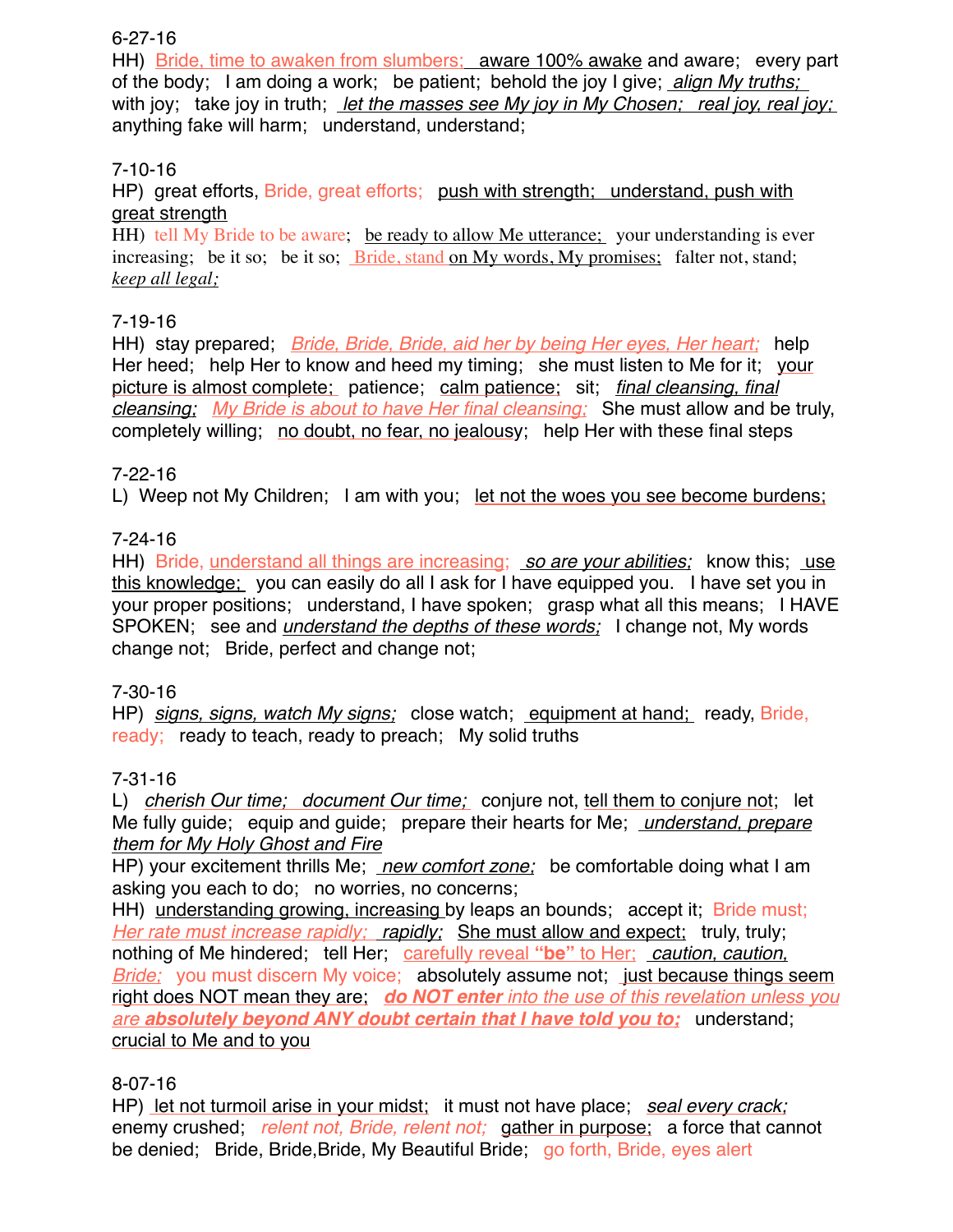6-27-16
HH)  Bride, time to awaken from slumbers;  aware 100% awake and aware;  every part of the body;  I am doing a work;  be patient;  behold the joy I give;  *align My truths;* with joy;  take joy in truth;  *let the masses see My joy in My Chosen;  real joy, real joy;* anything fake will harm;  understand, understand;

7-10-16
HP)  great efforts, Bride, great efforts;  push with strength;  understand, push with great strength
HH)  tell My Bride to be aware;  be ready to allow Me utterance;  your understanding is ever increasing;  be it so;  be it so;  Bride, stand on My words, My promises;  falter not, stand; *keep all legal;*

7-19-16
HH)  stay prepared;  *Bride, Bride, Bride, aid her by being Her eyes, Her heart;*  help Her heed;  help Her to know and heed my timing;  she must listen to Me for it;  your picture is almost complete;  patience;  calm patience;  sit;  *final cleansing, final cleansing;*  *My Bride is about to have Her final cleansing;*  She must allow and be truly, completely willing;  no doubt, no fear, no jealousy;  help Her with these final steps

7-22-16
L)  Weep not My Children;  I am with you;  let not the woes you see become burdens;

7-24-16
HH)  Bride, understand all things are increasing;  *so are your abilities;*  know this;  use this knowledge;  you can easily do all I ask for I have equipped you.  I have set you in your proper positions;  understand, I have spoken;  grasp what all this means;  I HAVE SPOKEN;  see and *understand the depths of these words;*  I change not, My words change not;  Bride, perfect and change not;

7-30-16
HP)  *signs, signs, watch My signs;*  close watch;  equipment at hand;  ready, Bride, ready;  ready to teach, ready to preach;  My solid truths

7-31-16
L)  *cherish Our time;  document Our time;*  conjure not, tell them to conjure not;  let Me fully guide;  equip and guide;  prepare their hearts for Me;  *understand, prepare them for My Holy Ghost and Fire*
HP) your excitement thrills Me;  *new comfort zone;*  be comfortable doing what I am asking you each to do;  no worries, no concerns;
HH)  understanding growing, increasing by leaps an bounds;  accept it;  Bride must; *Her rate must increase rapidly;  rapidly;*  She must allow and expect;  truly, truly; nothing of Me hindered;  tell Her;  carefully reveal **"be"** to Her;  *caution, caution, Bride;*  you must discern My voice;  absolutely assume not;  just because things seem right does NOT mean they are;  ***do NOT enter** into the use of this revelation unless you are **absolutely beyond ANY doubt certain that I have told you to;***  understand; crucial to Me and to you

8-07-16
HP)  let not turmoil arise in your midst;  it must not have place;  *seal every crack;* enemy crushed;  *relent not, Bride, relent not;*  gather in purpose;  a force that cannot be denied;  Bride, Bride,Bride, My Beautiful Bride;  go forth, Bride, eyes alert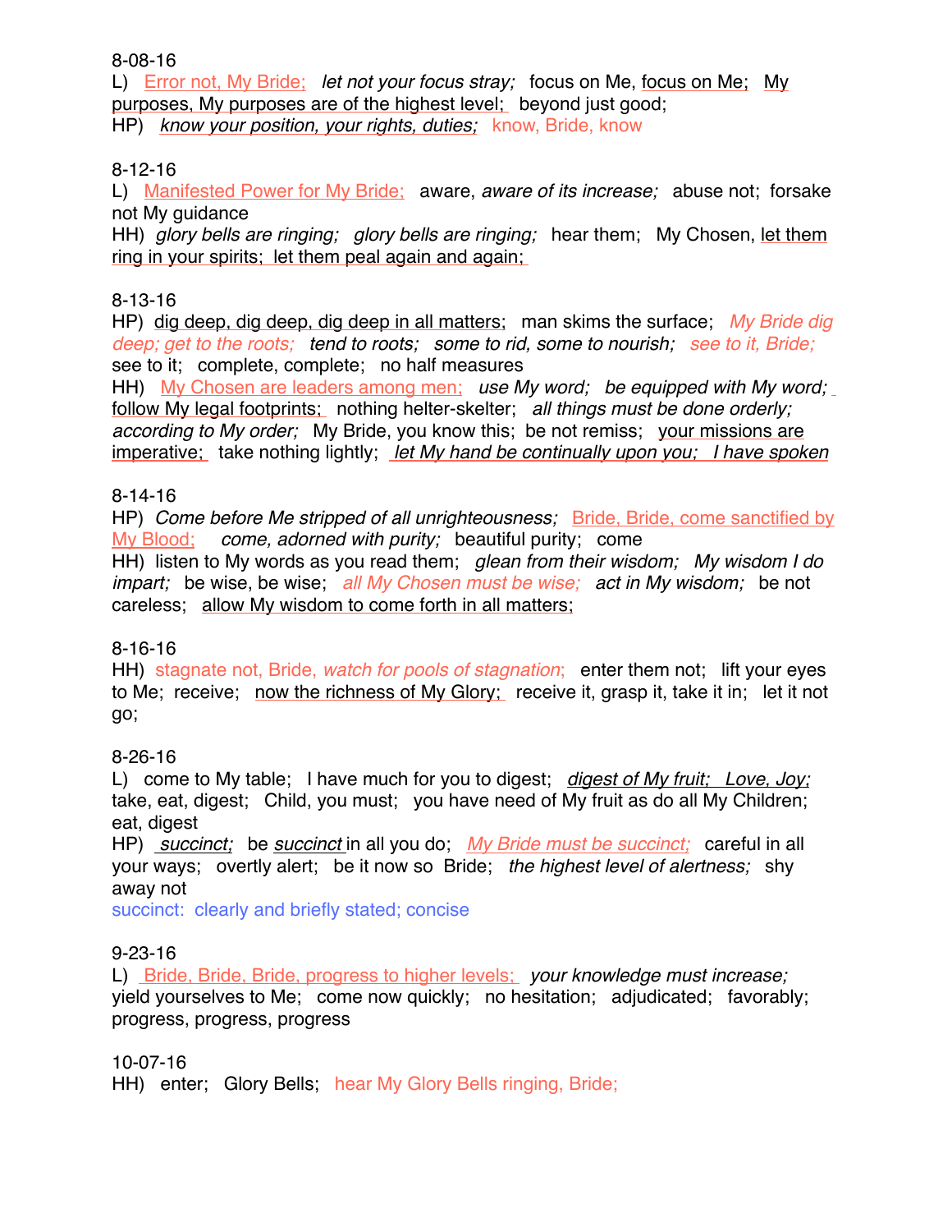8-08-16

L) Error not, My Bride; *let not your focus stray;* focus on Me, focus on Me; My purposes, My purposes are of the highest level; beyond just good;

HP) *know your position, your rights, duties;* know, Bride, know

8-12-16

L) Manifested Power for My Bride; aware, *aware of its increase;* abuse not; forsake not My guidance

HH) *glory bells are ringing; glory bells are ringing;* hear them; My Chosen, let them ring in your spirits; let them peal again and again;

8-13-16

HP) dig deep, dig deep, dig deep in all matters; man skims the surface; *My Bride dig deep; get to the roots; tend to roots; some to rid, some to nourish; see to it, Bride;* see to it; complete, complete; no half measures

HH) My Chosen are leaders among men; *use My word; be equipped with My word;* follow My legal footprints; nothing helter-skelter; *all things must be done orderly; according to My order;* My Bride, you know this; be not remiss; your missions are imperative; take nothing lightly; *let My hand be continually upon you; I have spoken*

8-14-16

HP) *Come before Me stripped of all unrighteousness;* Bride, Bride, come sanctified by My Blood; *come, adorned with purity;* beautiful purity; come

HH) listen to My words as you read them; *glean from their wisdom; My wisdom I do impart;* be wise, be wise; *all My Chosen must be wise; act in My wisdom;* be not careless; allow My wisdom to come forth in all matters;

8-16-16

HH) stagnate not, Bride, *watch for pools of stagnation;* enter them not; lift your eyes to Me; receive; now the richness of My Glory; receive it, grasp it, take it in; let it not go;

8-26-16

L) come to My table; I have much for you to digest; *digest of My fruit; Love, Joy;* take, eat, digest; Child, you must; you have need of My fruit as do all My Children; eat, digest

HP) *succinct;* be *succinct* in all you do; *My Bride must be succinct;* careful in all your ways; overtly alert; be it now so Bride; *the highest level of alertness;* shy away not

succinct: clearly and briefly stated; concise

9-23-16

L) Bride, Bride, Bride, progress to higher levels; *your knowledge must increase;* yield yourselves to Me; come now quickly; no hesitation; adjudicated; favorably; progress, progress, progress

10-07-16

HH) enter; Glory Bells; hear My Glory Bells ringing, Bride;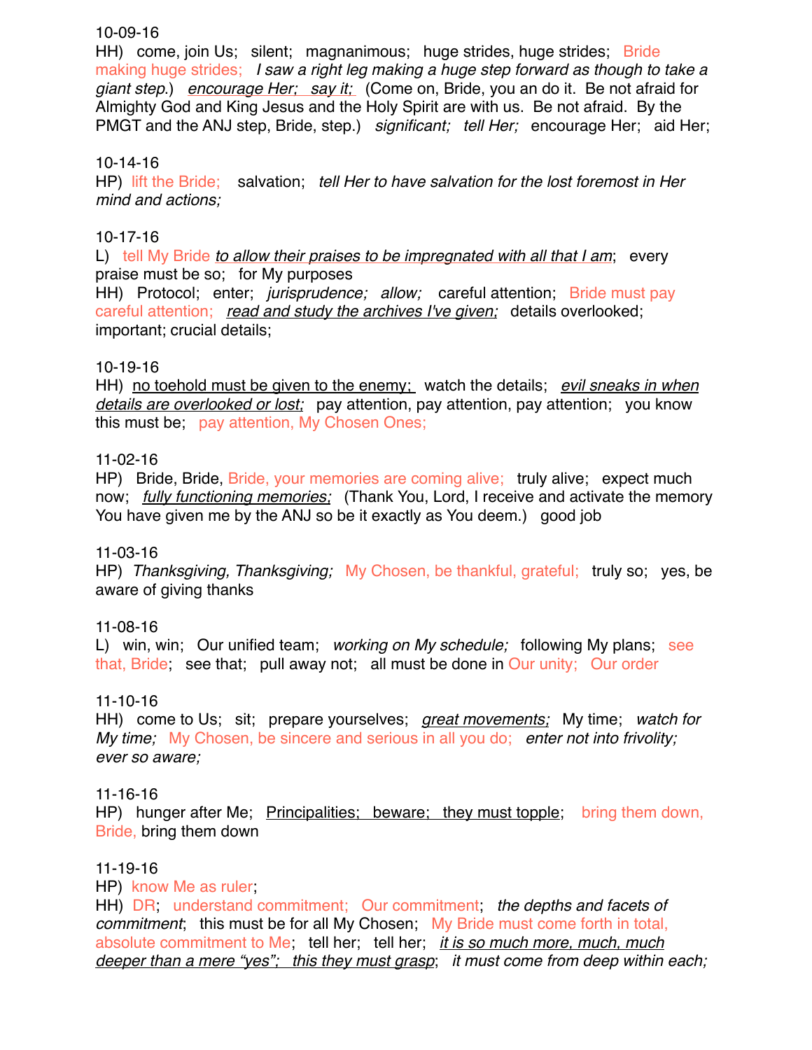10-09-16

HH) come, join Us; silent; magnanimous; huge strides, huge strides; Bride making huge strides; *I saw a right leg making a huge step forward as though to take a giant step.*) *encourage Her; say it;* (Come on, Bride, you an do it. Be not afraid for Almighty God and King Jesus and the Holy Spirit are with us. Be not afraid. By the PMGT and the ANJ step, Bride, step.) *significant; tell Her;* encourage Her; aid Her;

10-14-16

HP) lift the Bride; salvation; *tell Her to have salvation for the lost foremost in Her mind and actions;*

10-17-16

L) tell My Bride *to allow their praises to be impregnated with all that I am*; every praise must be so; for My purposes

HH) Protocol; enter; *jurisprudence; allow;* careful attention; Bride must pay careful attention; *read and study the archives I've given;* details overlooked; important; crucial details;

10-19-16

HH) no toehold must be given to the enemy; watch the details; *evil sneaks in when details are overlooked or lost;* pay attention, pay attention, pay attention; you know this must be; pay attention, My Chosen Ones;

11-02-16

HP) Bride, Bride, Bride, your memories are coming alive; truly alive; expect much now; *fully functioning memories;* (Thank You, Lord, I receive and activate the memory You have given me by the ANJ so be it exactly as You deem.) good job

11-03-16

HP) *Thanksgiving, Thanksgiving;* My Chosen, be thankful, grateful; truly so; yes, be aware of giving thanks

11-08-16

L) win, win; Our unified team; *working on My schedule;* following My plans; see that, Bride; see that; pull away not; all must be done in Our unity; Our order

11-10-16

HH) come to Us; sit; prepare yourselves; *great movements;* My time; *watch for My time;* My Chosen, be sincere and serious in all you do; *enter not into frivolity; ever so aware;*

11-16-16

HP) hunger after Me; Principalities; beware; they must topple; bring them down, Bride, bring them down

11-19-16

HP) know Me as ruler;

HH) DR; understand commitment; Our commitment; *the depths and facets of commitment*; this must be for all My Chosen; My Bride must come forth in total, absolute commitment to Me; tell her; tell her; *it is so much more, much, much deeper than a mere "yes"; this they must grasp*; *it must come from deep within each;*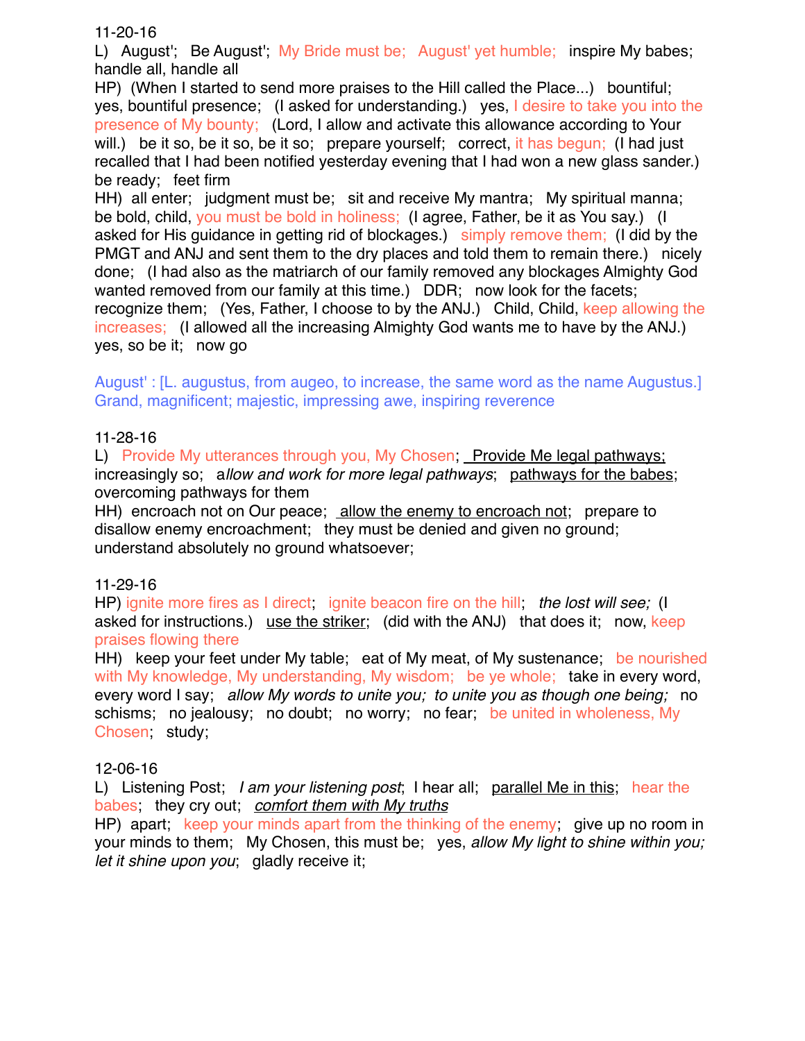11-20-16

L) August'; Be August'; My Bride must be; August' yet humble; inspire My babes; handle all, handle all

HP) (When I started to send more praises to the Hill called the Place...) bountiful; yes, bountiful presence; (I asked for understanding.) yes, I desire to take you into the presence of My bounty; (Lord, I allow and activate this allowance according to Your will.) be it so, be it so, be it so; prepare yourself; correct, it has begun; (I had just recalled that I had been notified yesterday evening that I had won a new glass sander.) be ready; feet firm

HH) all enter; judgment must be; sit and receive My mantra; My spiritual manna; be bold, child, you must be bold in holiness; (I agree, Father, be it as You say.) (I asked for His guidance in getting rid of blockages.) simply remove them; (I did by the PMGT and ANJ and sent them to the dry places and told them to remain there.) nicely done; (I had also as the matriarch of our family removed any blockages Almighty God wanted removed from our family at this time.) DDR; now look for the facets; recognize them; (Yes, Father, I choose to by the ANJ.) Child, Child, keep allowing the increases; (I allowed all the increasing Almighty God wants me to have by the ANJ.) yes, so be it; now go

August' : [L. augustus, from augeo, to increase, the same word as the name Augustus.] Grand, magnificent; majestic, impressing awe, inspiring reverence

11-28-16

L) Provide My utterances through you, My Chosen; <u>Provide Me legal pathways;</u> increasingly so; *allow and work for more legal pathways*; <u>pathways for the babes</u>; overcoming pathways for them

HH) encroach not on Our peace; <u>allow the enemy to encroach not</u>; prepare to disallow enemy encroachment; they must be denied and given no ground; understand absolutely no ground whatsoever;

11-29-16

HP) ignite more fires as I direct; ignite beacon fire on the hill; *the lost will see;* (I asked for instructions.) <u>use the striker</u>; (did with the ANJ) that does it; now, keep praises flowing there

HH) keep your feet under My table; eat of My meat, of My sustenance; be nourished with My knowledge, My understanding, My wisdom; be ye whole; take in every word, every word I say; *allow My words to unite you; to unite you as though one being;* no schisms; no jealousy; no doubt; no worry; no fear; be united in wholeness, My Chosen; study;

12-06-16

L) Listening Post; *I am your listening post*; I hear all; <u>parallel Me in this</u>; hear the babes; they cry out; <u>*comfort them with My truths*</u>

HP) apart; keep your minds apart from the thinking of the enemy; give up no room in your minds to them; My Chosen, this must be; yes, *allow My light to shine within you; let it shine upon you*; gladly receive it;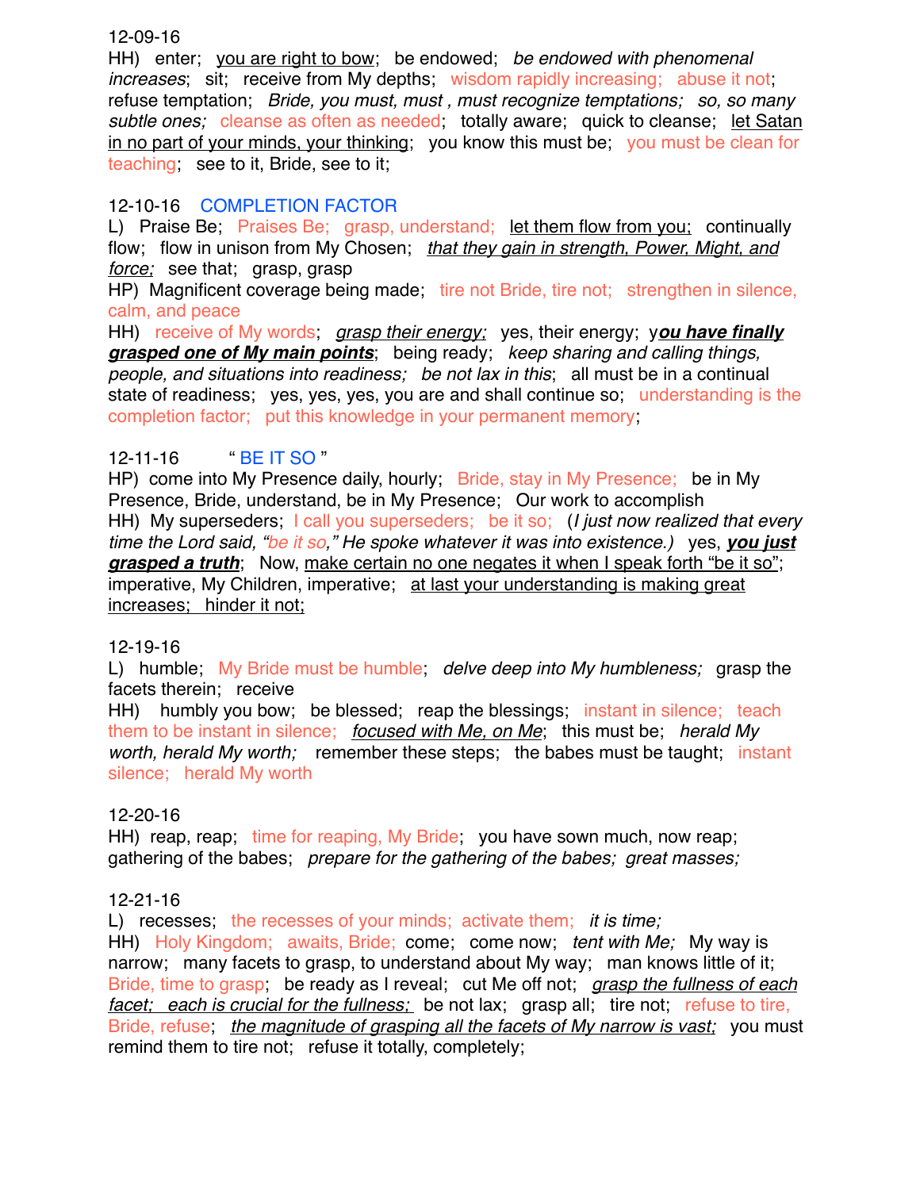12-09-16

HH) enter; <u>you are right to bow</u>; be endowed; *be endowed with phenomenal increases*; sit; receive from My depths; wisdom rapidly increasing; abuse it not; refuse temptation; *Bride, you must, must , must recognize temptations; so, so many subtle ones;* cleanse as often as needed; totally aware; quick to cleanse; <u>let Satan in no part of your minds, your thinking</u>; you know this must be; you must be clean for teaching; see to it, Bride, see to it;

12-10-16 COMPLETION FACTOR

L) Praise Be; Praises Be; grasp, understand; <u>let them flow from you;</u> continually flow; flow in unison from My Chosen; *<u>that they gain in strength, Power, Might, and force;</u>* see that; grasp, grasp

HP) Magnificent coverage being made; tire not Bride, tire not; strengthen in silence, calm, and peace

HH) receive of My words; *<u>grasp their energy;</u>* yes, their energy; y***<u>ou have finally grasped one of My main points</u>***; being ready; *keep sharing and calling things, people, and situations into readiness; be not lax in this*; all must be in a continual state of readiness; yes, yes, yes, you are and shall continue so; understanding is the completion factor; put this knowledge in your permanent memory;

12-11-16 " BE IT SO "

HP) come into My Presence daily, hourly; Bride, stay in My Presence; be in My Presence, Bride, understand, be in My Presence; Our work to accomplish

HH) My superseders; I call you superseders; be it so; (*I just now realized that every time the Lord said, "be it so," He spoke whatever it was into existence.)* yes, ***<u>you just grasped a truth</u>***; Now, <u>make certain no one negates it when I speak forth "be it so"</u>; imperative, My Children, imperative; <u>at last your understanding is making great increases; hinder it not;</u>

12-19-16

L) humble; My Bride must be humble; *delve deep into My humbleness;* grasp the facets therein; receive

HH) humbly you bow; be blessed; reap the blessings; instant in silence; teach them to be instant in silence; *<u>focused with Me, on Me</u>*; this must be; *herald My worth, herald My worth;* remember these steps; the babes must be taught; instant silence; herald My worth

12-20-16

HH) reap, reap; time for reaping, My Bride; you have sown much, now reap; gathering of the babes; *prepare for the gathering of the babes; great masses;*

12-21-16

L) recesses; the recesses of your minds; activate them; *it is time;*

HH) Holy Kingdom; awaits, Bride; come; come now; *tent with Me;* My way is narrow; many facets to grasp, to understand about My way; man knows little of it; Bride, time to grasp; be ready as I reveal; cut Me off not; *<u>grasp the fullness of each facet; each is crucial for the fullness;</u>* be not lax; grasp all; tire not; refuse to tire, Bride, refuse; *<u>the magnitude of grasping all the facets of My narrow is vast;</u>* you must remind them to tire not; refuse it totally, completely;